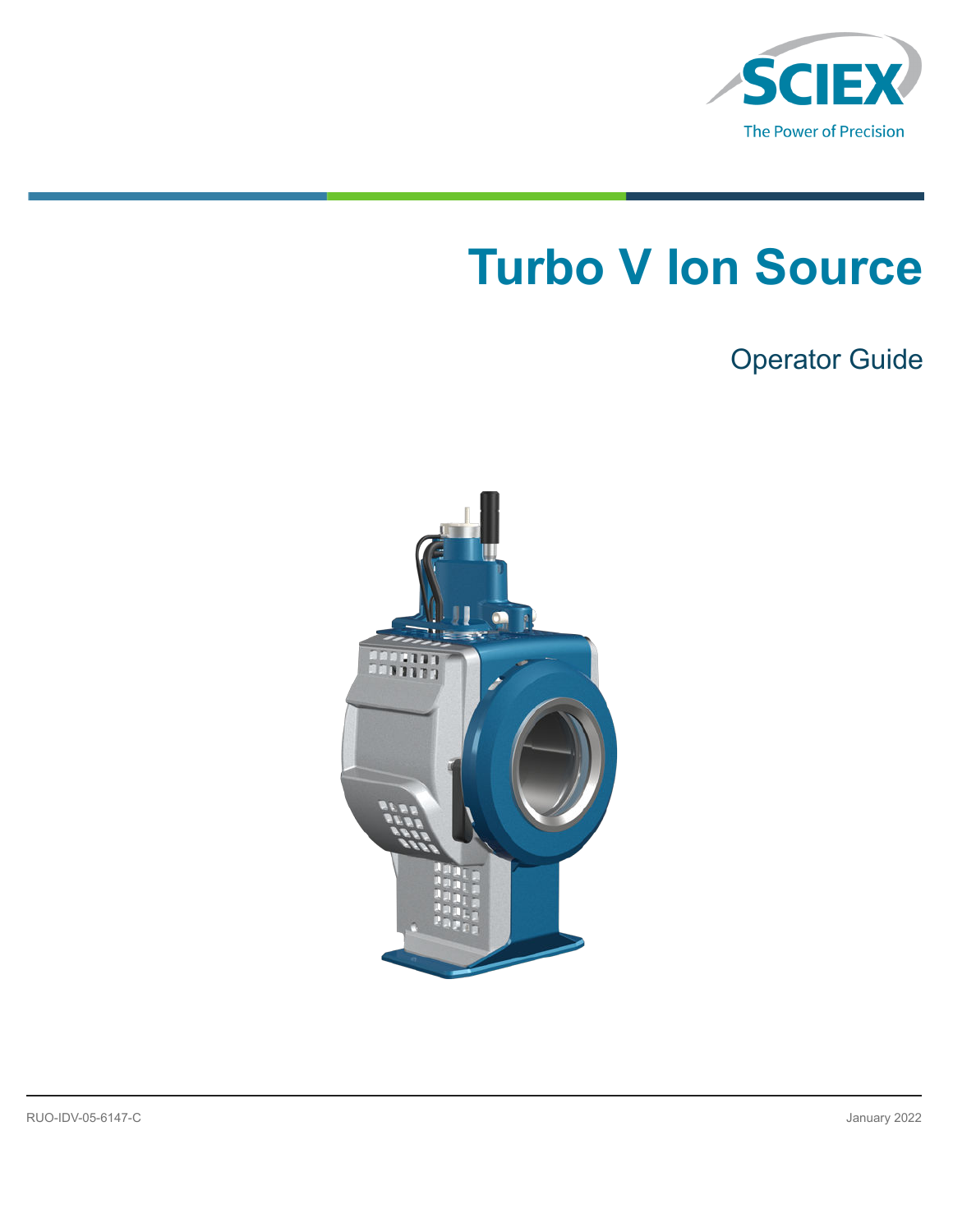SCIEX

The Power of Precision

# Turbo V Ion Source

## Operator Guide

RUO-IDV-05-6147-C

January 2022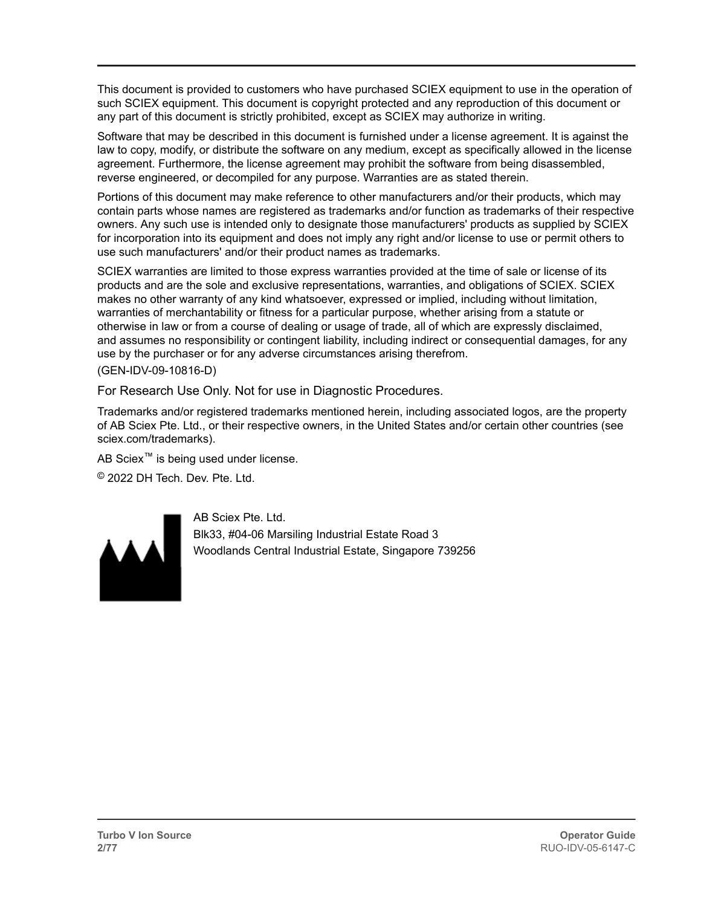This document is provided to customers who have purchased SCIEX equipment to use in the operation of such SCIEX equipment. This document is copyright protected and any reproduction of this document or any part of this document is strictly prohibited, except as SCIEX may authorize in writing.

Software that may be described in this document is furnished under a license agreement. It is against the law to copy, modify, or distribute the software on any medium, except as specifically allowed in the license agreement. Furthermore, the license agreement may prohibit the software from being disassembled, reverse engineered, or decompiled for any purpose. Warranties are as stated therein.

Portions of this document may make reference to other manufacturers and/or their products, which may contain parts whose names are registered as trademarks and/or function as trademarks of their respective owners. Any such use is intended only to designate those manufacturers' products as supplied by SCIEX for incorporation into its equipment and does not imply any right and/or license to use or permit others to use such manufacturers' and/or their product names as trademarks.

SCIEX warranties are limited to those express warranties provided at the time of sale or license of its products and are the sole and exclusive representations, warranties, and obligations of SCIEX. SCIEX makes no other warranty of any kind whatsoever, expressed or implied, including without limitation, warranties of merchantability or fitness for a particular purpose, whether arising from a statute or otherwise in law or from a course of dealing or usage of trade, all of which are expressly disclaimed, and assumes no responsibility or contingent liability, including indirect or consequential damages, for any use by the purchaser or for any adverse circumstances arising therefrom.

(GEN-IDV-09-10816-D)

For Research Use Only. Not for use in Diagnostic Procedures.

Trademarks and/or registered trademarks mentioned herein, including associated logos, are the property of AB Sciex Pte. Ltd., or their respective owners, in the United States and/or certain other countries (see sciex.com/trademarks).

AB Sciex™ is being used under license.

© 2022 DH Tech. Dev. Pte. Ltd.

AB Sciex Pte. Ltd.
Blk33, #04-06 Marsiling Industrial Estate Road 3
Woodlands Central Industrial Estate, Singapore 739256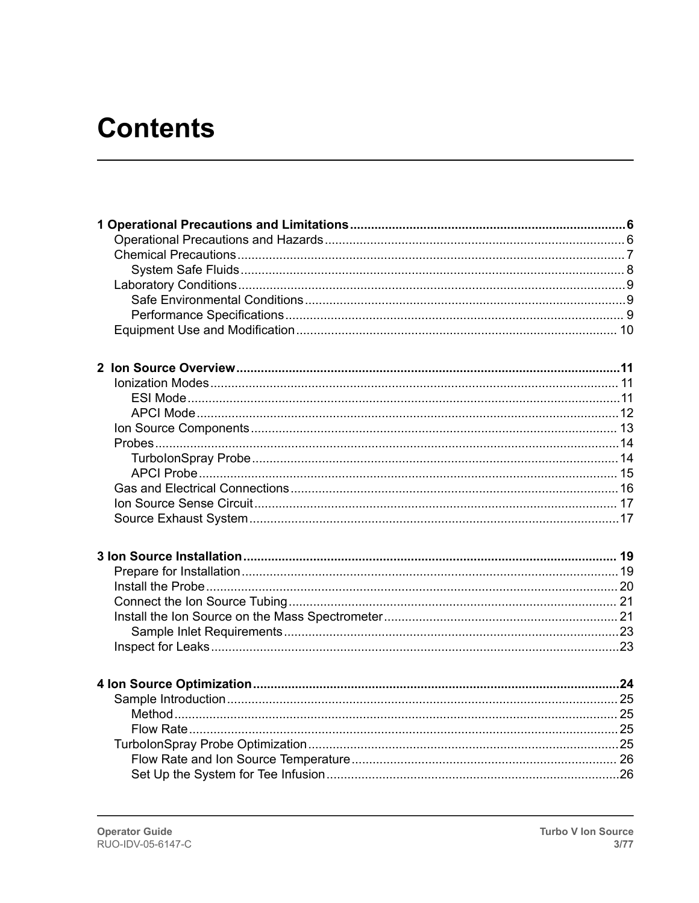# Contents

**1 Operational Precautions and Limitations** ..... 6
- Operational Precautions and Hazards ..... 6
- Chemical Precautions ..... 7
  - System Safe Fluids ..... 8
- Laboratory Conditions ..... 9
  - Safe Environmental Conditions ..... 9
  - Performance Specifications ..... 9
- Equipment Use and Modification ..... 10

**2 Ion Source Overview** ..... 11
- Ionization Modes ..... 11
  - ESI Mode ..... 11
  - APCI Mode ..... 12
- Ion Source Components ..... 13
- Probes ..... 14
  - TurboIonSpray Probe ..... 14
  - APCI Probe ..... 15
- Gas and Electrical Connections ..... 16
- Ion Source Sense Circuit ..... 17
- Source Exhaust System ..... 17

**3 Ion Source Installation** ..... 19
- Prepare for Installation ..... 19
- Install the Probe ..... 20
- Connect the Ion Source Tubing ..... 21
- Install the Ion Source on the Mass Spectrometer ..... 21
  - Sample Inlet Requirements ..... 23
- Inspect for Leaks ..... 23

**4 Ion Source Optimization** ..... 24
- Sample Introduction ..... 25
  - Method ..... 25
  - Flow Rate ..... 25
- TurboIonSpray Probe Optimization ..... 25
  - Flow Rate and Ion Source Temperature ..... 26
  - Set Up the System for Tee Infusion ..... 26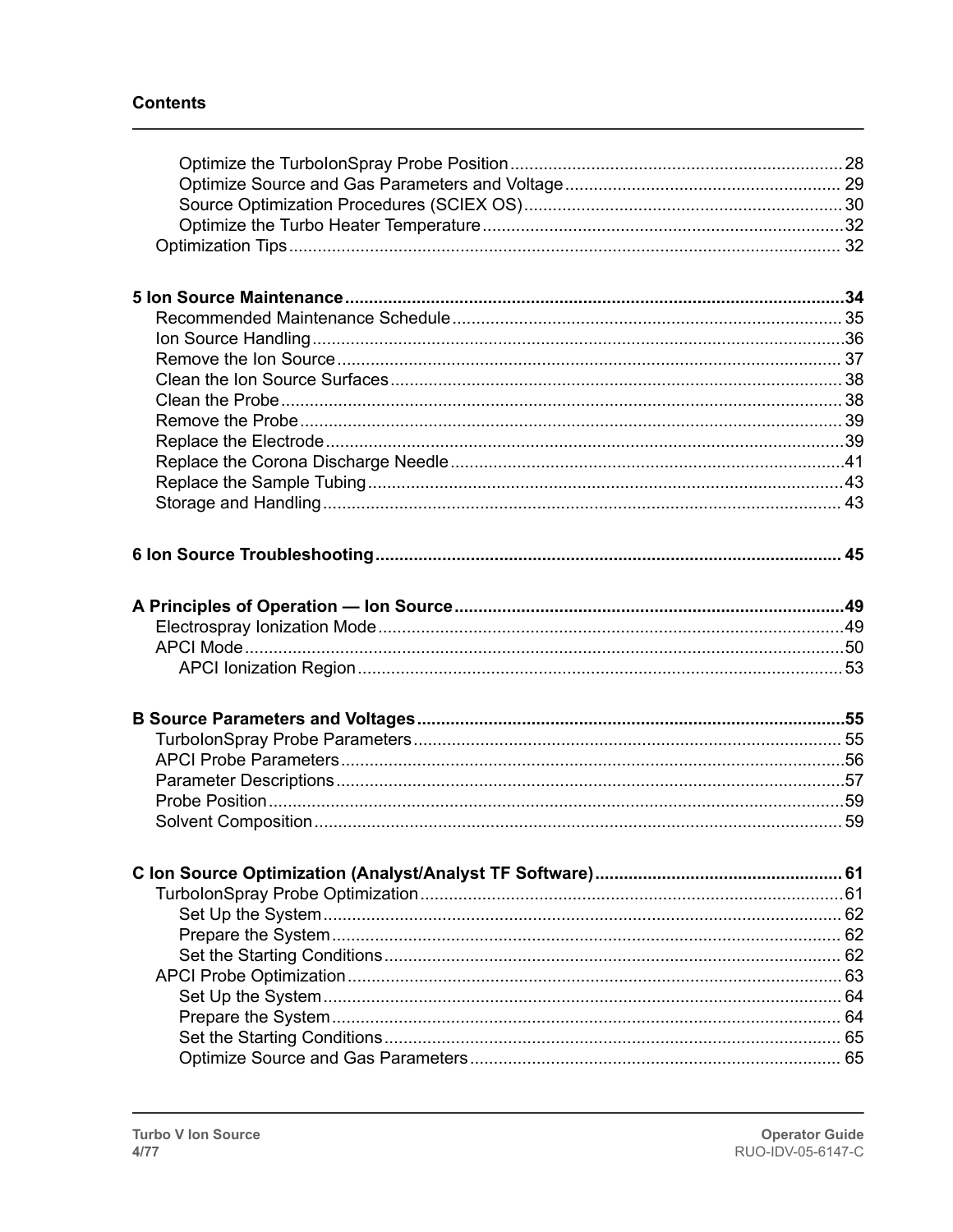# Contents

- Optimize the TurboIonSpray Probe Position ........ 28
- Optimize Source and Gas Parameters and Voltage ........ 29
- Source Optimization Procedures (SCIEX OS) ........ 30
- Optimize the Turbo Heater Temperature ........ 32

Optimization Tips ........ 32

**5 Ion Source Maintenance ........ 34**

- Recommended Maintenance Schedule ........ 35
- Ion Source Handling ........ 36
- Remove the Ion Source ........ 37
- Clean the Ion Source Surfaces ........ 38
- Clean the Probe ........ 38
- Remove the Probe ........ 39
- Replace the Electrode ........ 39
- Replace the Corona Discharge Needle ........ 41
- Replace the Sample Tubing ........ 43
- Storage and Handling ........ 43

**6 Ion Source Troubleshooting ........ 45**

**A Principles of Operation — Ion Source ........ 49**

- Electrospray Ionization Mode ........ 49
- APCI Mode ........ 50
  - APCI Ionization Region ........ 53

**B Source Parameters and Voltages ........ 55**

- TurboIonSpray Probe Parameters ........ 55
- APCI Probe Parameters ........ 56
- Parameter Descriptions ........ 57
- Probe Position ........ 59
- Solvent Composition ........ 59

**C Ion Source Optimization (Analyst/Analyst TF Software) ........ 61**

- TurboIonSpray Probe Optimization ........ 61
  - Set Up the System ........ 62
  - Prepare the System ........ 62
  - Set the Starting Conditions ........ 62
- APCI Probe Optimization ........ 63
  - Set Up the System ........ 64
  - Prepare the System ........ 64
  - Set the Starting Conditions ........ 65
  - Optimize Source and Gas Parameters ........ 65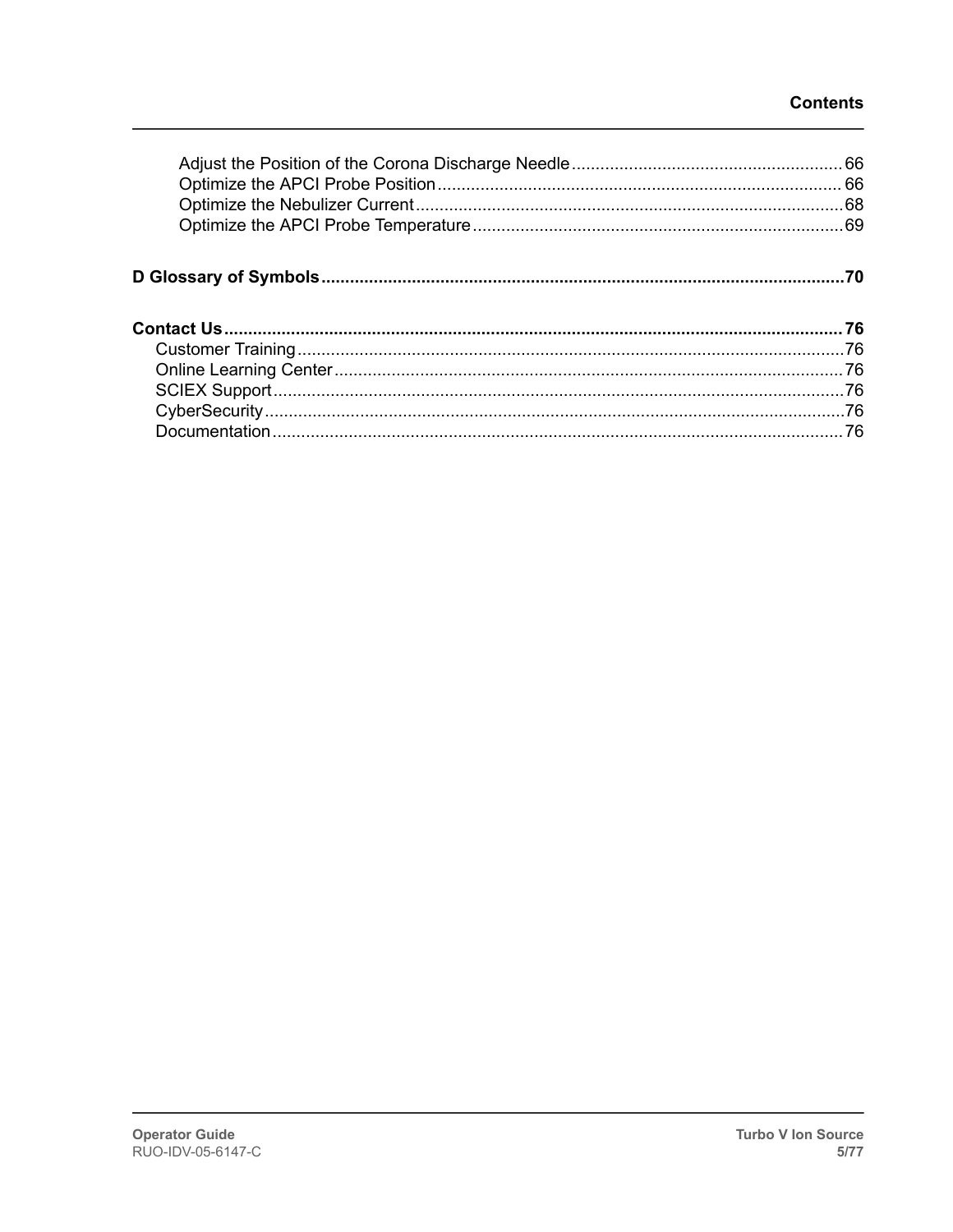Adjust the Position of the Corona Discharge Needle ........................................................ 66
Optimize the APCI Probe Position .................................................................................... 66
Optimize the Nebulizer Current ......................................................................................... 68
Optimize the APCI Probe Temperature ............................................................................. 69

**D Glossary of Symbols ........................................................................................................... 70**

**Contact Us ................................................................................................................................ 76**
Customer Training ................................................................................................................. 76
Online Learning Center ......................................................................................................... 76
SCIEX Support ....................................................................................................................... 76
CyberSecurity ........................................................................................................................ 76
Documentation ...................................................................................................................... 76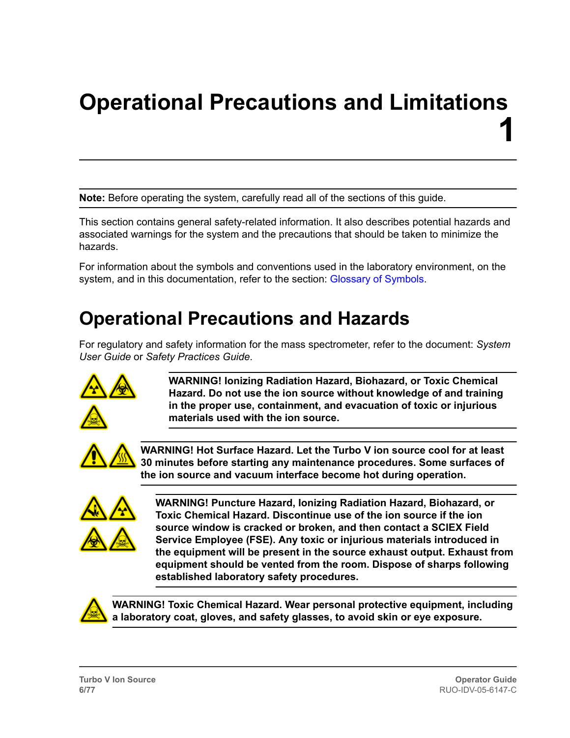# Operational Precautions and Limitations 1

**Note:** Before operating the system, carefully read all of the sections of this guide.

This section contains general safety-related information. It also describes potential hazards and associated warnings for the system and the precautions that should be taken to minimize the hazards.

For information about the symbols and conventions used in the laboratory environment, on the system, and in this documentation, refer to the section: Glossary of Symbols.

## Operational Precautions and Hazards

For regulatory and safety information for the mass spectrometer, refer to the document: *System User Guide* or *Safety Practices Guide*.

**WARNING! Ionizing Radiation Hazard, Biohazard, or Toxic Chemical Hazard. Do not use the ion source without knowledge of and training in the proper use, containment, and evacuation of toxic or injurious materials used with the ion source.**

**WARNING! Hot Surface Hazard. Let the Turbo V ion source cool for at least 30 minutes before starting any maintenance procedures. Some surfaces of the ion source and vacuum interface become hot during operation.**

**WARNING! Puncture Hazard, Ionizing Radiation Hazard, Biohazard, or Toxic Chemical Hazard. Discontinue use of the ion source if the ion source window is cracked or broken, and then contact a SCIEX Field Service Employee (FSE). Any toxic or injurious materials introduced in the equipment will be present in the source exhaust output. Exhaust from equipment should be vented from the room. Dispose of sharps following established laboratory safety procedures.**

**WARNING! Toxic Chemical Hazard. Wear personal protective equipment, including a laboratory coat, gloves, and safety glasses, to avoid skin or eye exposure.**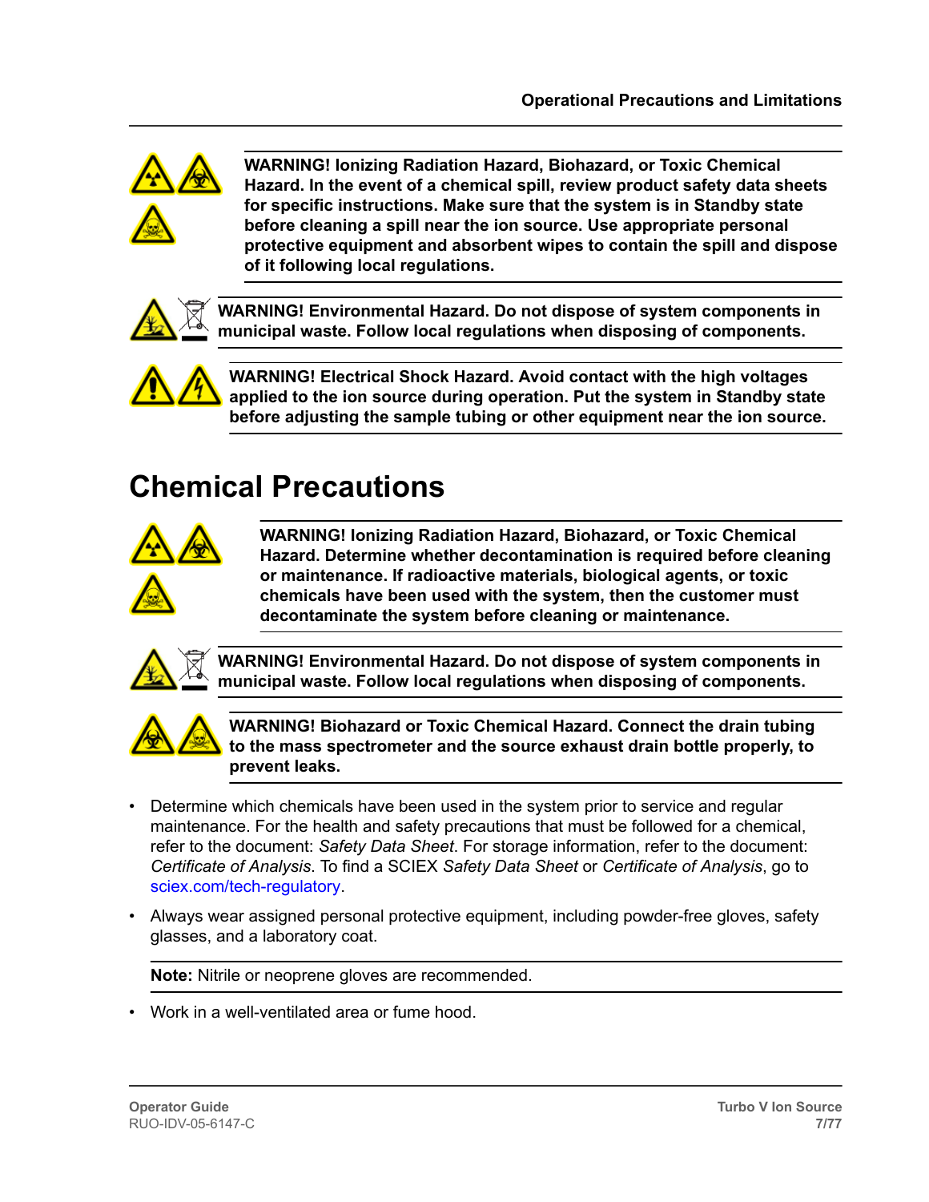**WARNING! Ionizing Radiation Hazard, Biohazard, or Toxic Chemical Hazard. In the event of a chemical spill, review product safety data sheets for specific instructions. Make sure that the system is in Standby state before cleaning a spill near the ion source. Use appropriate personal protective equipment and absorbent wipes to contain the spill and dispose of it following local regulations.**

**WARNING! Environmental Hazard. Do not dispose of system components in municipal waste. Follow local regulations when disposing of components.**

**WARNING! Electrical Shock Hazard. Avoid contact with the high voltages applied to the ion source during operation. Put the system in Standby state before adjusting the sample tubing or other equipment near the ion source.**

# Chemical Precautions

**WARNING! Ionizing Radiation Hazard, Biohazard, or Toxic Chemical Hazard. Determine whether decontamination is required before cleaning or maintenance. If radioactive materials, biological agents, or toxic chemicals have been used with the system, then the customer must decontaminate the system before cleaning or maintenance.**

**WARNING! Environmental Hazard. Do not dispose of system components in municipal waste. Follow local regulations when disposing of components.**

**WARNING! Biohazard or Toxic Chemical Hazard. Connect the drain tubing to the mass spectrometer and the source exhaust drain bottle properly, to prevent leaks.**

- Determine which chemicals have been used in the system prior to service and regular maintenance. For the health and safety precautions that must be followed for a chemical, refer to the document: *Safety Data Sheet*. For storage information, refer to the document: *Certificate of Analysis*. To find a SCIEX *Safety Data Sheet* or *Certificate of Analysis*, go to sciex.com/tech-regulatory.
- Always wear assigned personal protective equipment, including powder-free gloves, safety glasses, and a laboratory coat.

**Note:** Nitrile or neoprene gloves are recommended.

- Work in a well-ventilated area or fume hood.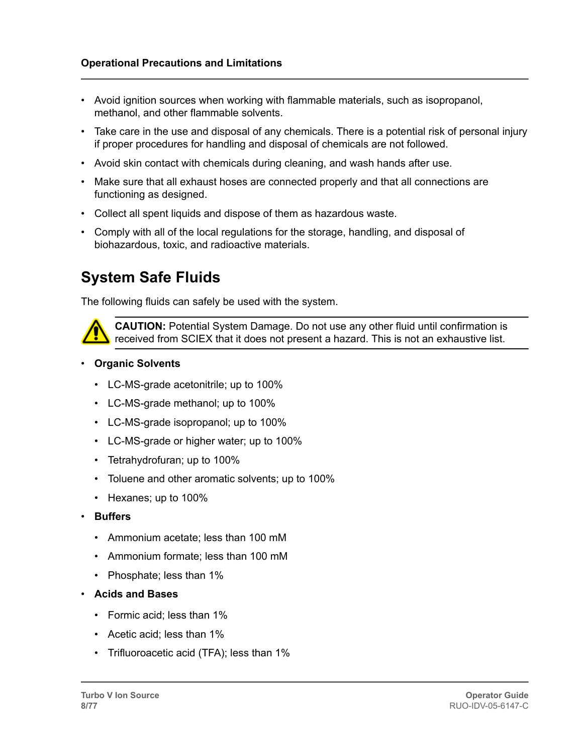- Avoid ignition sources when working with flammable materials, such as isopropanol, methanol, and other flammable solvents.
- Take care in the use and disposal of any chemicals. There is a potential risk of personal injury if proper procedures for handling and disposal of chemicals are not followed.
- Avoid skin contact with chemicals during cleaning, and wash hands after use.
- Make sure that all exhaust hoses are connected properly and that all connections are functioning as designed.
- Collect all spent liquids and dispose of them as hazardous waste.
- Comply with all of the local regulations for the storage, handling, and disposal of biohazardous, toxic, and radioactive materials.

## System Safe Fluids

The following fluids can safely be used with the system.

**CAUTION:** Potential System Damage. Do not use any other fluid until confirmation is received from SCIEX that it does not present a hazard. This is not an exhaustive list.

- **Organic Solvents**
  - LC-MS-grade acetonitrile; up to 100%
  - LC-MS-grade methanol; up to 100%
  - LC-MS-grade isopropanol; up to 100%
  - LC-MS-grade or higher water; up to 100%
  - Tetrahydrofuran; up to 100%
  - Toluene and other aromatic solvents; up to 100%
  - Hexanes; up to 100%
- **Buffers**
  - Ammonium acetate; less than 100 mM
  - Ammonium formate; less than 100 mM
  - Phosphate; less than 1%
- **Acids and Bases**
  - Formic acid; less than 1%
  - Acetic acid; less than 1%
  - Trifluoroacetic acid (TFA); less than 1%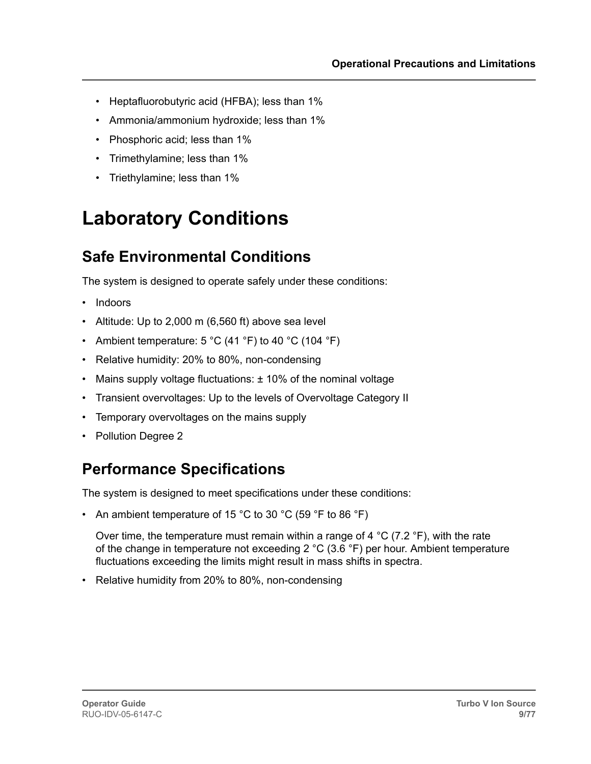- Heptafluorobutyric acid (HFBA); less than 1%
- Ammonia/ammonium hydroxide; less than 1%
- Phosphoric acid; less than 1%
- Trimethylamine; less than 1%
- Triethylamine; less than 1%

# Laboratory Conditions

## Safe Environmental Conditions

The system is designed to operate safely under these conditions:

- Indoors
- Altitude: Up to 2,000 m (6,560 ft) above sea level
- Ambient temperature: 5 °C (41 °F) to 40 °C (104 °F)
- Relative humidity: 20% to 80%, non-condensing
- Mains supply voltage fluctuations: ± 10% of the nominal voltage
- Transient overvoltages: Up to the levels of Overvoltage Category II
- Temporary overvoltages on the mains supply
- Pollution Degree 2

## Performance Specifications

The system is designed to meet specifications under these conditions:

- An ambient temperature of 15 °C to 30 °C (59 °F to 86 °F)

  Over time, the temperature must remain within a range of 4 °C (7.2 °F), with the rate of the change in temperature not exceeding 2 °C (3.6 °F) per hour. Ambient temperature fluctuations exceeding the limits might result in mass shifts in spectra.

- Relative humidity from 20% to 80%, non-condensing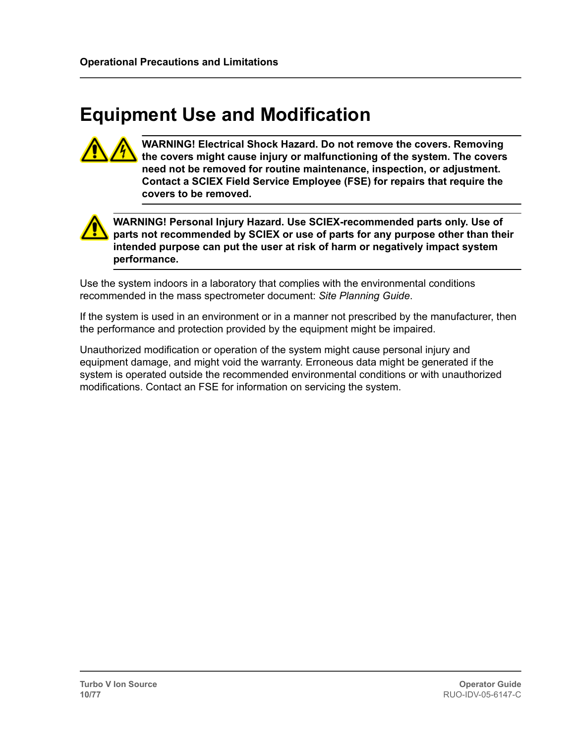# Equipment Use and Modification

**WARNING! Electrical Shock Hazard. Do not remove the covers. Removing the covers might cause injury or malfunctioning of the system. The covers need not be removed for routine maintenance, inspection, or adjustment. Contact a SCIEX Field Service Employee (FSE) for repairs that require the covers to be removed.**

**WARNING! Personal Injury Hazard. Use SCIEX-recommended parts only. Use of parts not recommended by SCIEX or use of parts for any purpose other than their intended purpose can put the user at risk of harm or negatively impact system performance.**

Use the system indoors in a laboratory that complies with the environmental conditions recommended in the mass spectrometer document: *Site Planning Guide*.

If the system is used in an environment or in a manner not prescribed by the manufacturer, then the performance and protection provided by the equipment might be impaired.

Unauthorized modification or operation of the system might cause personal injury and equipment damage, and might void the warranty. Erroneous data might be generated if the system is operated outside the recommended environmental conditions or with unauthorized modifications. Contact an FSE for information on servicing the system.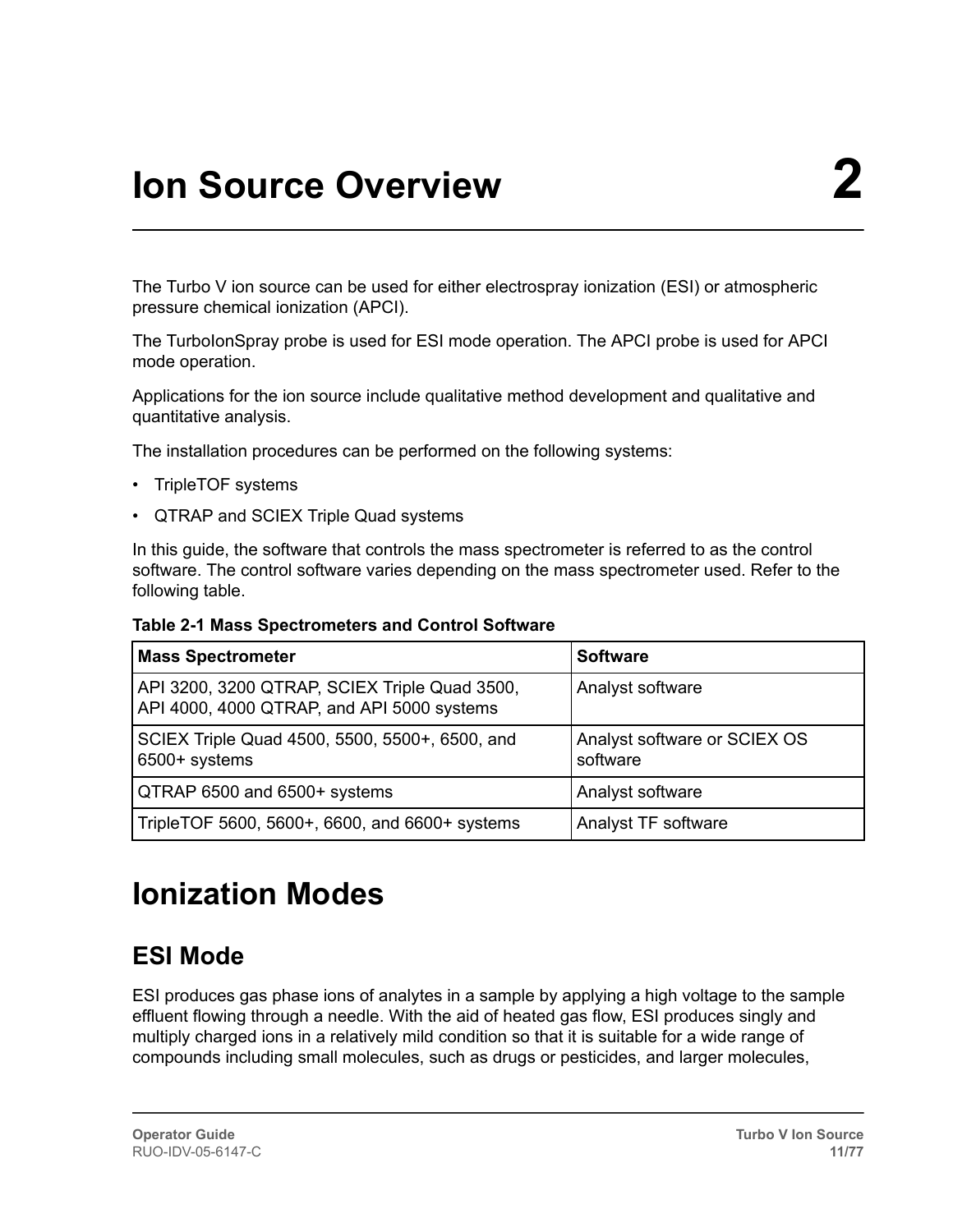# Ion Source Overview 2

The Turbo V ion source can be used for either electrospray ionization (ESI) or atmospheric pressure chemical ionization (APCI).

The TurboIonSpray probe is used for ESI mode operation. The APCI probe is used for APCI mode operation.

Applications for the ion source include qualitative method development and qualitative and quantitative analysis.

The installation procedures can be performed on the following systems:

- TripleTOF systems
- QTRAP and SCIEX Triple Quad systems

In this guide, the software that controls the mass spectrometer is referred to as the control software. The control software varies depending on the mass spectrometer used. Refer to the following table.

**Table 2-1 Mass Spectrometers and Control Software**

| Mass Spectrometer | Software |
| --- | --- |
| API 3200, 3200 QTRAP, SCIEX Triple Quad 3500, API 4000, 4000 QTRAP, and API 5000 systems | Analyst software |
| SCIEX Triple Quad 4500, 5500, 5500+, 6500, and 6500+ systems | Analyst software or SCIEX OS software |
| QTRAP 6500 and 6500+ systems | Analyst software |
| TripleTOF 5600, 5600+, 6600, and 6600+ systems | Analyst TF software |

# Ionization Modes

## ESI Mode

ESI produces gas phase ions of analytes in a sample by applying a high voltage to the sample effluent flowing through a needle. With the aid of heated gas flow, ESI produces singly and multiply charged ions in a relatively mild condition so that it is suitable for a wide range of compounds including small molecules, such as drugs or pesticides, and larger molecules,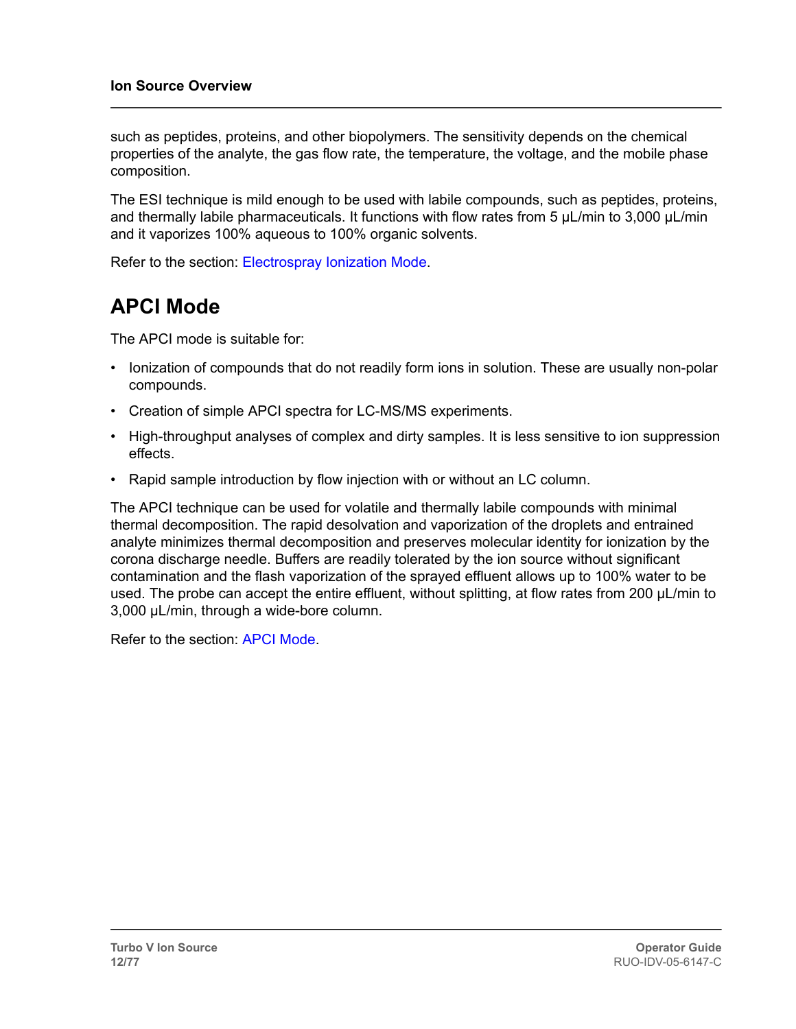such as peptides, proteins, and other biopolymers. The sensitivity depends on the chemical properties of the analyte, the gas flow rate, the temperature, the voltage, and the mobile phase composition.

The ESI technique is mild enough to be used with labile compounds, such as peptides, proteins, and thermally labile pharmaceuticals. It functions with flow rates from 5 µL/min to 3,000 µL/min and it vaporizes 100% aqueous to 100% organic solvents.

Refer to the section: Electrospray Ionization Mode.

## APCI Mode

The APCI mode is suitable for:

- Ionization of compounds that do not readily form ions in solution. These are usually non-polar compounds.
- Creation of simple APCI spectra for LC-MS/MS experiments.
- High-throughput analyses of complex and dirty samples. It is less sensitive to ion suppression effects.
- Rapid sample introduction by flow injection with or without an LC column.

The APCI technique can be used for volatile and thermally labile compounds with minimal thermal decomposition. The rapid desolvation and vaporization of the droplets and entrained analyte minimizes thermal decomposition and preserves molecular identity for ionization by the corona discharge needle. Buffers are readily tolerated by the ion source without significant contamination and the flash vaporization of the sprayed effluent allows up to 100% water to be used. The probe can accept the entire effluent, without splitting, at flow rates from 200 µL/min to 3,000 µL/min, through a wide-bore column.

Refer to the section: APCI Mode.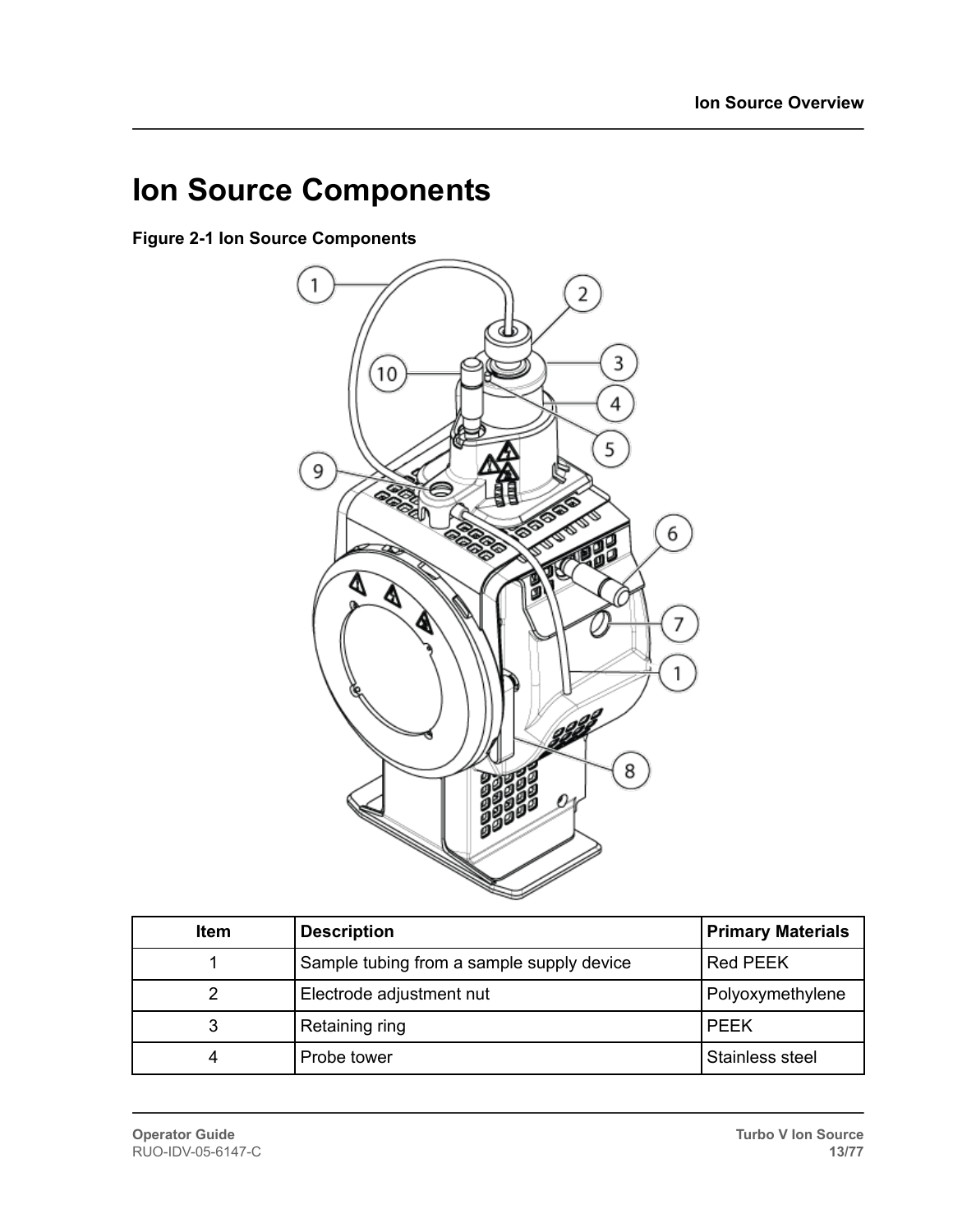# Ion Source Components

**Figure 2-1 Ion Source Components**

| Item | Description | Primary Materials |
|---|---|---|
| 1 | Sample tubing from a sample supply device | Red PEEK |
| 2 | Electrode adjustment nut | Polyoxymethylene |
| 3 | Retaining ring | PEEK |
| 4 | Probe tower | Stainless steel |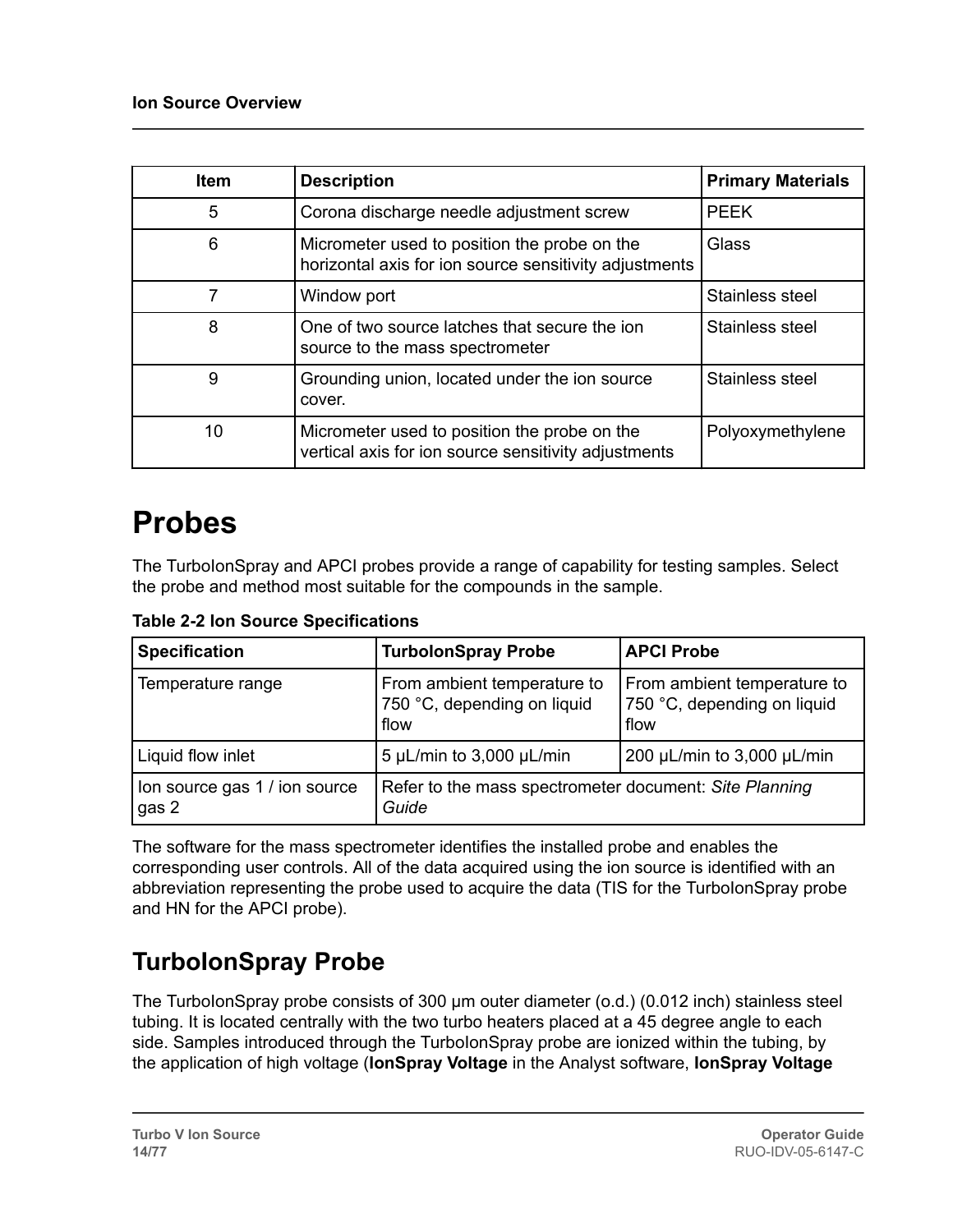| Item | Description | Primary Materials |
|---|---|---|
| 5 | Corona discharge needle adjustment screw | PEEK |
| 6 | Micrometer used to position the probe on the horizontal axis for ion source sensitivity adjustments | Glass |
| 7 | Window port | Stainless steel |
| 8 | One of two source latches that secure the ion source to the mass spectrometer | Stainless steel |
| 9 | Grounding union, located under the ion source cover. | Stainless steel |
| 10 | Micrometer used to position the probe on the vertical axis for ion source sensitivity adjustments | Polyoxymethylene |

# Probes

The TurboIonSpray and APCI probes provide a range of capability for testing samples. Select the probe and method most suitable for the compounds in the sample.

**Table 2-2 Ion Source Specifications**

| Specification | TurboIonSpray Probe | APCI Probe |
|---|---|---|
| Temperature range | From ambient temperature to 750 °C, depending on liquid flow | From ambient temperature to 750 °C, depending on liquid flow |
| Liquid flow inlet | 5 µL/min to 3,000 µL/min | 200 µL/min to 3,000 µL/min |
| Ion source gas 1 / ion source gas 2 | Refer to the mass spectrometer document: *Site Planning Guide* | |

The software for the mass spectrometer identifies the installed probe and enables the corresponding user controls. All of the data acquired using the ion source is identified with an abbreviation representing the probe used to acquire the data (TIS for the TurboIonSpray probe and HN for the APCI probe).

## TurboIonSpray Probe

The TurboIonSpray probe consists of 300 µm outer diameter (o.d.) (0.012 inch) stainless steel tubing. It is located centrally with the two turbo heaters placed at a 45 degree angle to each side. Samples introduced through the TurboIonSpray probe are ionized within the tubing, by the application of high voltage (**IonSpray Voltage** in the Analyst software, **IonSpray Voltage**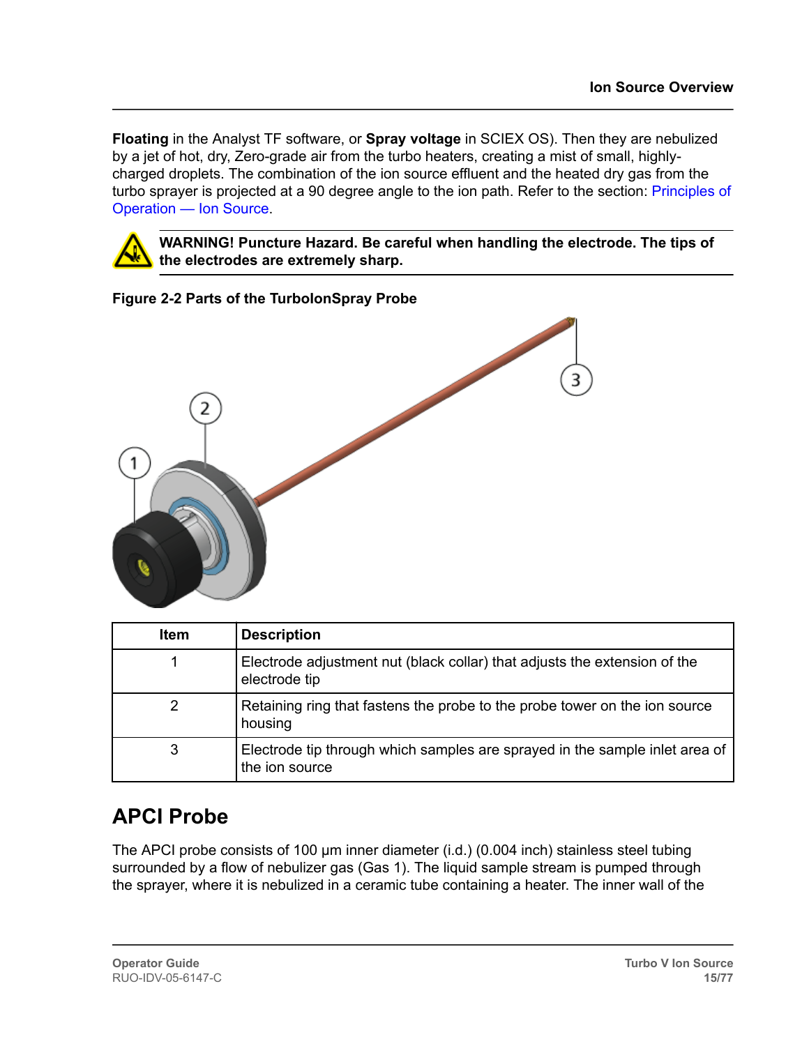**Floating** in the Analyst TF software, or **Spray voltage** in SCIEX OS). Then they are nebulized by a jet of hot, dry, Zero-grade air from the turbo heaters, creating a mist of small, highly-charged droplets. The combination of the ion source effluent and the heated dry gas from the turbo sprayer is projected at a 90 degree angle to the ion path. Refer to the section: Principles of Operation — Ion Source.

**WARNING! Puncture Hazard. Be careful when handling the electrode. The tips of the electrodes are extremely sharp.**

**Figure 2-2 Parts of the TurboIonSpray Probe**

| Item | Description |
| --- | --- |
| 1 | Electrode adjustment nut (black collar) that adjusts the extension of the electrode tip |
| 2 | Retaining ring that fastens the probe to the probe tower on the ion source housing |
| 3 | Electrode tip through which samples are sprayed in the sample inlet area of the ion source |

## APCI Probe

The APCI probe consists of 100 µm inner diameter (i.d.) (0.004 inch) stainless steel tubing surrounded by a flow of nebulizer gas (Gas 1). The liquid sample stream is pumped through the sprayer, where it is nebulized in a ceramic tube containing a heater. The inner wall of the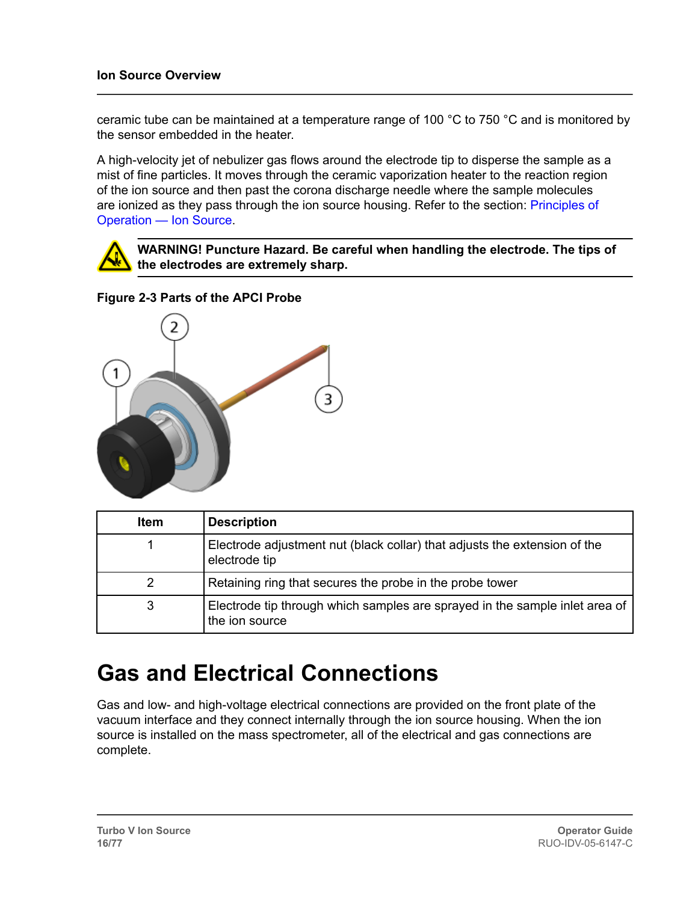ceramic tube can be maintained at a temperature range of 100 °C to 750 °C and is monitored by the sensor embedded in the heater.

A high-velocity jet of nebulizer gas flows around the electrode tip to disperse the sample as a mist of fine particles. It moves through the ceramic vaporization heater to the reaction region of the ion source and then past the corona discharge needle where the sample molecules are ionized as they pass through the ion source housing. Refer to the section: Principles of Operation — Ion Source.

**WARNING! Puncture Hazard. Be careful when handling the electrode. The tips of the electrodes are extremely sharp.**

**Figure 2-3 Parts of the APCI Probe**

| Item | Description |
| --- | --- |
| 1 | Electrode adjustment nut (black collar) that adjusts the extension of the electrode tip |
| 2 | Retaining ring that secures the probe in the probe tower |
| 3 | Electrode tip through which samples are sprayed in the sample inlet area of the ion source |

# Gas and Electrical Connections

Gas and low- and high-voltage electrical connections are provided on the front plate of the vacuum interface and they connect internally through the ion source housing. When the ion source is installed on the mass spectrometer, all of the electrical and gas connections are complete.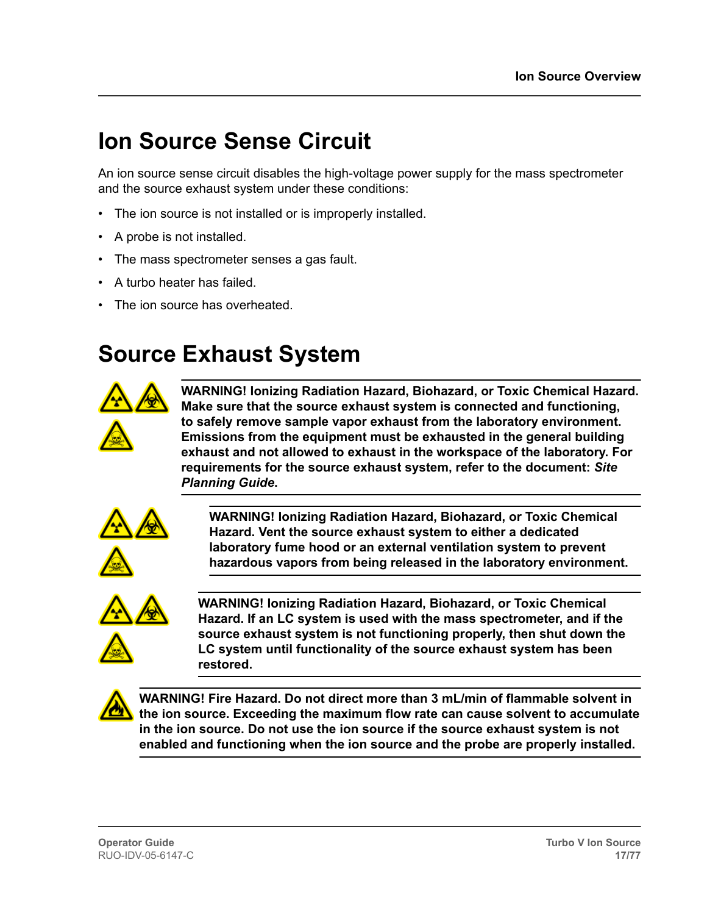## Ion Source Sense Circuit

An ion source sense circuit disables the high-voltage power supply for the mass spectrometer and the source exhaust system under these conditions:

- The ion source is not installed or is improperly installed.
- A probe is not installed.
- The mass spectrometer senses a gas fault.
- A turbo heater has failed.
- The ion source has overheated.

## Source Exhaust System

**WARNING! Ionizing Radiation Hazard, Biohazard, or Toxic Chemical Hazard. Make sure that the source exhaust system is connected and functioning, to safely remove sample vapor exhaust from the laboratory environment. Emissions from the equipment must be exhausted in the general building exhaust and not allowed to exhaust in the workspace of the laboratory. For requirements for the source exhaust system, refer to the document: *Site Planning Guide*.**

**WARNING! Ionizing Radiation Hazard, Biohazard, or Toxic Chemical Hazard. Vent the source exhaust system to either a dedicated laboratory fume hood or an external ventilation system to prevent hazardous vapors from being released in the laboratory environment.**

**WARNING! Ionizing Radiation Hazard, Biohazard, or Toxic Chemical Hazard. If an LC system is used with the mass spectrometer, and if the source exhaust system is not functioning properly, then shut down the LC system until functionality of the source exhaust system has been restored.**

**WARNING! Fire Hazard. Do not direct more than 3 mL/min of flammable solvent in the ion source. Exceeding the maximum flow rate can cause solvent to accumulate in the ion source. Do not use the ion source if the source exhaust system is not enabled and functioning when the ion source and the probe are properly installed.**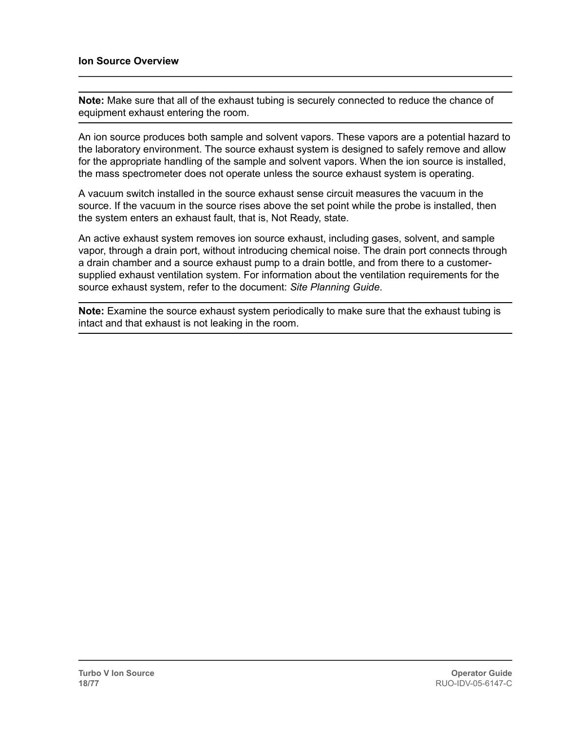**Note:** Make sure that all of the exhaust tubing is securely connected to reduce the chance of equipment exhaust entering the room.

An ion source produces both sample and solvent vapors. These vapors are a potential hazard to the laboratory environment. The source exhaust system is designed to safely remove and allow for the appropriate handling of the sample and solvent vapors. When the ion source is installed, the mass spectrometer does not operate unless the source exhaust system is operating.

A vacuum switch installed in the source exhaust sense circuit measures the vacuum in the source. If the vacuum in the source rises above the set point while the probe is installed, then the system enters an exhaust fault, that is, Not Ready, state.

An active exhaust system removes ion source exhaust, including gases, solvent, and sample vapor, through a drain port, without introducing chemical noise. The drain port connects through a drain chamber and a source exhaust pump to a drain bottle, and from there to a customer-supplied exhaust ventilation system. For information about the ventilation requirements for the source exhaust system, refer to the document: *Site Planning Guide*.

**Note:** Examine the source exhaust system periodically to make sure that the exhaust tubing is intact and that exhaust is not leaking in the room.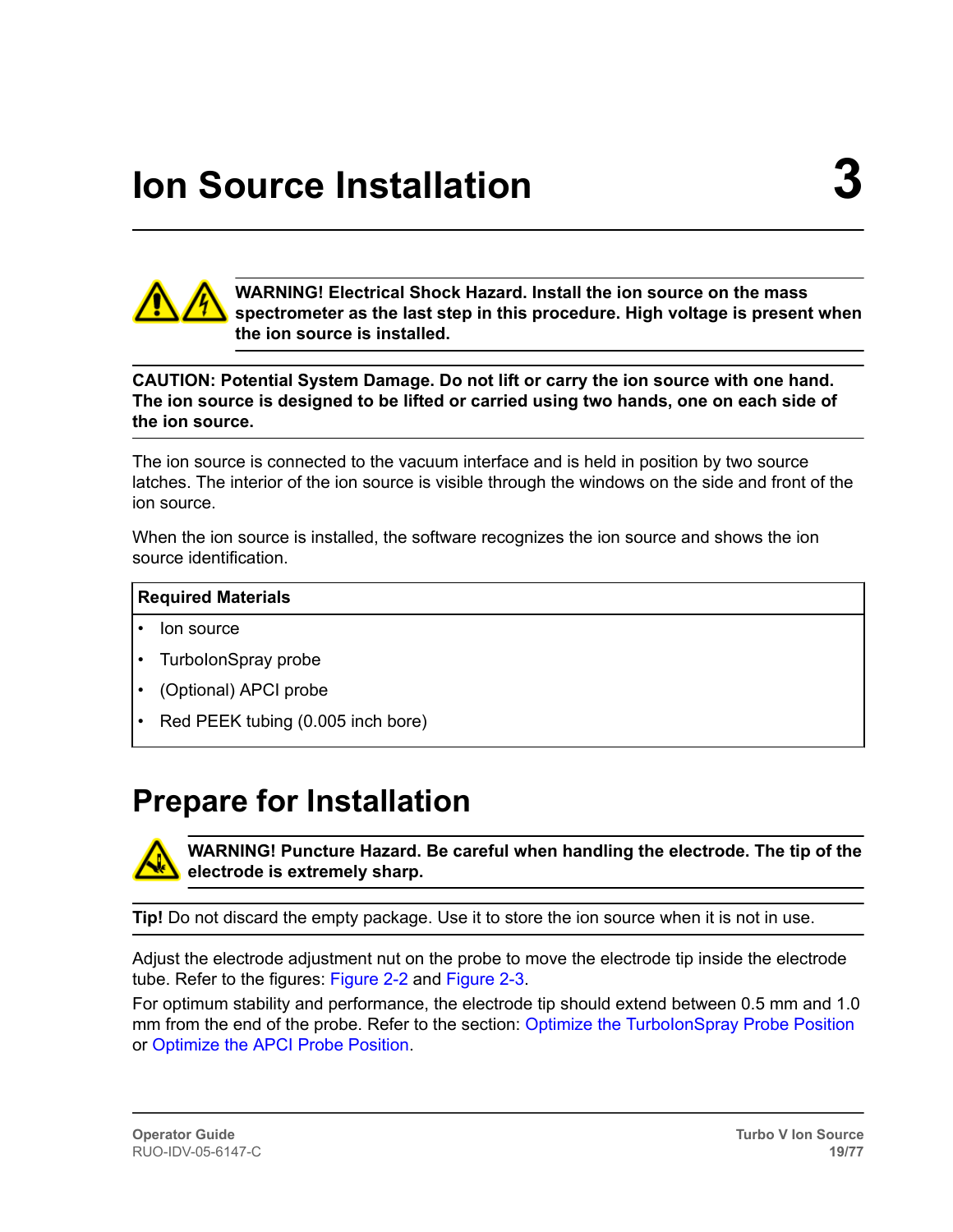# Ion Source Installation 3

**WARNING! Electrical Shock Hazard. Install the ion source on the mass spectrometer as the last step in this procedure. High voltage is present when the ion source is installed.**

**CAUTION: Potential System Damage. Do not lift or carry the ion source with one hand. The ion source is designed to be lifted or carried using two hands, one on each side of the ion source.**

The ion source is connected to the vacuum interface and is held in position by two source latches. The interior of the ion source is visible through the windows on the side and front of the ion source.

When the ion source is installed, the software recognizes the ion source and shows the ion source identification.

| Required Materials |
| --- |
| • Ion source<br>• TurboIonSpray probe<br>• (Optional) APCI probe<br>• Red PEEK tubing (0.005 inch bore) |

## Prepare for Installation

**WARNING! Puncture Hazard. Be careful when handling the electrode. The tip of the electrode is extremely sharp.**

**Tip!** Do not discard the empty package. Use it to store the ion source when it is not in use.

Adjust the electrode adjustment nut on the probe to move the electrode tip inside the electrode tube. Refer to the figures: Figure 2-2 and Figure 2-3.

For optimum stability and performance, the electrode tip should extend between 0.5 mm and 1.0 mm from the end of the probe. Refer to the section: Optimize the TurboIonSpray Probe Position or Optimize the APCI Probe Position.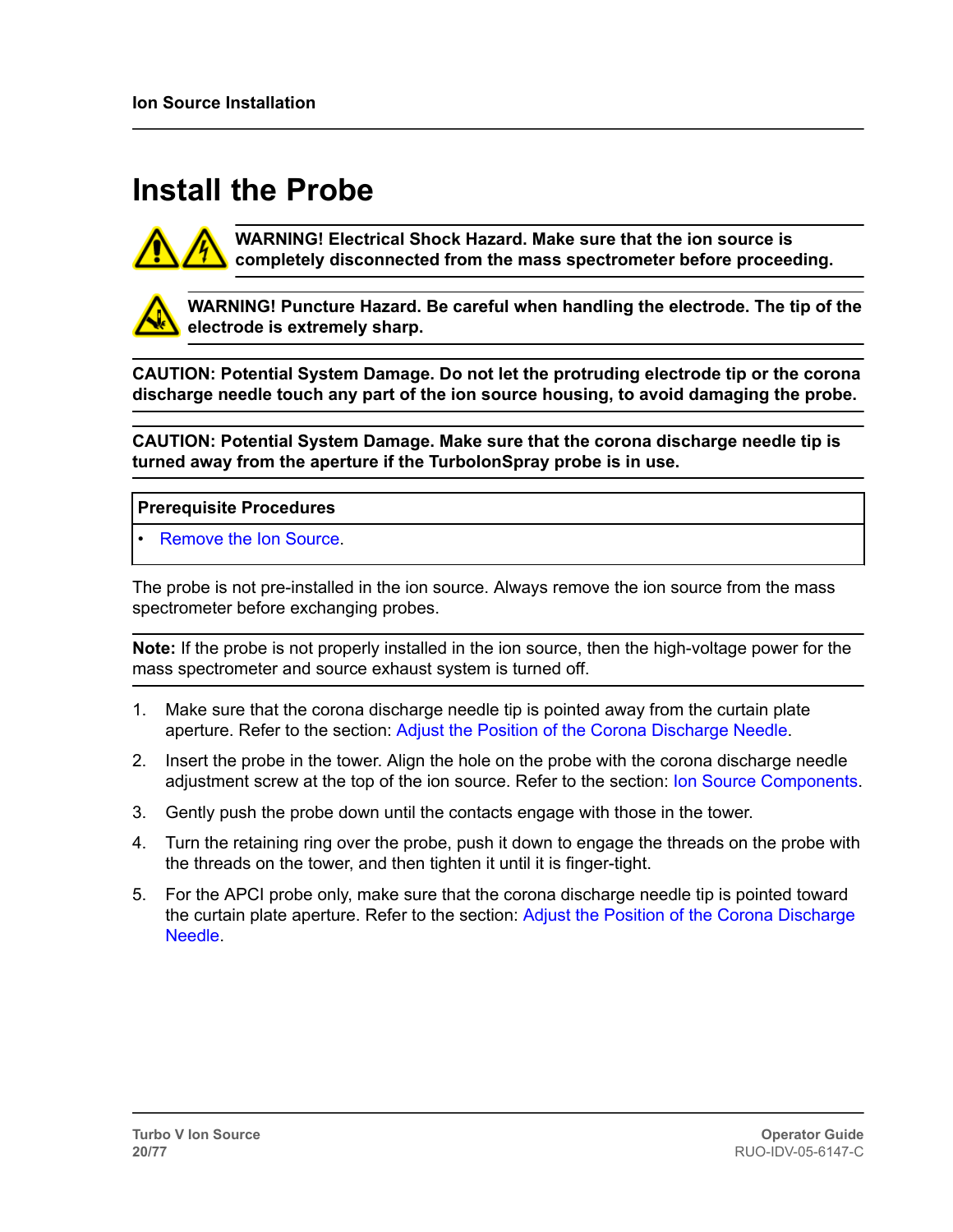# Install the Probe

**WARNING! Electrical Shock Hazard. Make sure that the ion source is completely disconnected from the mass spectrometer before proceeding.**

**WARNING! Puncture Hazard. Be careful when handling the electrode. The tip of the electrode is extremely sharp.**

**CAUTION: Potential System Damage. Do not let the protruding electrode tip or the corona discharge needle touch any part of the ion source housing, to avoid damaging the probe.**

**CAUTION: Potential System Damage. Make sure that the corona discharge needle tip is turned away from the aperture if the TurboIonSpray probe is in use.**

| Prerequisite Procedures |
| --- |
| • Remove the Ion Source. |

The probe is not pre-installed in the ion source. Always remove the ion source from the mass spectrometer before exchanging probes.

**Note:** If the probe is not properly installed in the ion source, then the high-voltage power for the mass spectrometer and source exhaust system is turned off.

1. Make sure that the corona discharge needle tip is pointed away from the curtain plate aperture. Refer to the section: Adjust the Position of the Corona Discharge Needle.
2. Insert the probe in the tower. Align the hole on the probe with the corona discharge needle adjustment screw at the top of the ion source. Refer to the section: Ion Source Components.
3. Gently push the probe down until the contacts engage with those in the tower.
4. Turn the retaining ring over the probe, push it down to engage the threads on the probe with the threads on the tower, and then tighten it until it is finger-tight.
5. For the APCI probe only, make sure that the corona discharge needle tip is pointed toward the curtain plate aperture. Refer to the section: Adjust the Position of the Corona Discharge Needle.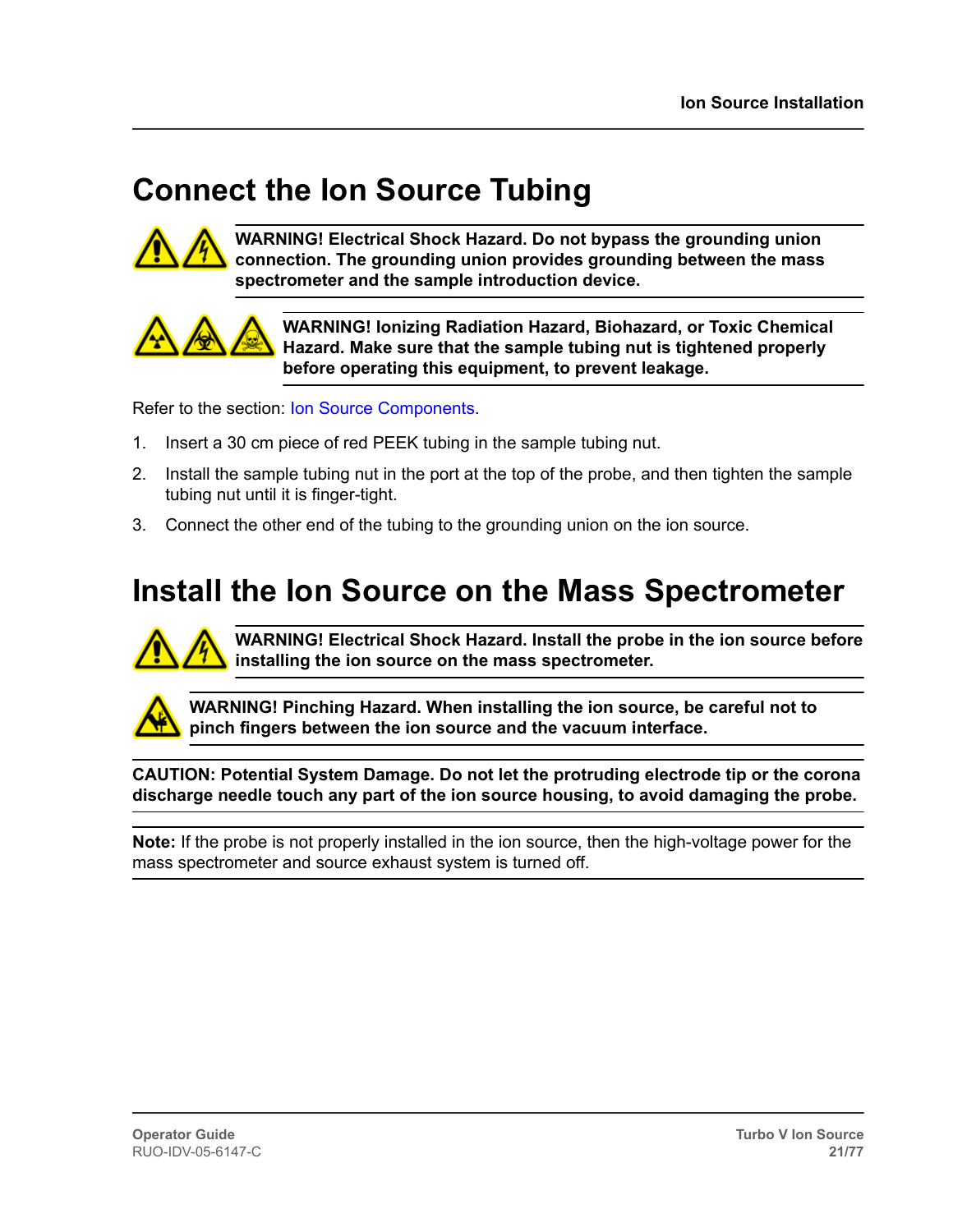## Connect the Ion Source Tubing

**WARNING! Electrical Shock Hazard. Do not bypass the grounding union connection. The grounding union provides grounding between the mass spectrometer and the sample introduction device.**

**WARNING! Ionizing Radiation Hazard, Biohazard, or Toxic Chemical Hazard. Make sure that the sample tubing nut is tightened properly before operating this equipment, to prevent leakage.**

Refer to the section: Ion Source Components.

1. Insert a 30 cm piece of red PEEK tubing in the sample tubing nut.
2. Install the sample tubing nut in the port at the top of the probe, and then tighten the sample tubing nut until it is finger-tight.
3. Connect the other end of the tubing to the grounding union on the ion source.

## Install the Ion Source on the Mass Spectrometer

**WARNING! Electrical Shock Hazard. Install the probe in the ion source before installing the ion source on the mass spectrometer.**

**WARNING! Pinching Hazard. When installing the ion source, be careful not to pinch fingers between the ion source and the vacuum interface.**

**CAUTION: Potential System Damage. Do not let the protruding electrode tip or the corona discharge needle touch any part of the ion source housing, to avoid damaging the probe.**

**Note:** If the probe is not properly installed in the ion source, then the high-voltage power for the mass spectrometer and source exhaust system is turned off.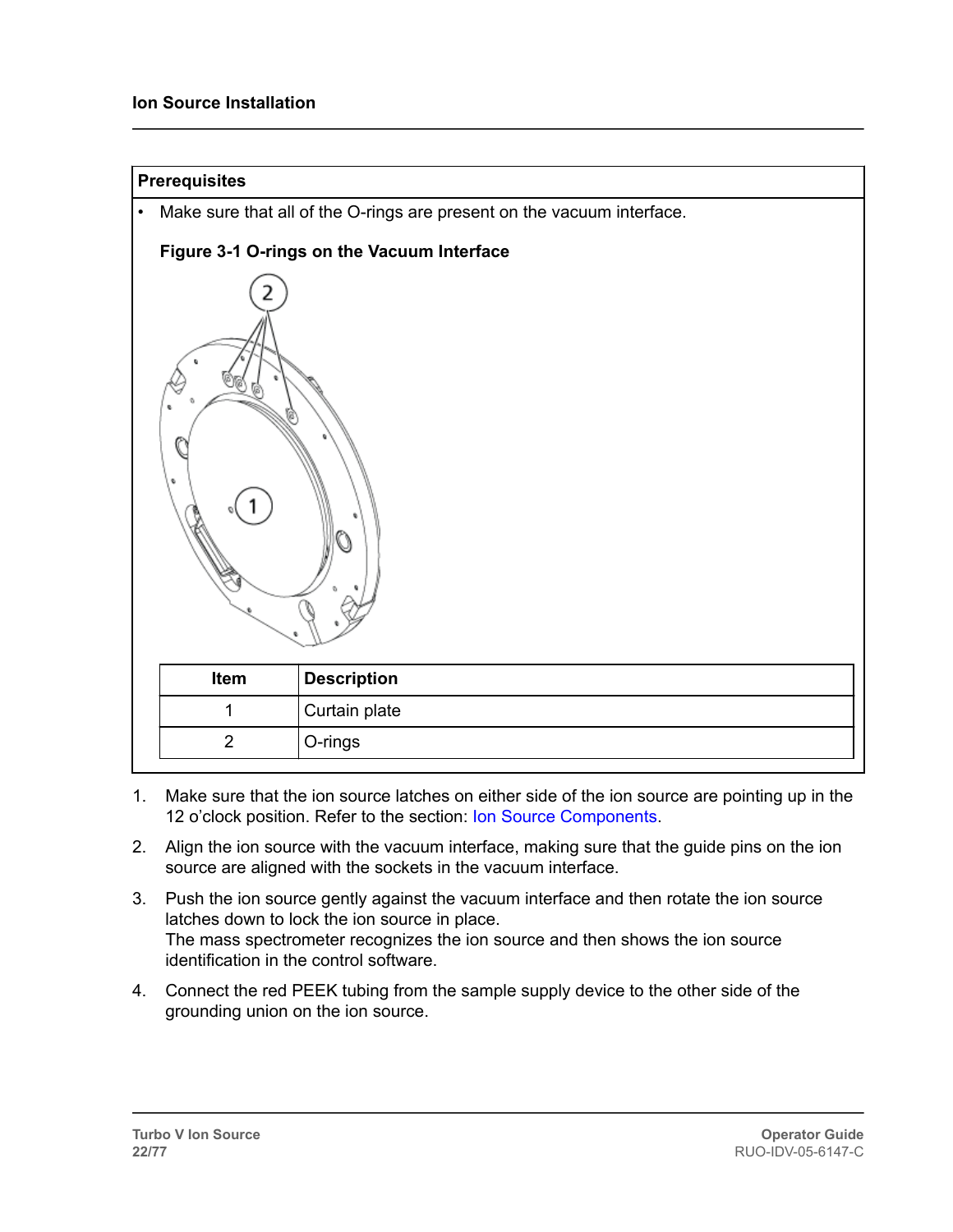## Ion Source Installation

**Prerequisites**

- Make sure that all of the O-rings are present on the vacuum interface.

**Figure 3-1 O-rings on the Vacuum Interface**

| Item | Description |
|---|---|
| 1 | Curtain plate |
| 2 | O-rings |

1. Make sure that the ion source latches on either side of the ion source are pointing up in the 12 o'clock position. Refer to the section: Ion Source Components.
2. Align the ion source with the vacuum interface, making sure that the guide pins on the ion source are aligned with the sockets in the vacuum interface.
3. Push the ion source gently against the vacuum interface and then rotate the ion source latches down to lock the ion source in place.
   The mass spectrometer recognizes the ion source and then shows the ion source identification in the control software.
4. Connect the red PEEK tubing from the sample supply device to the other side of the grounding union on the ion source.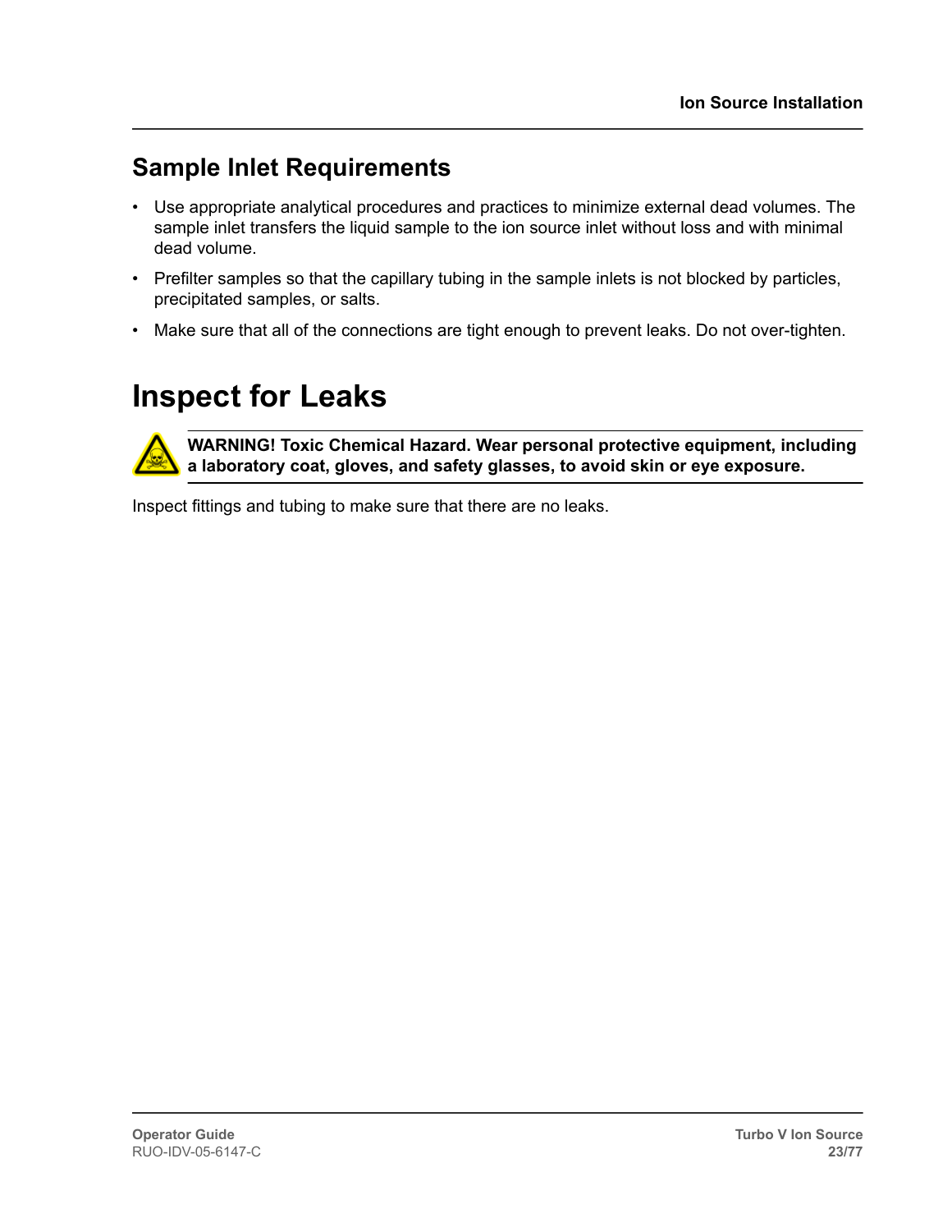## Sample Inlet Requirements

- Use appropriate analytical procedures and practices to minimize external dead volumes. The sample inlet transfers the liquid sample to the ion source inlet without loss and with minimal dead volume.
- Prefilter samples so that the capillary tubing in the sample inlets is not blocked by particles, precipitated samples, or salts.
- Make sure that all of the connections are tight enough to prevent leaks. Do not over-tighten.

# Inspect for Leaks

**WARNING! Toxic Chemical Hazard. Wear personal protective equipment, including a laboratory coat, gloves, and safety glasses, to avoid skin or eye exposure.**

Inspect fittings and tubing to make sure that there are no leaks.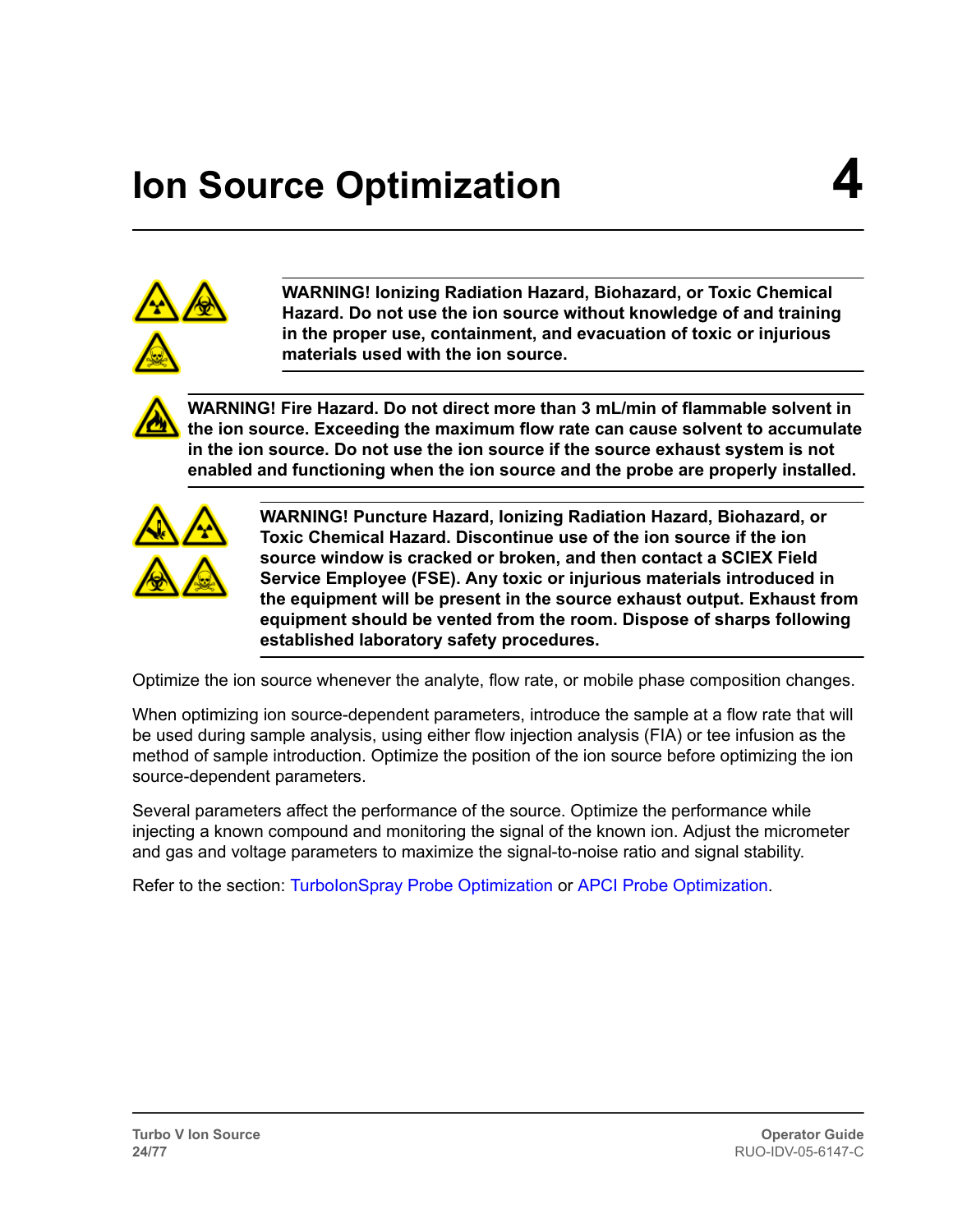# Ion Source Optimization 4

**WARNING! Ionizing Radiation Hazard, Biohazard, or Toxic Chemical Hazard. Do not use the ion source without knowledge of and training in the proper use, containment, and evacuation of toxic or injurious materials used with the ion source.**

**WARNING! Fire Hazard. Do not direct more than 3 mL/min of flammable solvent in the ion source. Exceeding the maximum flow rate can cause solvent to accumulate in the ion source. Do not use the ion source if the source exhaust system is not enabled and functioning when the ion source and the probe are properly installed.**

**WARNING! Puncture Hazard, Ionizing Radiation Hazard, Biohazard, or Toxic Chemical Hazard. Discontinue use of the ion source if the ion source window is cracked or broken, and then contact a SCIEX Field Service Employee (FSE). Any toxic or injurious materials introduced in the equipment will be present in the source exhaust output. Exhaust from equipment should be vented from the room. Dispose of sharps following established laboratory safety procedures.**

Optimize the ion source whenever the analyte, flow rate, or mobile phase composition changes.

When optimizing ion source-dependent parameters, introduce the sample at a flow rate that will be used during sample analysis, using either flow injection analysis (FIA) or tee infusion as the method of sample introduction. Optimize the position of the ion source before optimizing the ion source-dependent parameters.

Several parameters affect the performance of the source. Optimize the performance while injecting a known compound and monitoring the signal of the known ion. Adjust the micrometer and gas and voltage parameters to maximize the signal-to-noise ratio and signal stability.

Refer to the section: TurboIonSpray Probe Optimization or APCI Probe Optimization.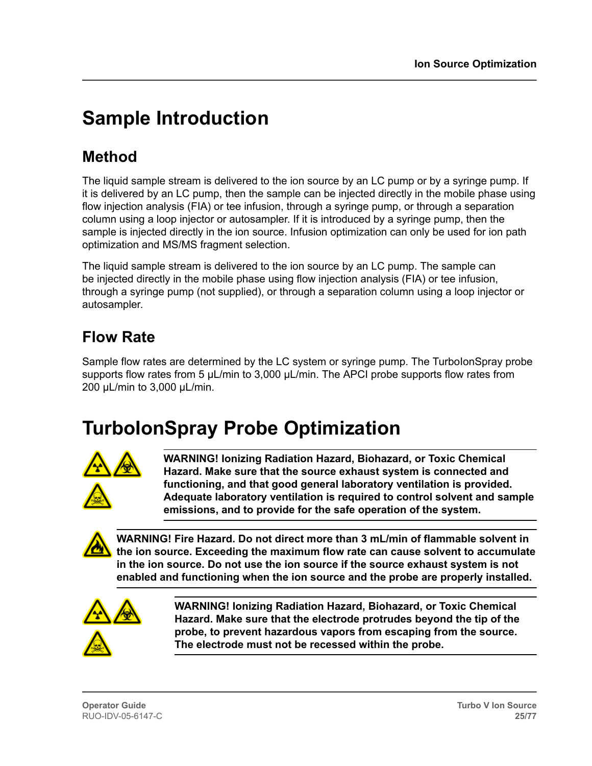# Sample Introduction

## Method

The liquid sample stream is delivered to the ion source by an LC pump or by a syringe pump. If it is delivered by an LC pump, then the sample can be injected directly in the mobile phase using flow injection analysis (FIA) or tee infusion, through a syringe pump, or through a separation column using a loop injector or autosampler. If it is introduced by a syringe pump, then the sample is injected directly in the ion source. Infusion optimization can only be used for ion path optimization and MS/MS fragment selection.

The liquid sample stream is delivered to the ion source by an LC pump. The sample can be injected directly in the mobile phase using flow injection analysis (FIA) or tee infusion, through a syringe pump (not supplied), or through a separation column using a loop injector or autosampler.

## Flow Rate

Sample flow rates are determined by the LC system or syringe pump. The TurboIonSpray probe supports flow rates from 5 µL/min to 3,000 µL/min. The APCI probe supports flow rates from 200 µL/min to 3,000 µL/min.

# TurboIonSpray Probe Optimization

**WARNING! Ionizing Radiation Hazard, Biohazard, or Toxic Chemical Hazard. Make sure that the source exhaust system is connected and functioning, and that good general laboratory ventilation is provided. Adequate laboratory ventilation is required to control solvent and sample emissions, and to provide for the safe operation of the system.**

**WARNING! Fire Hazard. Do not direct more than 3 mL/min of flammable solvent in the ion source. Exceeding the maximum flow rate can cause solvent to accumulate in the ion source. Do not use the ion source if the source exhaust system is not enabled and functioning when the ion source and the probe are properly installed.**

**WARNING! Ionizing Radiation Hazard, Biohazard, or Toxic Chemical Hazard. Make sure that the electrode protrudes beyond the tip of the probe, to prevent hazardous vapors from escaping from the source. The electrode must not be recessed within the probe.**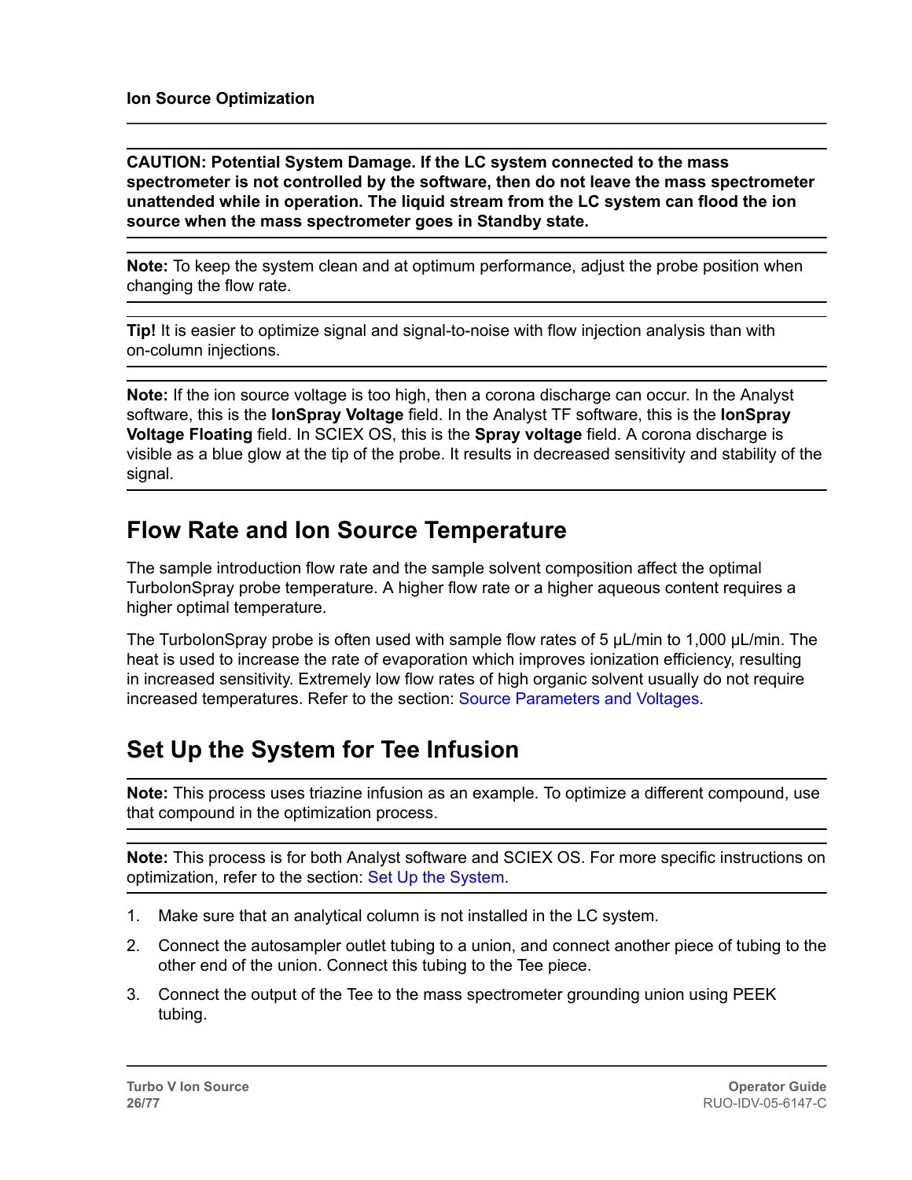**CAUTION: Potential System Damage. If the LC system connected to the mass spectrometer is not controlled by the software, then do not leave the mass spectrometer unattended while in operation. The liquid stream from the LC system can flood the ion source when the mass spectrometer goes in Standby state.**

**Note:** To keep the system clean and at optimum performance, adjust the probe position when changing the flow rate.

**Tip!** It is easier to optimize signal and signal-to-noise with flow injection analysis than with on-column injections.

**Note:** If the ion source voltage is too high, then a corona discharge can occur. In the Analyst software, this is the **IonSpray Voltage** field. In the Analyst TF software, this is the **IonSpray Voltage Floating** field. In SCIEX OS, this is the **Spray voltage** field. A corona discharge is visible as a blue glow at the tip of the probe. It results in decreased sensitivity and stability of the signal.

## Flow Rate and Ion Source Temperature

The sample introduction flow rate and the sample solvent composition affect the optimal TurboIonSpray probe temperature. A higher flow rate or a higher aqueous content requires a higher optimal temperature.

The TurboIonSpray probe is often used with sample flow rates of 5 µL/min to 1,000 µL/min. The heat is used to increase the rate of evaporation which improves ionization efficiency, resulting in increased sensitivity. Extremely low flow rates of high organic solvent usually do not require increased temperatures. Refer to the section: Source Parameters and Voltages.

## Set Up the System for Tee Infusion

**Note:** This process uses triazine infusion as an example. To optimize a different compound, use that compound in the optimization process.

**Note:** This process is for both Analyst software and SCIEX OS. For more specific instructions on optimization, refer to the section: Set Up the System.

1. Make sure that an analytical column is not installed in the LC system.
2. Connect the autosampler outlet tubing to a union, and connect another piece of tubing to the other end of the union. Connect this tubing to the Tee piece.
3. Connect the output of the Tee to the mass spectrometer grounding union using PEEK tubing.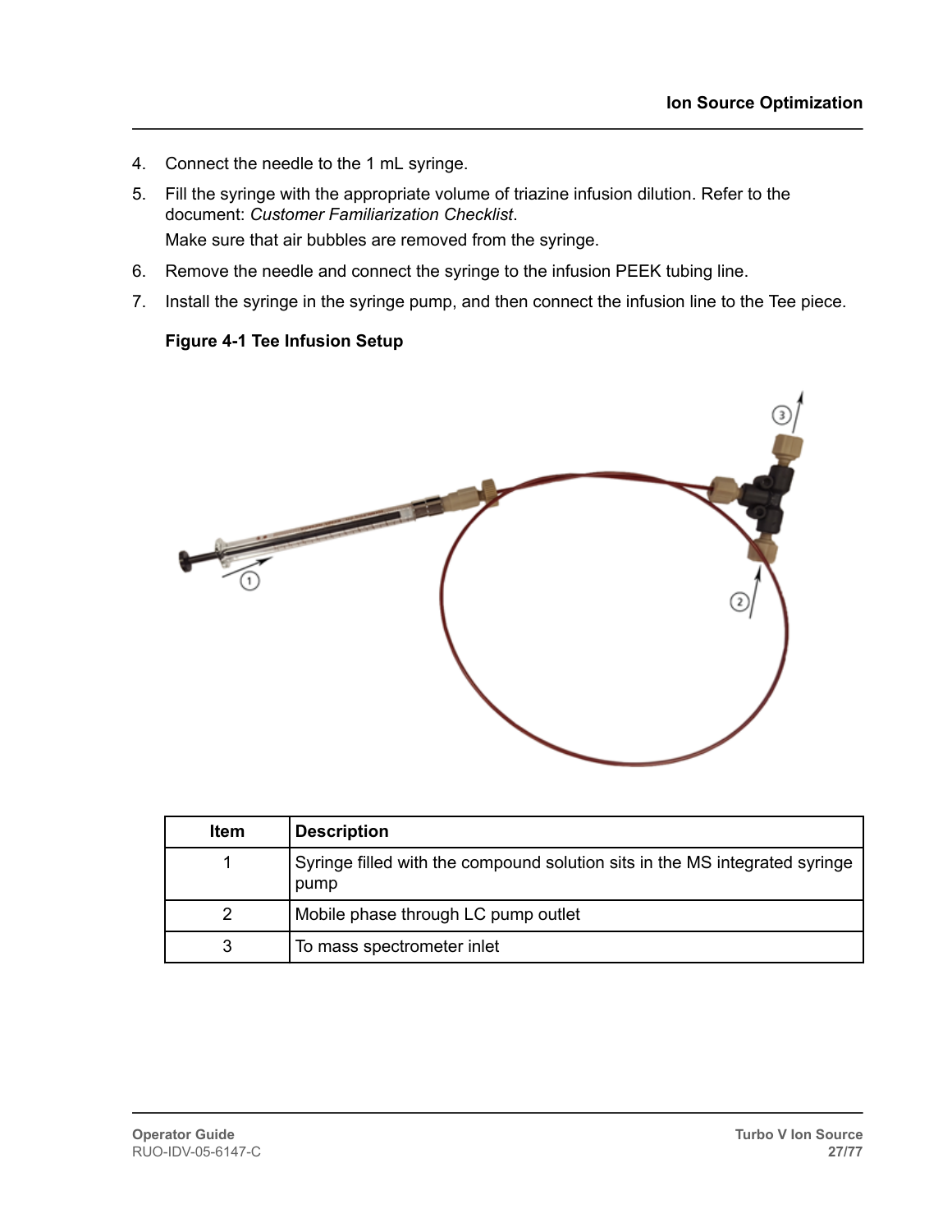4. Connect the needle to the 1 mL syringe.
5. Fill the syringe with the appropriate volume of triazine infusion dilution. Refer to the document: *Customer Familiarization Checklist*.

   Make sure that air bubbles are removed from the syringe.
6. Remove the needle and connect the syringe to the infusion PEEK tubing line.
7. Install the syringe in the syringe pump, and then connect the infusion line to the Tee piece.

**Figure 4-1 Tee Infusion Setup**

| Item | Description |
| --- | --- |
| 1 | Syringe filled with the compound solution sits in the MS integrated syringe pump |
| 2 | Mobile phase through LC pump outlet |
| 3 | To mass spectrometer inlet |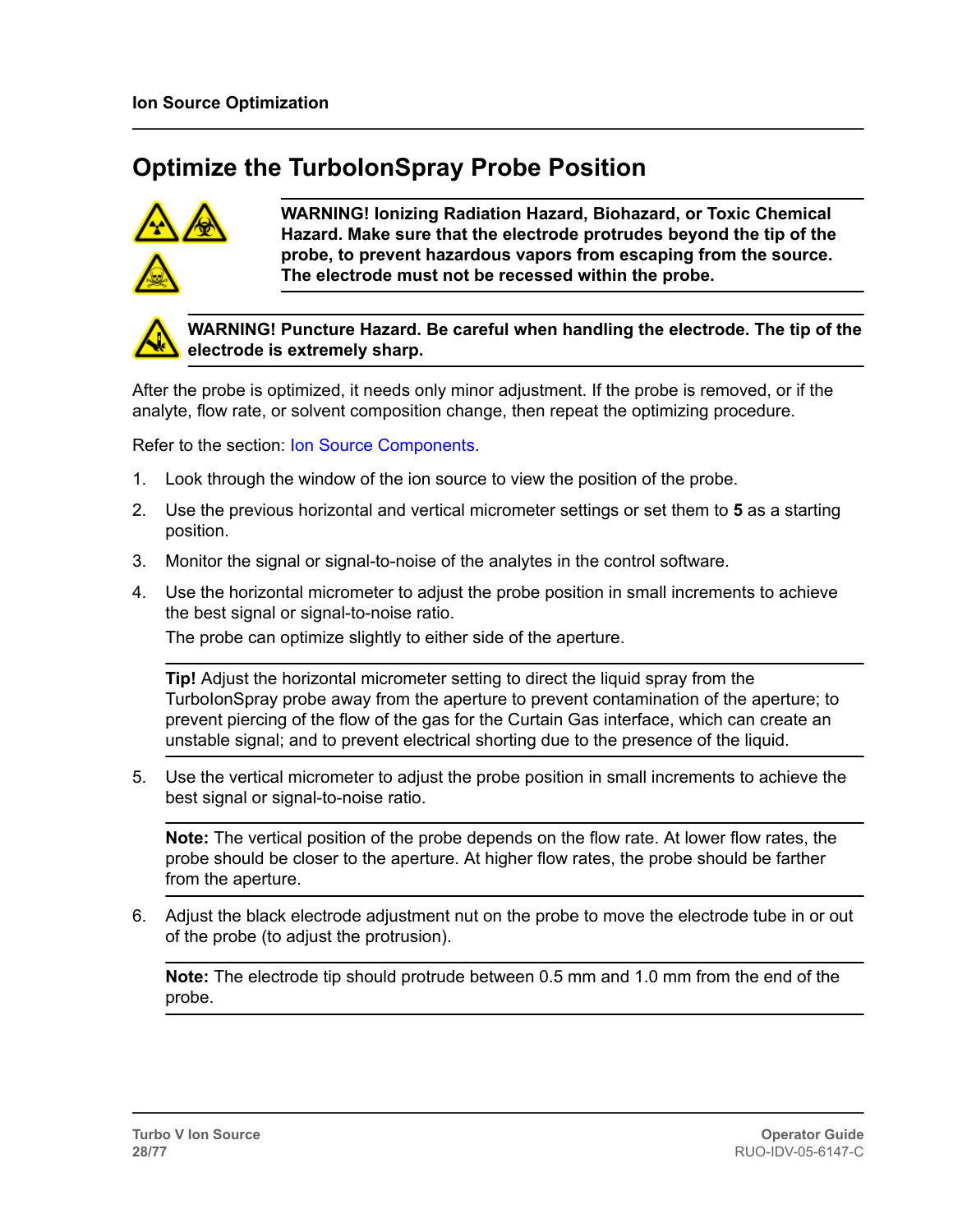## Optimize the TurboIonSpray Probe Position

**WARNING! Ionizing Radiation Hazard, Biohazard, or Toxic Chemical Hazard. Make sure that the electrode protrudes beyond the tip of the probe, to prevent hazardous vapors from escaping from the source. The electrode must not be recessed within the probe.**

**WARNING! Puncture Hazard. Be careful when handling the electrode. The tip of the electrode is extremely sharp.**

After the probe is optimized, it needs only minor adjustment. If the probe is removed, or if the analyte, flow rate, or solvent composition change, then repeat the optimizing procedure.

Refer to the section: Ion Source Components.

1. Look through the window of the ion source to view the position of the probe.
2. Use the previous horizontal and vertical micrometer settings or set them to **5** as a starting position.
3. Monitor the signal or signal-to-noise of the analytes in the control software.
4. Use the horizontal micrometer to adjust the probe position in small increments to achieve the best signal or signal-to-noise ratio.

   The probe can optimize slightly to either side of the aperture.

   **Tip!** Adjust the horizontal micrometer setting to direct the liquid spray from the TurboIonSpray probe away from the aperture to prevent contamination of the aperture; to prevent piercing of the flow of the gas for the Curtain Gas interface, which can create an unstable signal; and to prevent electrical shorting due to the presence of the liquid.

5. Use the vertical micrometer to adjust the probe position in small increments to achieve the best signal or signal-to-noise ratio.

   **Note:** The vertical position of the probe depends on the flow rate. At lower flow rates, the probe should be closer to the aperture. At higher flow rates, the probe should be farther from the aperture.

6. Adjust the black electrode adjustment nut on the probe to move the electrode tube in or out of the probe (to adjust the protrusion).

   **Note:** The electrode tip should protrude between 0.5 mm and 1.0 mm from the end of the probe.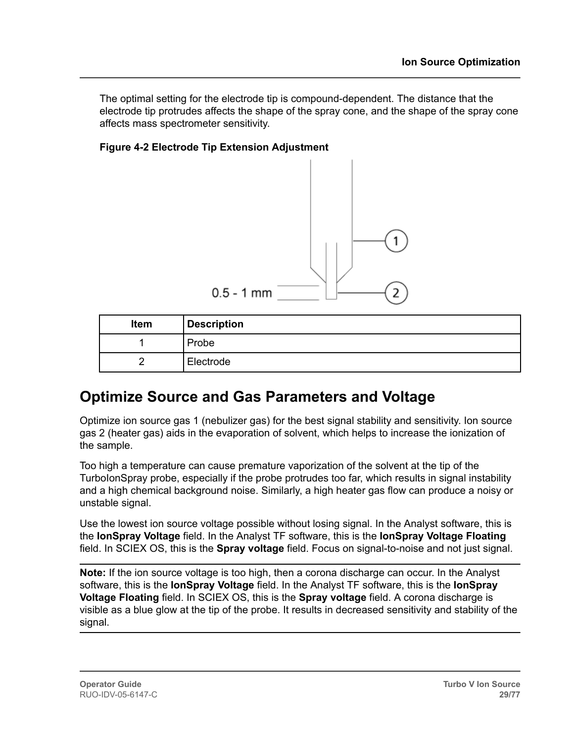The optimal setting for the electrode tip is compound-dependent. The distance that the electrode tip protrudes affects the shape of the spray cone, and the shape of the spray cone affects mass spectrometer sensitivity.

**Figure 4-2 Electrode Tip Extension Adjustment**

| Item | Description |
| --- | --- |
| 1 | Probe |
| 2 | Electrode |

## Optimize Source and Gas Parameters and Voltage

Optimize ion source gas 1 (nebulizer gas) for the best signal stability and sensitivity. Ion source gas 2 (heater gas) aids in the evaporation of solvent, which helps to increase the ionization of the sample.

Too high a temperature can cause premature vaporization of the solvent at the tip of the TurboIonSpray probe, especially if the probe protrudes too far, which results in signal instability and a high chemical background noise. Similarly, a high heater gas flow can produce a noisy or unstable signal.

Use the lowest ion source voltage possible without losing signal. In the Analyst software, this is the **IonSpray Voltage** field. In the Analyst TF software, this is the **IonSpray Voltage Floating** field. In SCIEX OS, this is the **Spray voltage** field. Focus on signal-to-noise and not just signal.

**Note:** If the ion source voltage is too high, then a corona discharge can occur. In the Analyst software, this is the **IonSpray Voltage** field. In the Analyst TF software, this is the **IonSpray Voltage Floating** field. In SCIEX OS, this is the **Spray voltage** field. A corona discharge is visible as a blue glow at the tip of the probe. It results in decreased sensitivity and stability of the signal.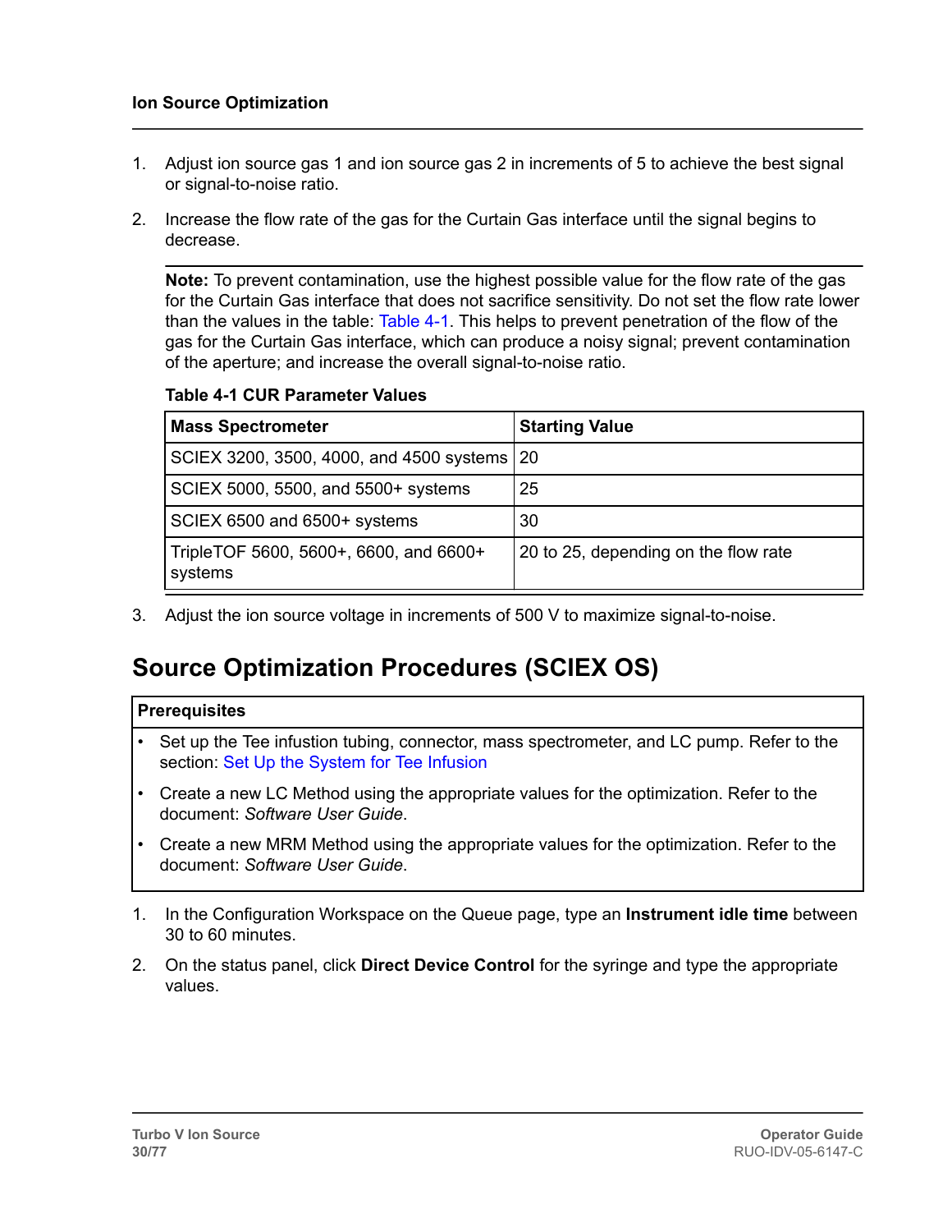1. Adjust ion source gas 1 and ion source gas 2 in increments of 5 to achieve the best signal or signal-to-noise ratio.
2. Increase the flow rate of the gas for the Curtain Gas interface until the signal begins to decrease.

   **Note:** To prevent contamination, use the highest possible value for the flow rate of the gas for the Curtain Gas interface that does not sacrifice sensitivity. Do not set the flow rate lower than the values in the table: Table 4-1. This helps to prevent penetration of the flow of the gas for the Curtain Gas interface, which can produce a noisy signal; prevent contamination of the aperture; and increase the overall signal-to-noise ratio.

   **Table 4-1 CUR Parameter Values**

   | Mass Spectrometer | Starting Value |
   | --- | --- |
   | SCIEX 3200, 3500, 4000, and 4500 systems | 20 |
   | SCIEX 5000, 5500, and 5500+ systems | 25 |
   | SCIEX 6500 and 6500+ systems | 30 |
   | TripleTOF 5600, 5600+, 6600, and 6600+ systems | 20 to 25, depending on the flow rate |

3. Adjust the ion source voltage in increments of 500 V to maximize signal-to-noise.

## Source Optimization Procedures (SCIEX OS)

**Prerequisites**

- Set up the Tee infusion tubing, connector, mass spectrometer, and LC pump. Refer to the section: Set Up the System for Tee Infusion
- Create a new LC Method using the appropriate values for the optimization. Refer to the document: *Software User Guide*.
- Create a new MRM Method using the appropriate values for the optimization. Refer to the document: *Software User Guide*.

1. In the Configuration Workspace on the Queue page, type an **Instrument idle time** between 30 to 60 minutes.
2. On the status panel, click **Direct Device Control** for the syringe and type the appropriate values.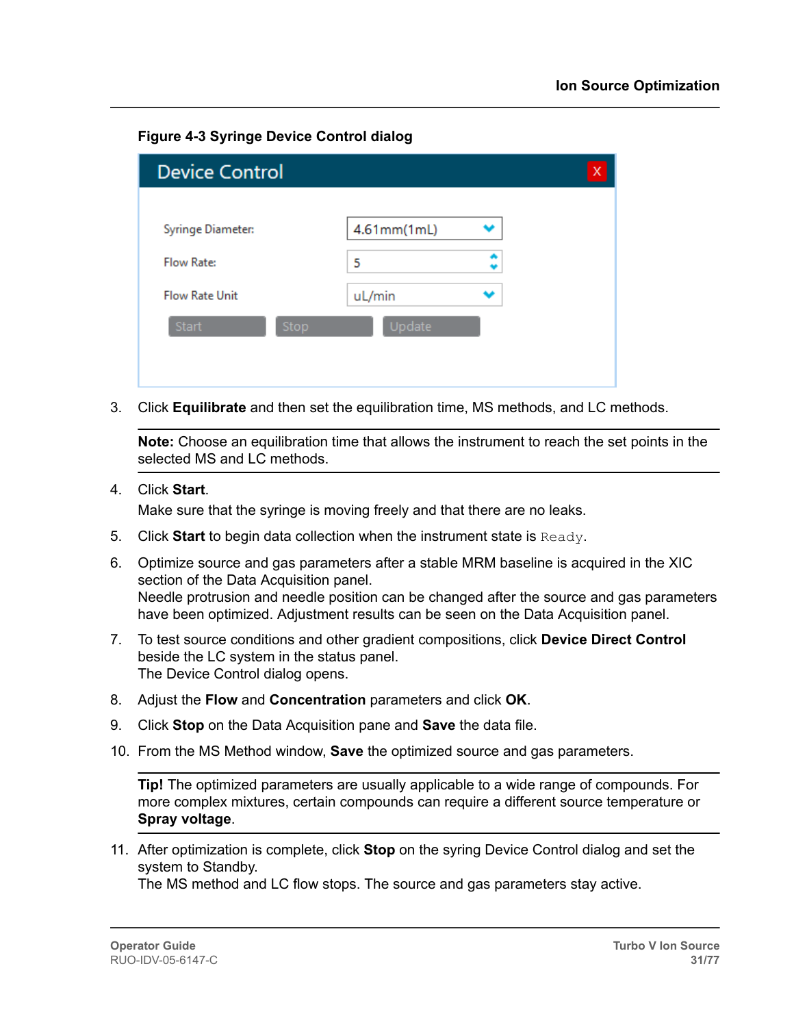**Figure 4-3 Syringe Device Control dialog**

3. Click **Equilibrate** and then set the equilibration time, MS methods, and LC methods.

   **Note:** Choose an equilibration time that allows the instrument to reach the set points in the selected MS and LC methods.

4. Click **Start**.

   Make sure that the syringe is moving freely and that there are no leaks.

5. Click **Start** to begin data collection when the instrument state is `Ready`.

6. Optimize source and gas parameters after a stable MRM baseline is acquired in the XIC section of the Data Acquisition panel.
   Needle protrusion and needle position can be changed after the source and gas parameters have been optimized. Adjustment results can be seen on the Data Acquisition panel.

7. To test source conditions and other gradient compositions, click **Device Direct Control** beside the LC system in the status panel.
   The Device Control dialog opens.

8. Adjust the **Flow** and **Concentration** parameters and click **OK**.

9. Click **Stop** on the Data Acquisition pane and **Save** the data file.

10. From the MS Method window, **Save** the optimized source and gas parameters.

    **Tip!** The optimized parameters are usually applicable to a wide range of compounds. For more complex mixtures, certain compounds can require a different source temperature or **Spray voltage**.

11. After optimization is complete, click **Stop** on the syring Device Control dialog and set the system to Standby.
    The MS method and LC flow stops. The source and gas parameters stay active.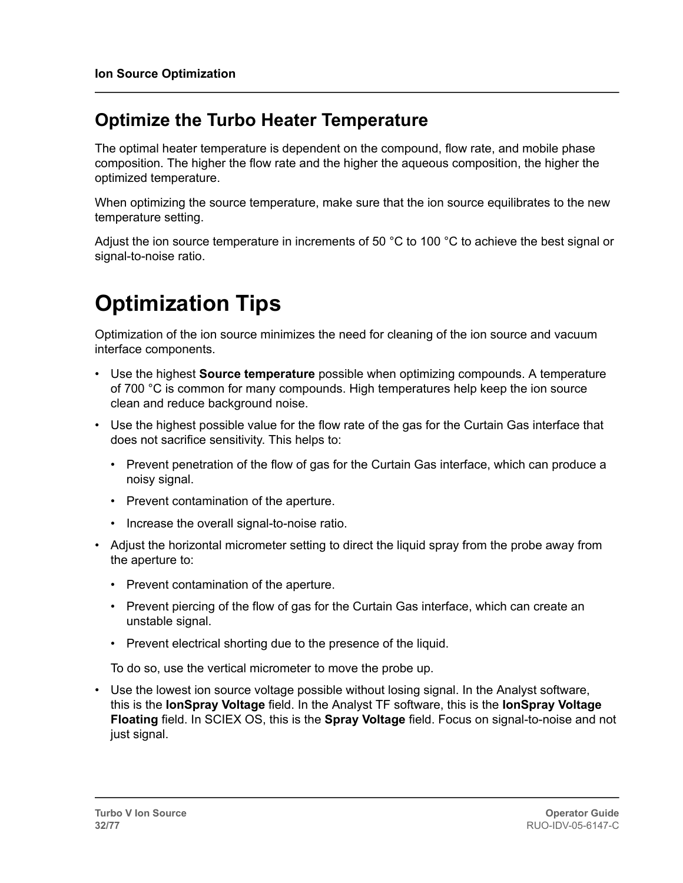## Optimize the Turbo Heater Temperature

The optimal heater temperature is dependent on the compound, flow rate, and mobile phase composition. The higher the flow rate and the higher the aqueous composition, the higher the optimized temperature.

When optimizing the source temperature, make sure that the ion source equilibrates to the new temperature setting.

Adjust the ion source temperature in increments of 50 °C to 100 °C to achieve the best signal or signal-to-noise ratio.

# Optimization Tips

Optimization of the ion source minimizes the need for cleaning of the ion source and vacuum interface components.

- Use the highest **Source temperature** possible when optimizing compounds. A temperature of 700 °C is common for many compounds. High temperatures help keep the ion source clean and reduce background noise.
- Use the highest possible value for the flow rate of the gas for the Curtain Gas interface that does not sacrifice sensitivity. This helps to:
  - Prevent penetration of the flow of gas for the Curtain Gas interface, which can produce a noisy signal.
  - Prevent contamination of the aperture.
  - Increase the overall signal-to-noise ratio.
- Adjust the horizontal micrometer setting to direct the liquid spray from the probe away from the aperture to:
  - Prevent contamination of the aperture.
  - Prevent piercing of the flow of gas for the Curtain Gas interface, which can create an unstable signal.
  - Prevent electrical shorting due to the presence of the liquid.

  To do so, use the vertical micrometer to move the probe up.
- Use the lowest ion source voltage possible without losing signal. In the Analyst software, this is the **IonSpray Voltage** field. In the Analyst TF software, this is the **IonSpray Voltage Floating** field. In SCIEX OS, this is the **Spray Voltage** field. Focus on signal-to-noise and not just signal.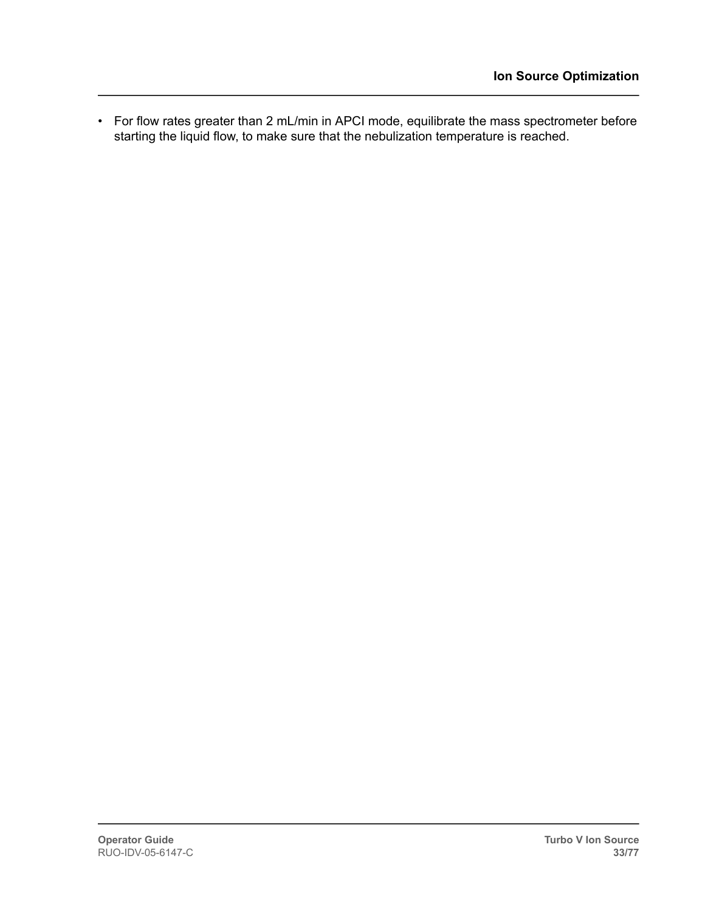- For flow rates greater than 2 mL/min in APCI mode, equilibrate the mass spectrometer before starting the liquid flow, to make sure that the nebulization temperature is reached.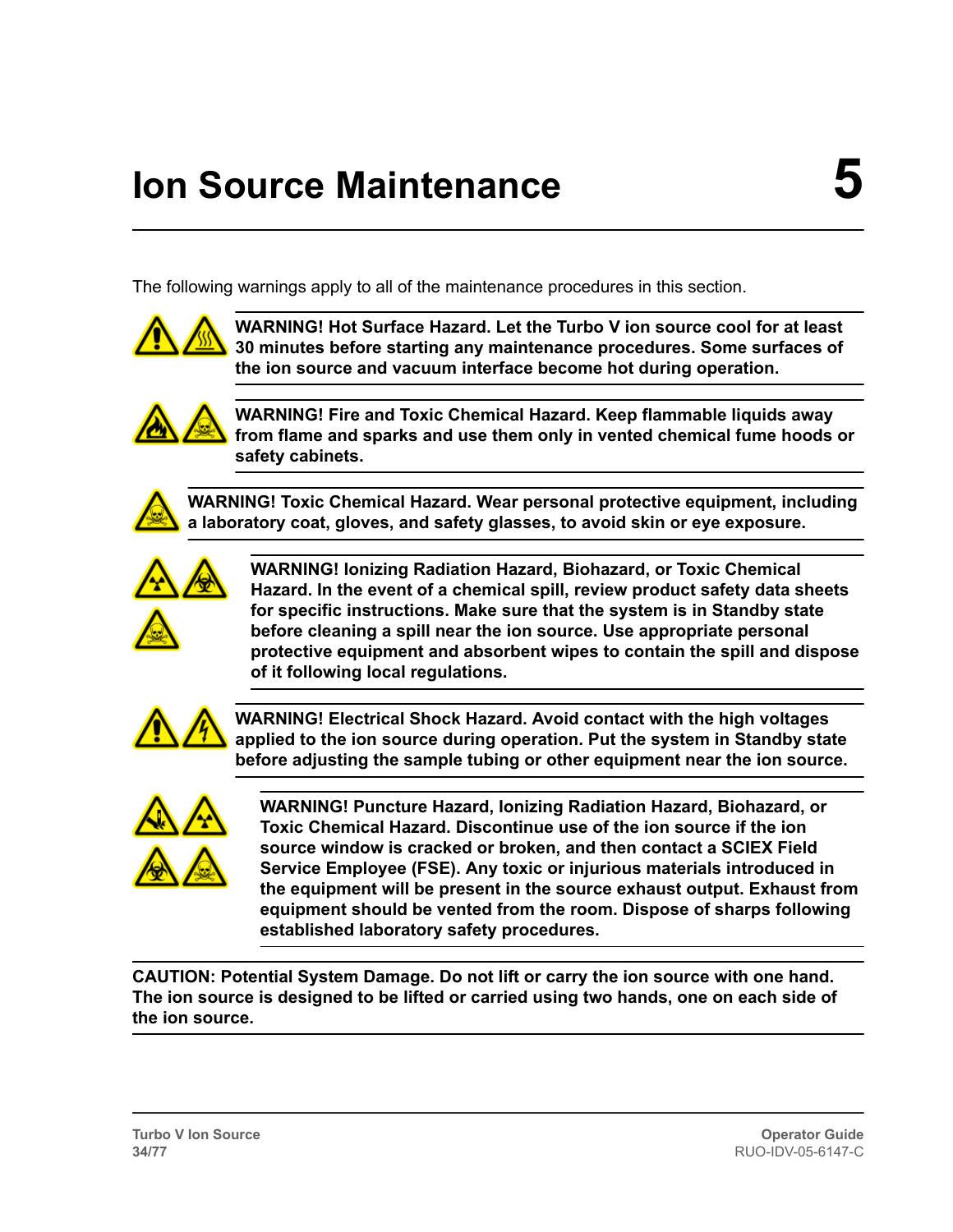# Ion Source Maintenance 5

The following warnings apply to all of the maintenance procedures in this section.

**WARNING! Hot Surface Hazard. Let the Turbo V ion source cool for at least 30 minutes before starting any maintenance procedures. Some surfaces of the ion source and vacuum interface become hot during operation.**

**WARNING! Fire and Toxic Chemical Hazard. Keep flammable liquids away from flame and sparks and use them only in vented chemical fume hoods or safety cabinets.**

**WARNING! Toxic Chemical Hazard. Wear personal protective equipment, including a laboratory coat, gloves, and safety glasses, to avoid skin or eye exposure.**

**WARNING! Ionizing Radiation Hazard, Biohazard, or Toxic Chemical Hazard. In the event of a chemical spill, review product safety data sheets for specific instructions. Make sure that the system is in Standby state before cleaning a spill near the ion source. Use appropriate personal protective equipment and absorbent wipes to contain the spill and dispose of it following local regulations.**

**WARNING! Electrical Shock Hazard. Avoid contact with the high voltages applied to the ion source during operation. Put the system in Standby state before adjusting the sample tubing or other equipment near the ion source.**

**WARNING! Puncture Hazard, Ionizing Radiation Hazard, Biohazard, or Toxic Chemical Hazard. Discontinue use of the ion source if the ion source window is cracked or broken, and then contact a SCIEX Field Service Employee (FSE). Any toxic or injurious materials introduced in the equipment will be present in the source exhaust output. Exhaust from equipment should be vented from the room. Dispose of sharps following established laboratory safety procedures.**

**CAUTION: Potential System Damage. Do not lift or carry the ion source with one hand. The ion source is designed to be lifted or carried using two hands, one on each side of the ion source.**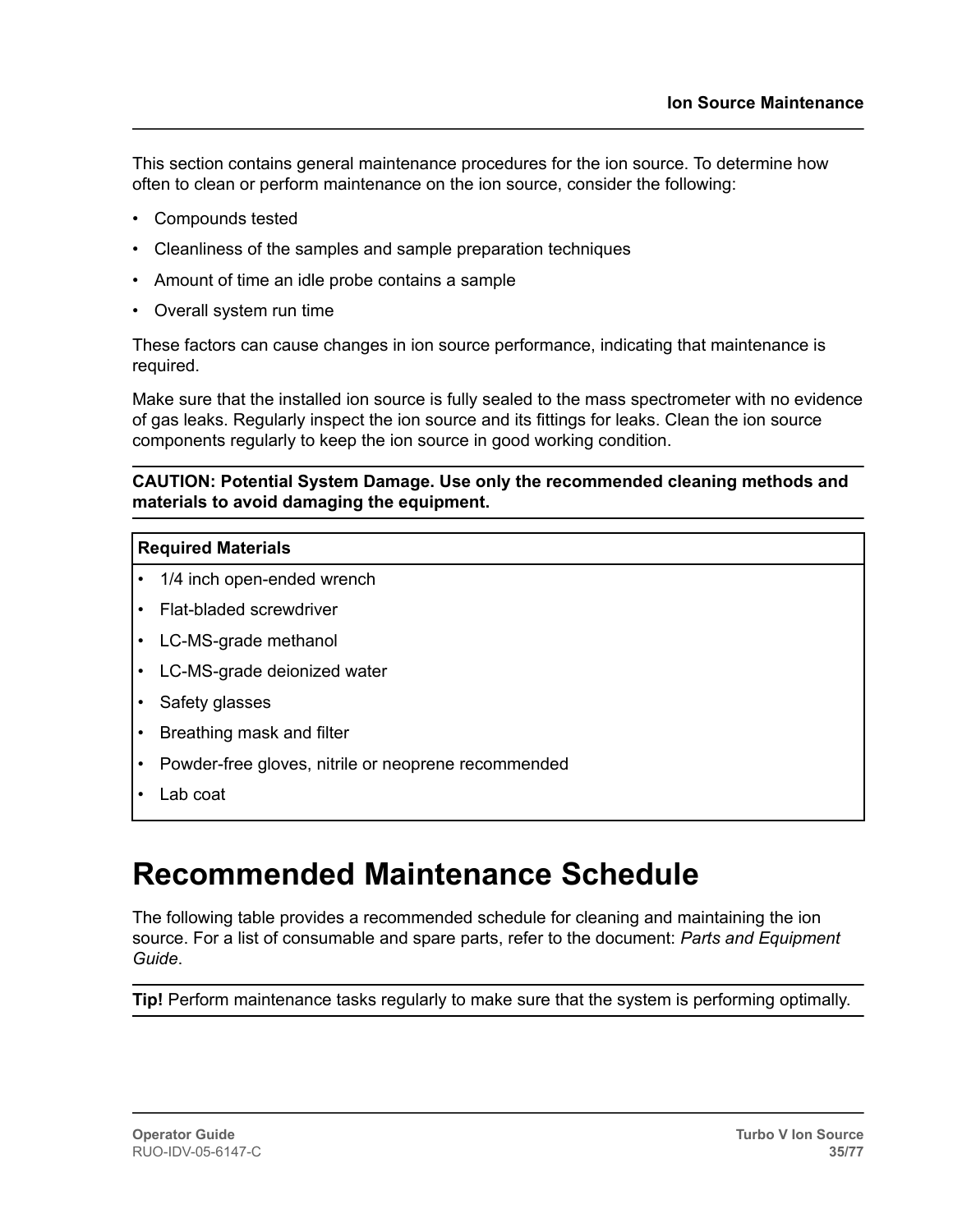This section contains general maintenance procedures for the ion source. To determine how often to clean or perform maintenance on the ion source, consider the following:

- Compounds tested
- Cleanliness of the samples and sample preparation techniques
- Amount of time an idle probe contains a sample
- Overall system run time

These factors can cause changes in ion source performance, indicating that maintenance is required.

Make sure that the installed ion source is fully sealed to the mass spectrometer with no evidence of gas leaks. Regularly inspect the ion source and its fittings for leaks. Clean the ion source components regularly to keep the ion source in good working condition.

**CAUTION: Potential System Damage. Use only the recommended cleaning methods and materials to avoid damaging the equipment.**

| Required Materials |
|---|
| • 1/4 inch open-ended wrench<br>• Flat-bladed screwdriver<br>• LC-MS-grade methanol<br>• LC-MS-grade deionized water<br>• Safety glasses<br>• Breathing mask and filter<br>• Powder-free gloves, nitrile or neoprene recommended<br>• Lab coat |

# Recommended Maintenance Schedule

The following table provides a recommended schedule for cleaning and maintaining the ion source. For a list of consumable and spare parts, refer to the document: *Parts and Equipment Guide*.

**Tip!** Perform maintenance tasks regularly to make sure that the system is performing optimally.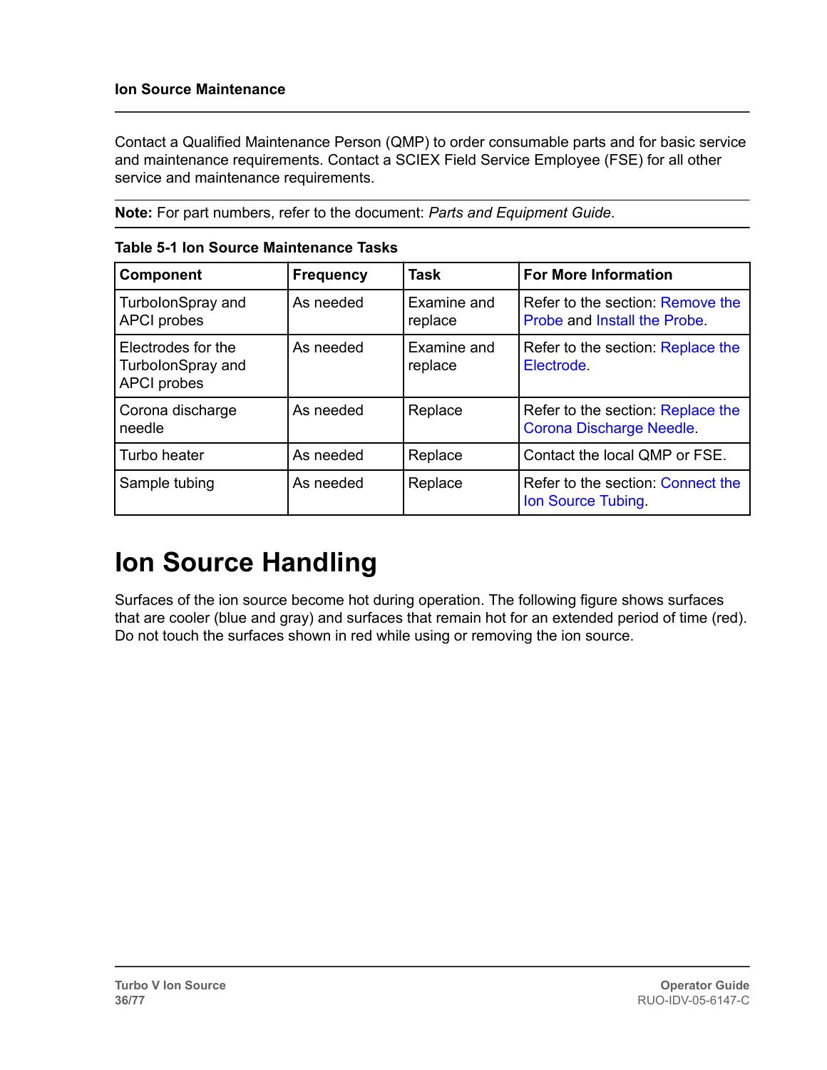Contact a Qualified Maintenance Person (QMP) to order consumable parts and for basic service and maintenance requirements. Contact a SCIEX Field Service Employee (FSE) for all other service and maintenance requirements.

**Note:** For part numbers, refer to the document: *Parts and Equipment Guide*.

**Table 5-1 Ion Source Maintenance Tasks**

| Component | Frequency | Task | For More Information |
|---|---|---|---|
| TurboIonSpray and APCI probes | As needed | Examine and replace | Refer to the section: Remove the Probe and Install the Probe. |
| Electrodes for the TurboIonSpray and APCI probes | As needed | Examine and replace | Refer to the section: Replace the Electrode. |
| Corona discharge needle | As needed | Replace | Refer to the section: Replace the Corona Discharge Needle. |
| Turbo heater | As needed | Replace | Contact the local QMP or FSE. |
| Sample tubing | As needed | Replace | Refer to the section: Connect the Ion Source Tubing. |

# Ion Source Handling

Surfaces of the ion source become hot during operation. The following figure shows surfaces that are cooler (blue and gray) and surfaces that remain hot for an extended period of time (red). Do not touch the surfaces shown in red while using or removing the ion source.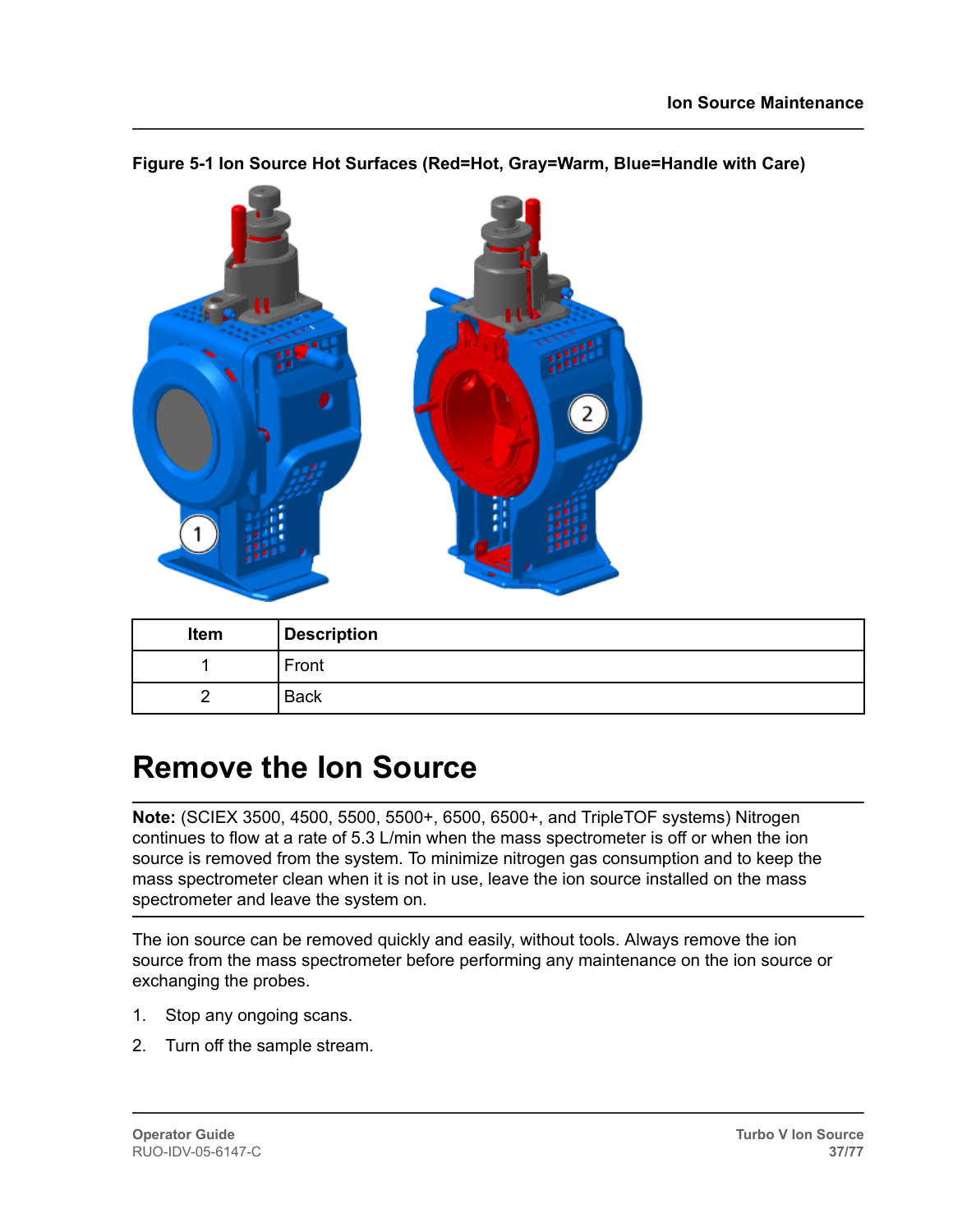**Figure 5-1 Ion Source Hot Surfaces (Red=Hot, Gray=Warm, Blue=Handle with Care)**

| Item | Description |
|---|---|
| 1 | Front |
| 2 | Back |

# Remove the Ion Source

**Note:** (SCIEX 3500, 4500, 5500, 5500+, 6500, 6500+, and TripleTOF systems) Nitrogen continues to flow at a rate of 5.3 L/min when the mass spectrometer is off or when the ion source is removed from the system. To minimize nitrogen gas consumption and to keep the mass spectrometer clean when it is not in use, leave the ion source installed on the mass spectrometer and leave the system on.

The ion source can be removed quickly and easily, without tools. Always remove the ion source from the mass spectrometer before performing any maintenance on the ion source or exchanging the probes.

1. Stop any ongoing scans.
2. Turn off the sample stream.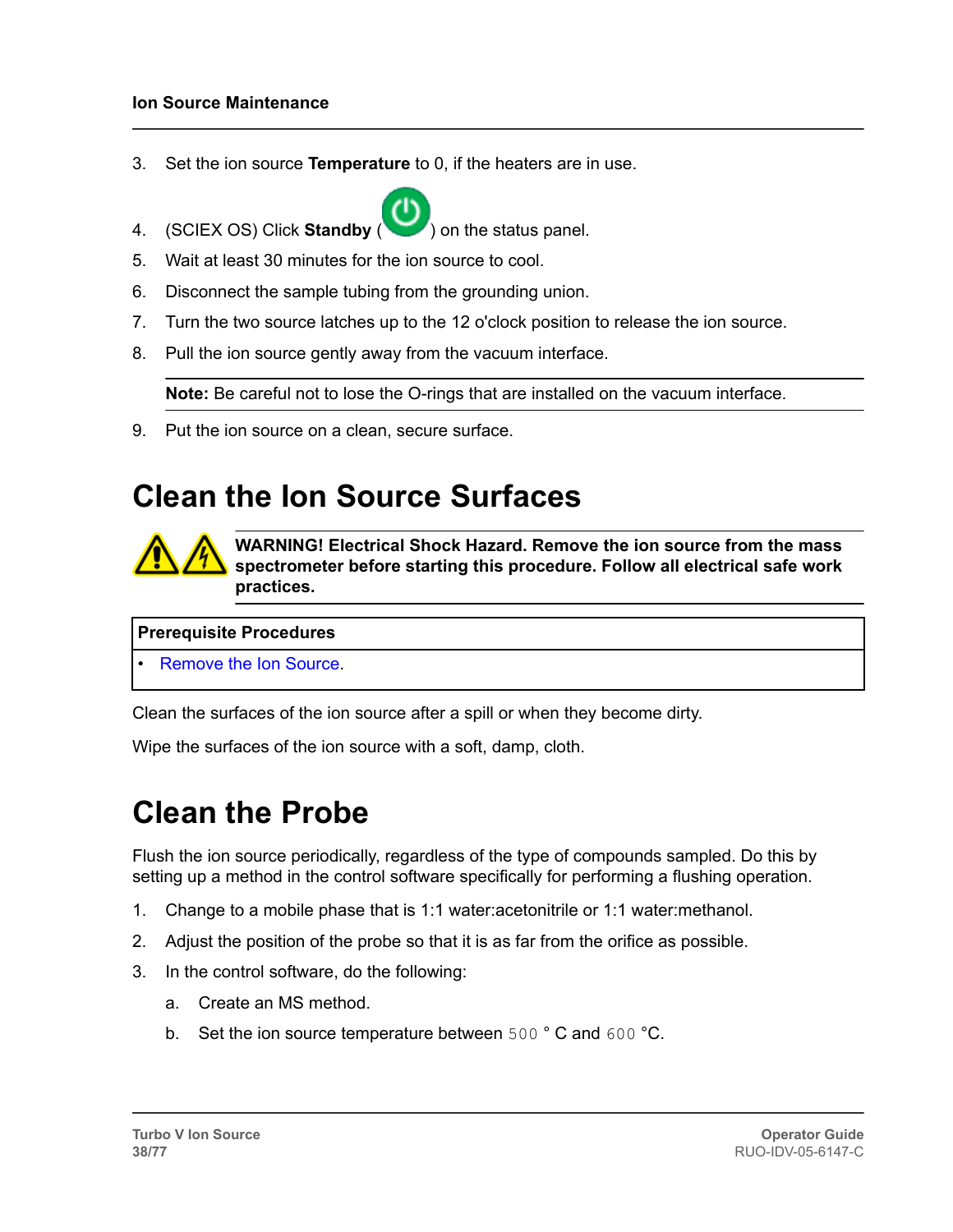3. Set the ion source **Temperature** to 0, if the heaters are in use.
4. (SCIEX OS) Click **Standby** ( ) on the status panel.
5. Wait at least 30 minutes for the ion source to cool.
6. Disconnect the sample tubing from the grounding union.
7. Turn the two source latches up to the 12 o'clock position to release the ion source.
8. Pull the ion source gently away from the vacuum interface.

   **Note:** Be careful not to lose the O-rings that are installed on the vacuum interface.

9. Put the ion source on a clean, secure surface.

# Clean the Ion Source Surfaces

**WARNING! Electrical Shock Hazard. Remove the ion source from the mass spectrometer before starting this procedure. Follow all electrical safe work practices.**

| **Prerequisite Procedures** |
|---|
| • Remove the Ion Source. |

Clean the surfaces of the ion source after a spill or when they become dirty.

Wipe the surfaces of the ion source with a soft, damp, cloth.

# Clean the Probe

Flush the ion source periodically, regardless of the type of compounds sampled. Do this by setting up a method in the control software specifically for performing a flushing operation.

1. Change to a mobile phase that is 1:1 water:acetonitrile or 1:1 water:methanol.
2. Adjust the position of the probe so that it is as far from the orifice as possible.
3. In the control software, do the following:
   a. Create an MS method.
   b. Set the ion source temperature between 500 ° C and 600 °C.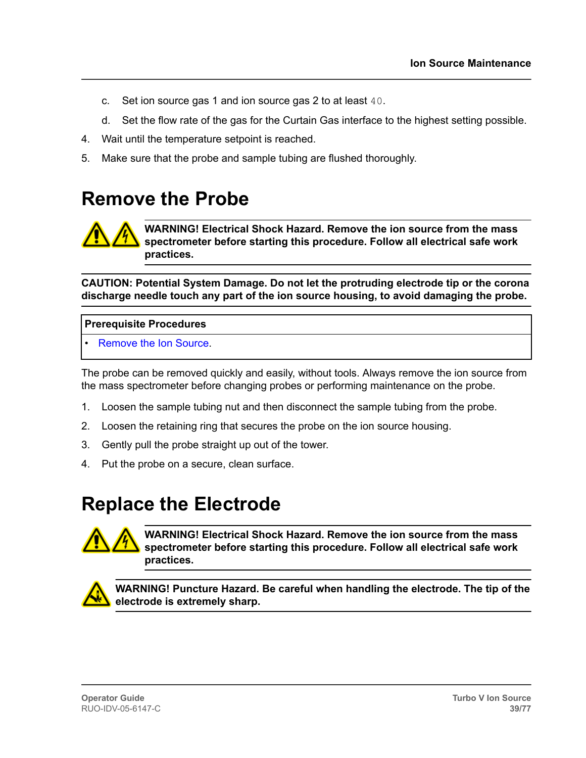c. Set ion source gas 1 and ion source gas 2 to at least `40`.

   d. Set the flow rate of the gas for the Curtain Gas interface to the highest setting possible.

4. Wait until the temperature setpoint is reached.
5. Make sure that the probe and sample tubing are flushed thoroughly.

# Remove the Probe

**WARNING! Electrical Shock Hazard. Remove the ion source from the mass spectrometer before starting this procedure. Follow all electrical safe work practices.**

**CAUTION: Potential System Damage. Do not let the protruding electrode tip or the corona discharge needle touch any part of the ion source housing, to avoid damaging the probe.**

| Prerequisite Procedures |
| --- |
| • Remove the Ion Source. |

The probe can be removed quickly and easily, without tools. Always remove the ion source from the mass spectrometer before changing probes or performing maintenance on the probe.

1. Loosen the sample tubing nut and then disconnect the sample tubing from the probe.
2. Loosen the retaining ring that secures the probe on the ion source housing.
3. Gently pull the probe straight up out of the tower.
4. Put the probe on a secure, clean surface.

# Replace the Electrode

**WARNING! Electrical Shock Hazard. Remove the ion source from the mass spectrometer before starting this procedure. Follow all electrical safe work practices.**

**WARNING! Puncture Hazard. Be careful when handling the electrode. The tip of the electrode is extremely sharp.**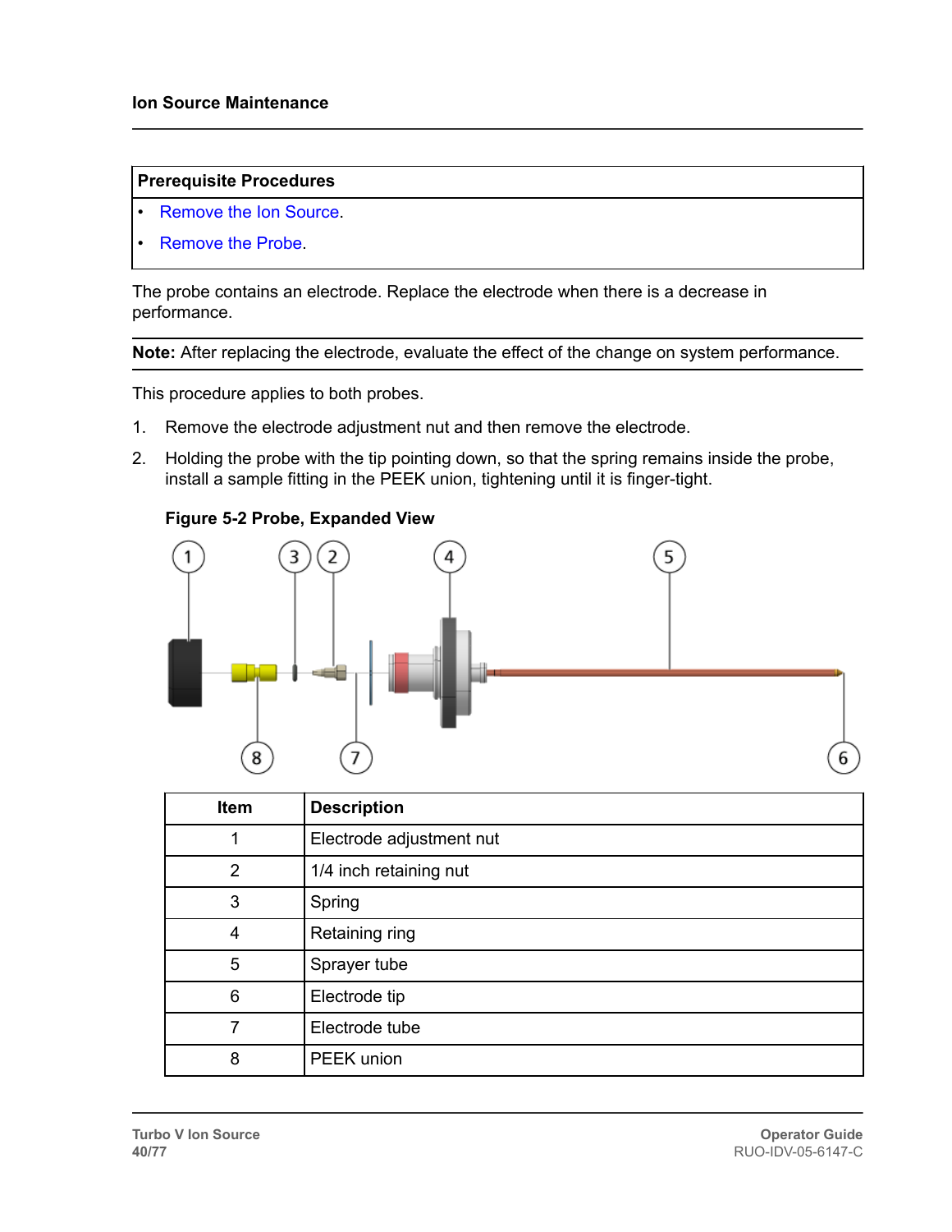## Ion Source Maintenance

| Prerequisite Procedures |
|---|
| • Remove the Ion Source. |
| • Remove the Probe. |

The probe contains an electrode. Replace the electrode when there is a decrease in performance.

**Note:** After replacing the electrode, evaluate the effect of the change on system performance.

This procedure applies to both probes.

1. Remove the electrode adjustment nut and then remove the electrode.
2. Holding the probe with the tip pointing down, so that the spring remains inside the probe, install a sample fitting in the PEEK union, tightening until it is finger-tight.

**Figure 5-2 Probe, Expanded View**

| Item | Description |
|---|---|
| 1 | Electrode adjustment nut |
| 2 | 1/4 inch retaining nut |
| 3 | Spring |
| 4 | Retaining ring |
| 5 | Sprayer tube |
| 6 | Electrode tip |
| 7 | Electrode tube |
| 8 | PEEK union |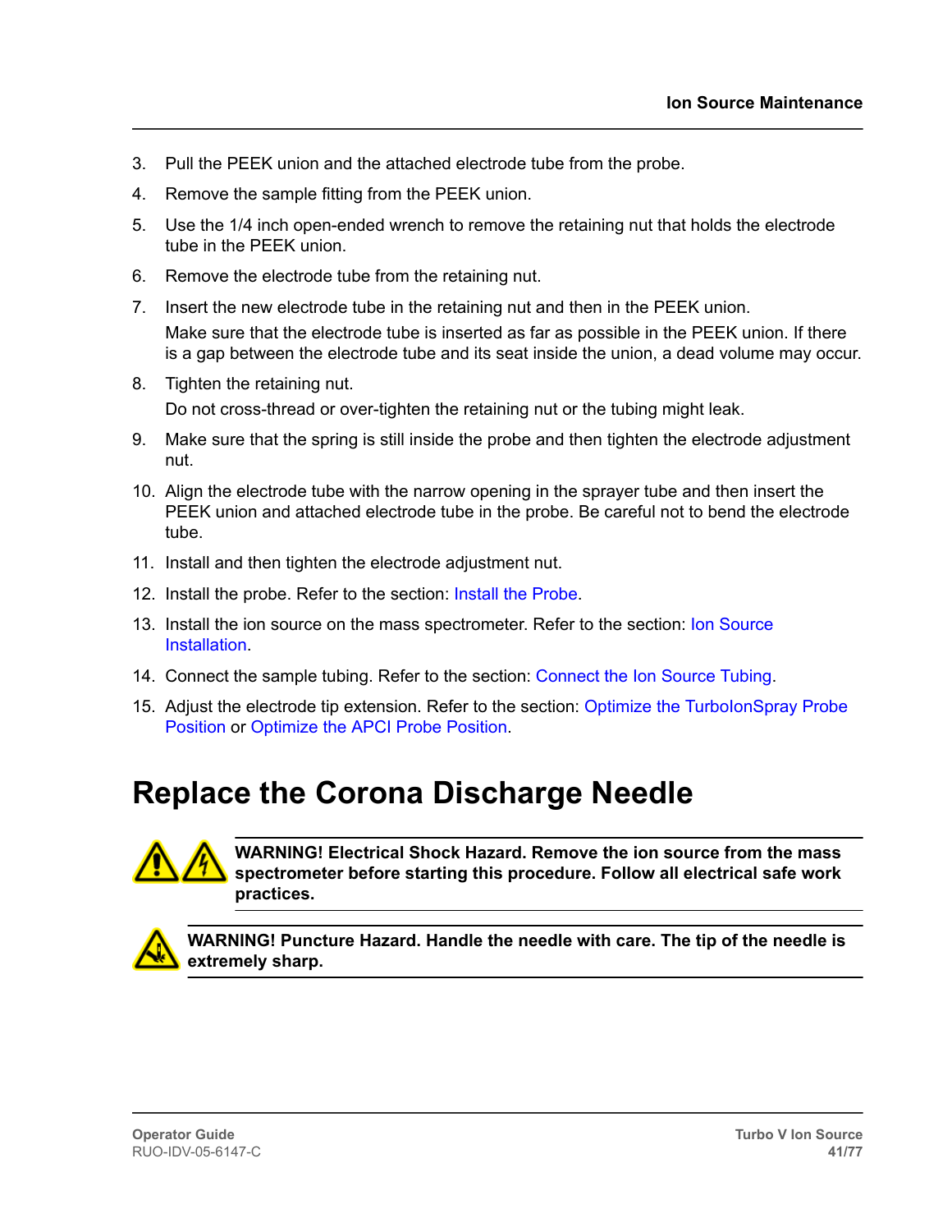3. Pull the PEEK union and the attached electrode tube from the probe.
4. Remove the sample fitting from the PEEK union.
5. Use the 1/4 inch open-ended wrench to remove the retaining nut that holds the electrode tube in the PEEK union.
6. Remove the electrode tube from the retaining nut.
7. Insert the new electrode tube in the retaining nut and then in the PEEK union.

   Make sure that the electrode tube is inserted as far as possible in the PEEK union. If there is a gap between the electrode tube and its seat inside the union, a dead volume may occur.
8. Tighten the retaining nut.

   Do not cross-thread or over-tighten the retaining nut or the tubing might leak.
9. Make sure that the spring is still inside the probe and then tighten the electrode adjustment nut.
10. Align the electrode tube with the narrow opening in the sprayer tube and then insert the PEEK union and attached electrode tube in the probe. Be careful not to bend the electrode tube.
11. Install and then tighten the electrode adjustment nut.
12. Install the probe. Refer to the section: Install the Probe.
13. Install the ion source on the mass spectrometer. Refer to the section: Ion Source Installation.
14. Connect the sample tubing. Refer to the section: Connect the Ion Source Tubing.
15. Adjust the electrode tip extension. Refer to the section: Optimize the TurboIonSpray Probe Position or Optimize the APCI Probe Position.

## Replace the Corona Discharge Needle

**WARNING! Electrical Shock Hazard. Remove the ion source from the mass spectrometer before starting this procedure. Follow all electrical safe work practices.**

**WARNING! Puncture Hazard. Handle the needle with care. The tip of the needle is extremely sharp.**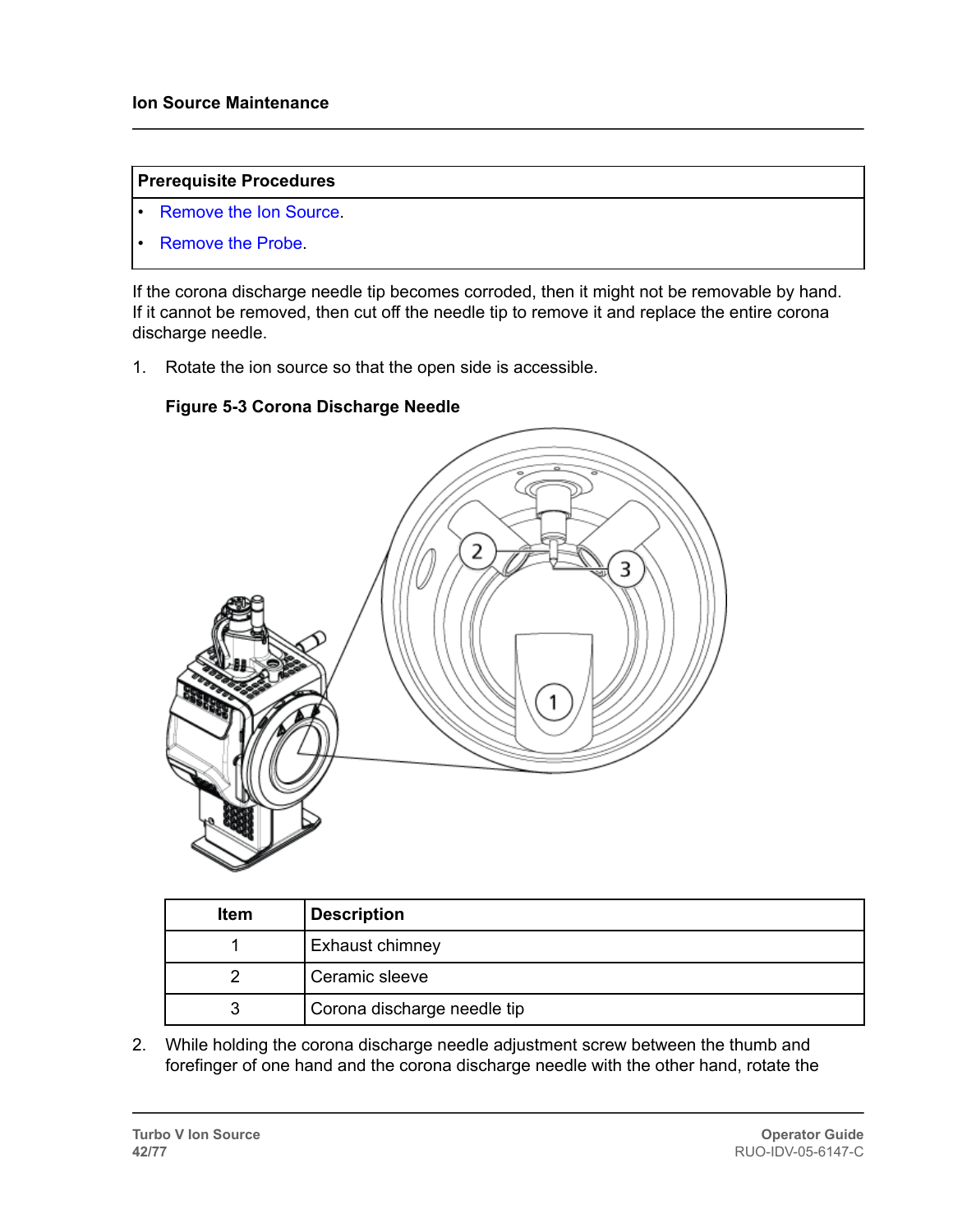| Prerequisite Procedures |
|---|
| • Remove the Ion Source.<br>• Remove the Probe. |

If the corona discharge needle tip becomes corroded, then it might not be removable by hand. If it cannot be removed, then cut off the needle tip to remove it and replace the entire corona discharge needle.

1. Rotate the ion source so that the open side is accessible.

**Figure 5-3 Corona Discharge Needle**

| Item | Description |
|---|---|
| 1 | Exhaust chimney |
| 2 | Ceramic sleeve |
| 3 | Corona discharge needle tip |

2. While holding the corona discharge needle adjustment screw between the thumb and forefinger of one hand and the corona discharge needle with the other hand, rotate the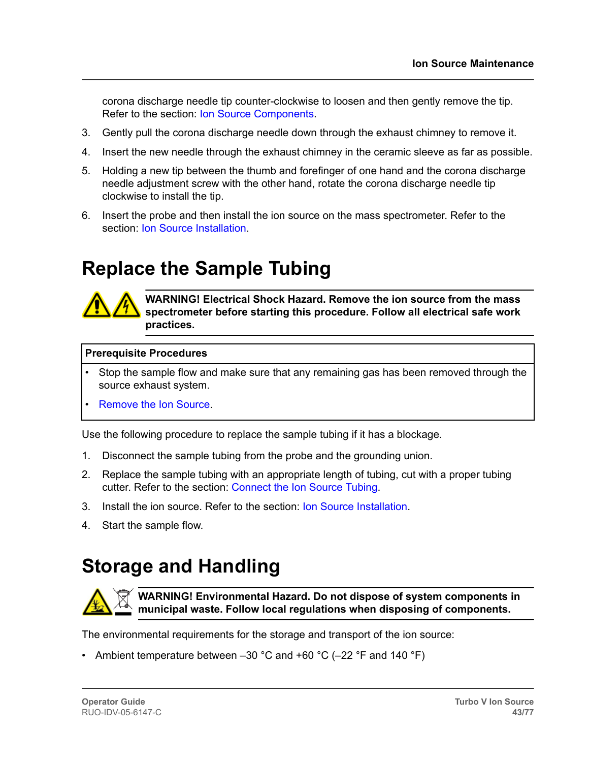corona discharge needle tip counter-clockwise to loosen and then gently remove the tip. Refer to the section: Ion Source Components.

3. Gently pull the corona discharge needle down through the exhaust chimney to remove it.
4. Insert the new needle through the exhaust chimney in the ceramic sleeve as far as possible.
5. Holding a new tip between the thumb and forefinger of one hand and the corona discharge needle adjustment screw with the other hand, rotate the corona discharge needle tip clockwise to install the tip.
6. Insert the probe and then install the ion source on the mass spectrometer. Refer to the section: Ion Source Installation.

# Replace the Sample Tubing

**WARNING! Electrical Shock Hazard. Remove the ion source from the mass spectrometer before starting this procedure. Follow all electrical safe work practices.**

| Prerequisite Procedures |
| --- |
| • Stop the sample flow and make sure that any remaining gas has been removed through the source exhaust system.<br>• Remove the Ion Source. |

Use the following procedure to replace the sample tubing if it has a blockage.

1. Disconnect the sample tubing from the probe and the grounding union.
2. Replace the sample tubing with an appropriate length of tubing, cut with a proper tubing cutter. Refer to the section: Connect the Ion Source Tubing.
3. Install the ion source. Refer to the section: Ion Source Installation.
4. Start the sample flow.

# Storage and Handling

**WARNING! Environmental Hazard. Do not dispose of system components in municipal waste. Follow local regulations when disposing of components.**

The environmental requirements for the storage and transport of the ion source:

- Ambient temperature between –30 °C and +60 °C (–22 °F and 140 °F)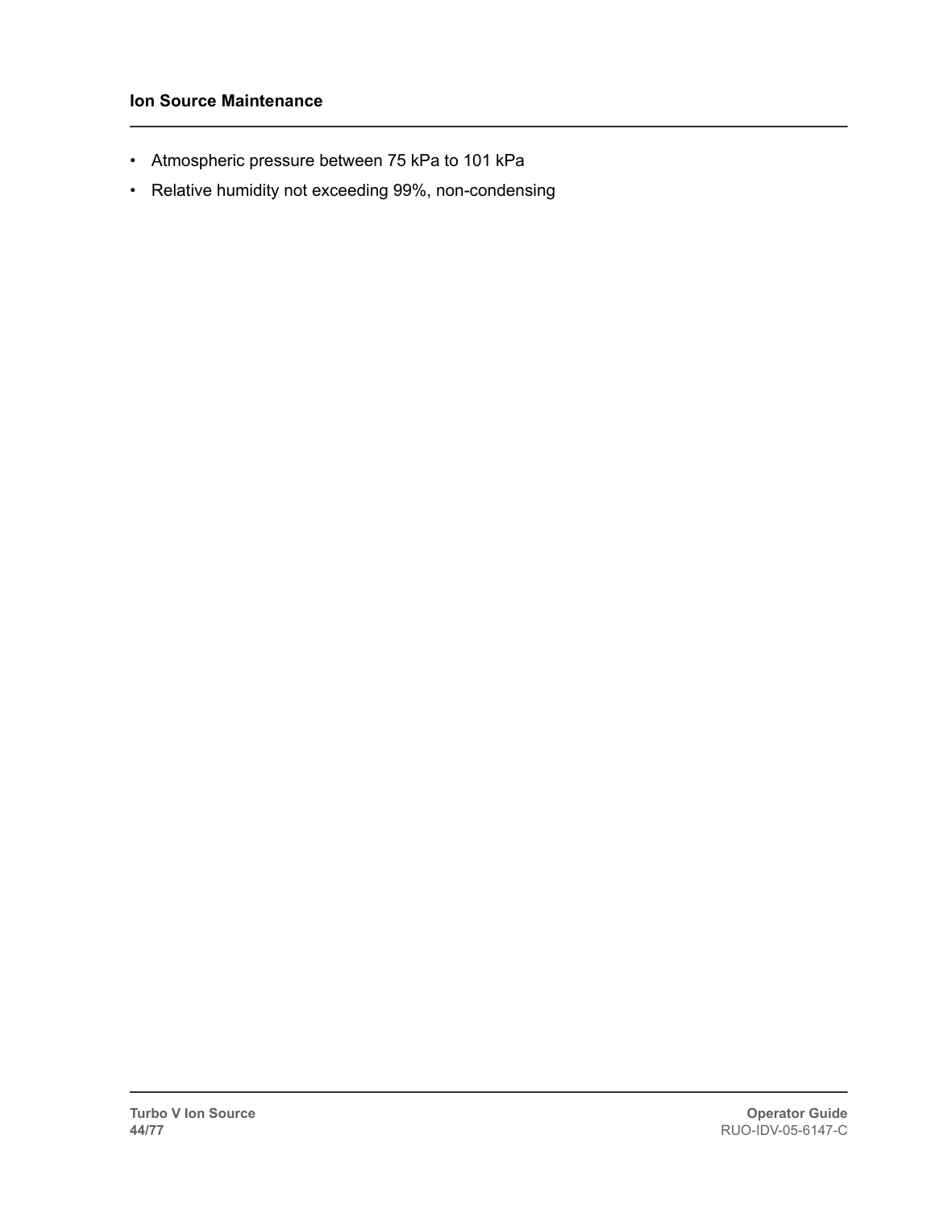- Atmospheric pressure between 75 kPa to 101 kPa
- Relative humidity not exceeding 99%, non-condensing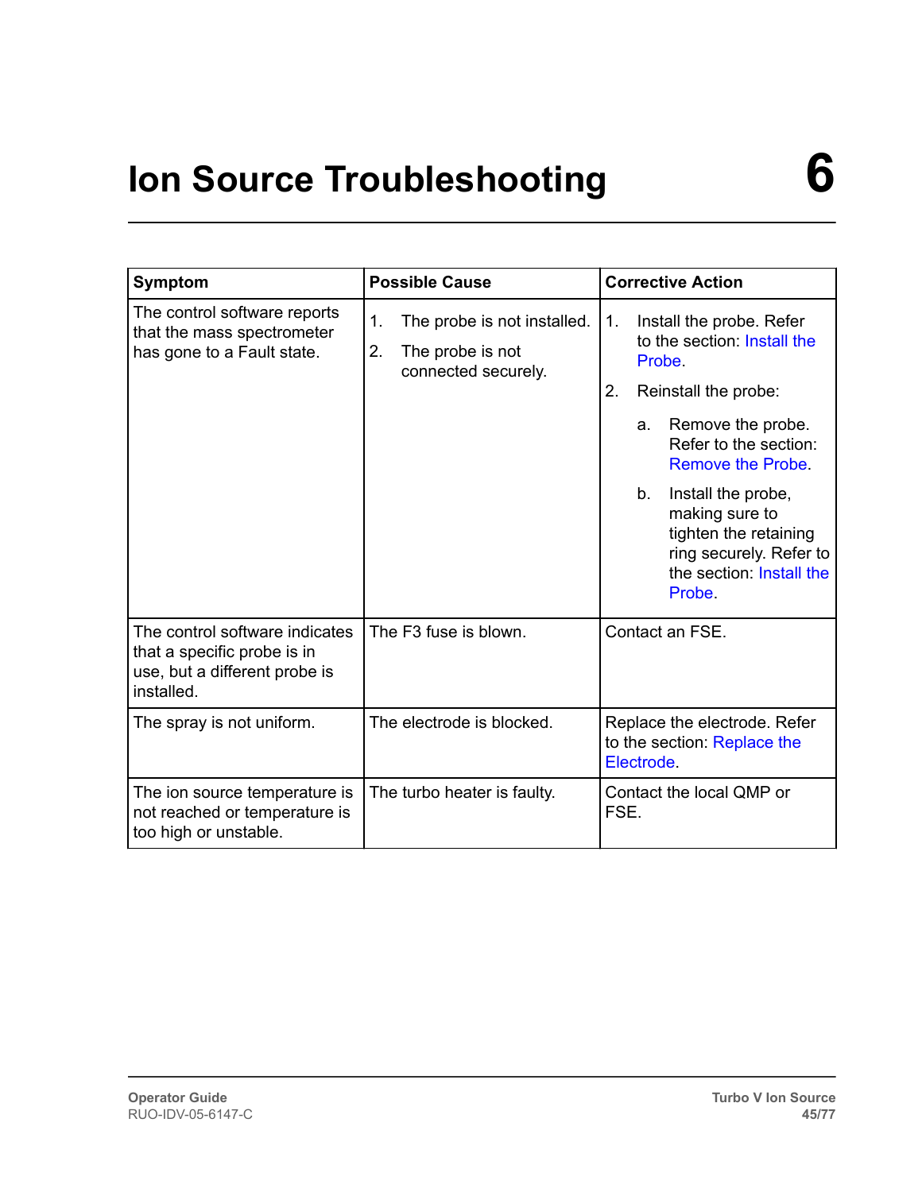# 6 Ion Source Troubleshooting

| Symptom | Possible Cause | Corrective Action |
|---|---|---|
| The control software reports that the mass spectrometer has gone to a Fault state. | 1. The probe is not installed.<br>2. The probe is not connected securely. | 1. Install the probe. Refer to the section: Install the Probe.<br>2. Reinstall the probe:<br>a. Remove the probe. Refer to the section: Remove the Probe.<br>b. Install the probe, making sure to tighten the retaining ring securely. Refer to the section: Install the Probe. |
| The control software indicates that a specific probe is in use, but a different probe is installed. | The F3 fuse is blown. | Contact an FSE. |
| The spray is not uniform. | The electrode is blocked. | Replace the electrode. Refer to the section: Replace the Electrode. |
| The ion source temperature is not reached or temperature is too high or unstable. | The turbo heater is faulty. | Contact the local QMP or FSE. |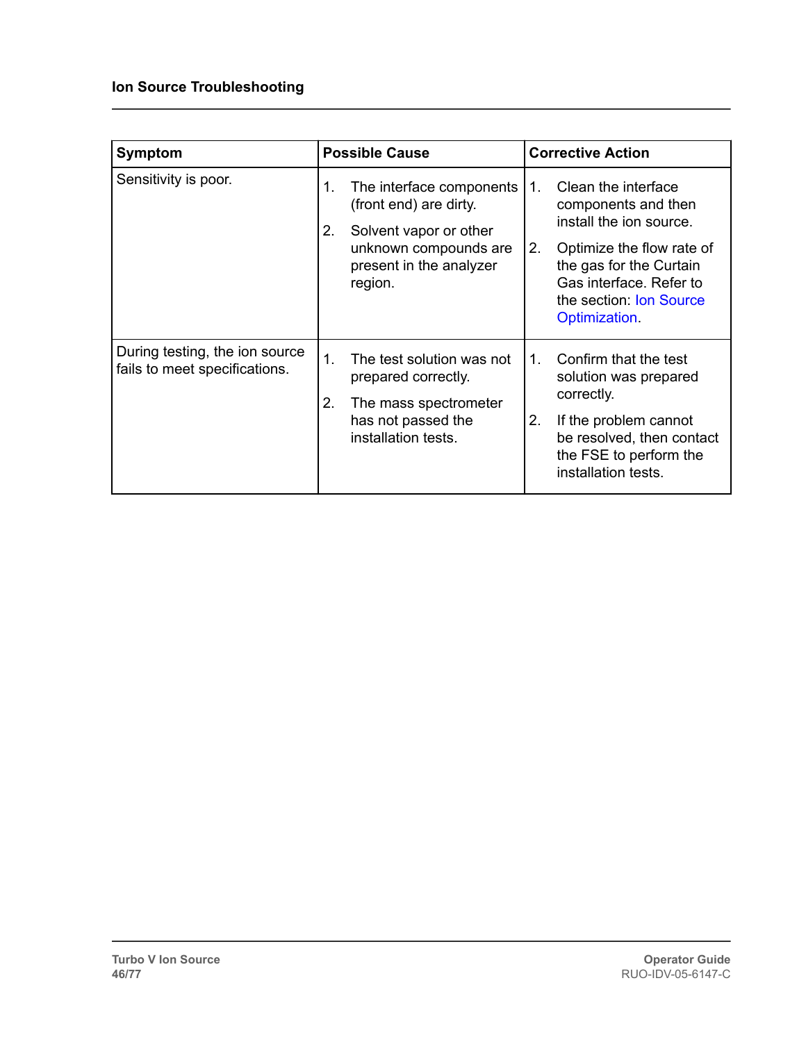| Symptom | Possible Cause | Corrective Action |
| --- | --- | --- |
| Sensitivity is poor. | 1. The interface components (front end) are dirty.<br>2. Solvent vapor or other unknown compounds are present in the analyzer region. | 1. Clean the interface components and then install the ion source.<br>2. Optimize the flow rate of the gas for the Curtain Gas interface. Refer to the section: Ion Source Optimization. |
| During testing, the ion source fails to meet specifications. | 1. The test solution was not prepared correctly.<br>2. The mass spectrometer has not passed the installation tests. | 1. Confirm that the test solution was prepared correctly.<br>2. If the problem cannot be resolved, then contact the FSE to perform the installation tests. |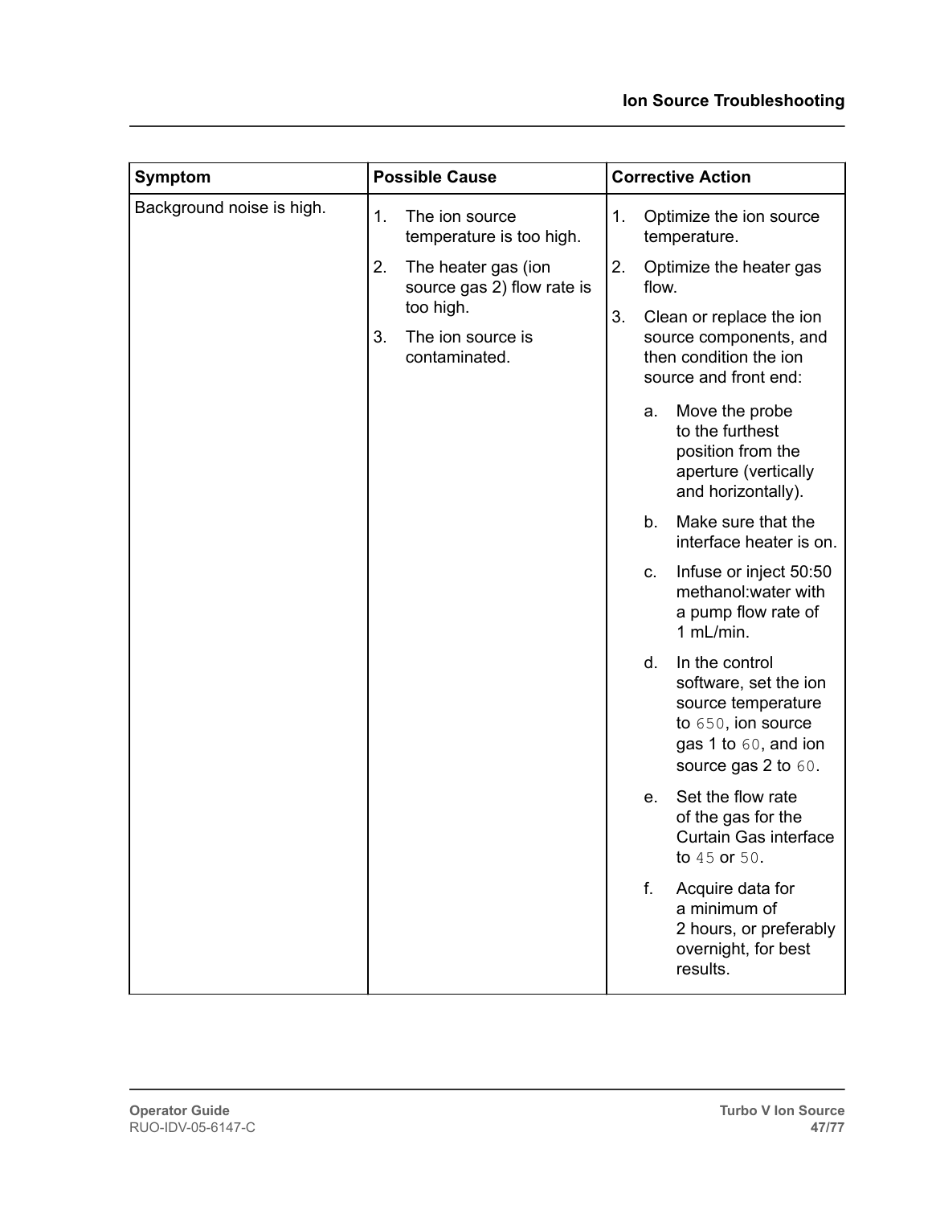| Symptom | Possible Cause | Corrective Action |
| --- | --- | --- |
| Background noise is high. | 1. The ion source temperature is too high.<br>2. The heater gas (ion source gas 2) flow rate is too high.<br>3. The ion source is contaminated. | 1. Optimize the ion source temperature.<br>2. Optimize the heater gas flow.<br>3. Clean or replace the ion source components, and then condition the ion source and front end:<br>a. Move the probe to the furthest position from the aperture (vertically and horizontally).<br>b. Make sure that the interface heater is on.<br>c. Infuse or inject 50:50 methanol:water with a pump flow rate of 1 mL/min.<br>d. In the control software, set the ion source temperature to `650`, ion source gas 1 to `60`, and ion source gas 2 to `60`.<br>e. Set the flow rate of the gas for the Curtain Gas interface to `45` or `50`.<br>f. Acquire data for a minimum of 2 hours, or preferably overnight, for best results. |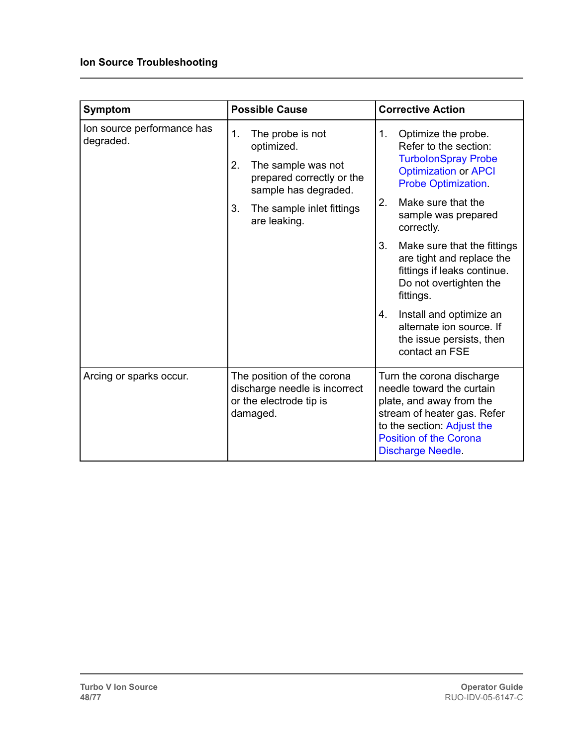| Symptom | Possible Cause | Corrective Action |
|---|---|---|
| Ion source performance has degraded. | 1. The probe is not optimized.<br>2. The sample was not prepared correctly or the sample has degraded.<br>3. The sample inlet fittings are leaking. | 1. Optimize the probe. Refer to the section: TurboIonSpray Probe Optimization or APCI Probe Optimization.<br>2. Make sure that the sample was prepared correctly.<br>3. Make sure that the fittings are tight and replace the fittings if leaks continue. Do not overtighten the fittings.<br>4. Install and optimize an alternate ion source. If the issue persists, then contact an FSE |
| Arcing or sparks occur. | The position of the corona discharge needle is incorrect or the electrode tip is damaged. | Turn the corona discharge needle toward the curtain plate, and away from the stream of heater gas. Refer to the section: Adjust the Position of the Corona Discharge Needle. |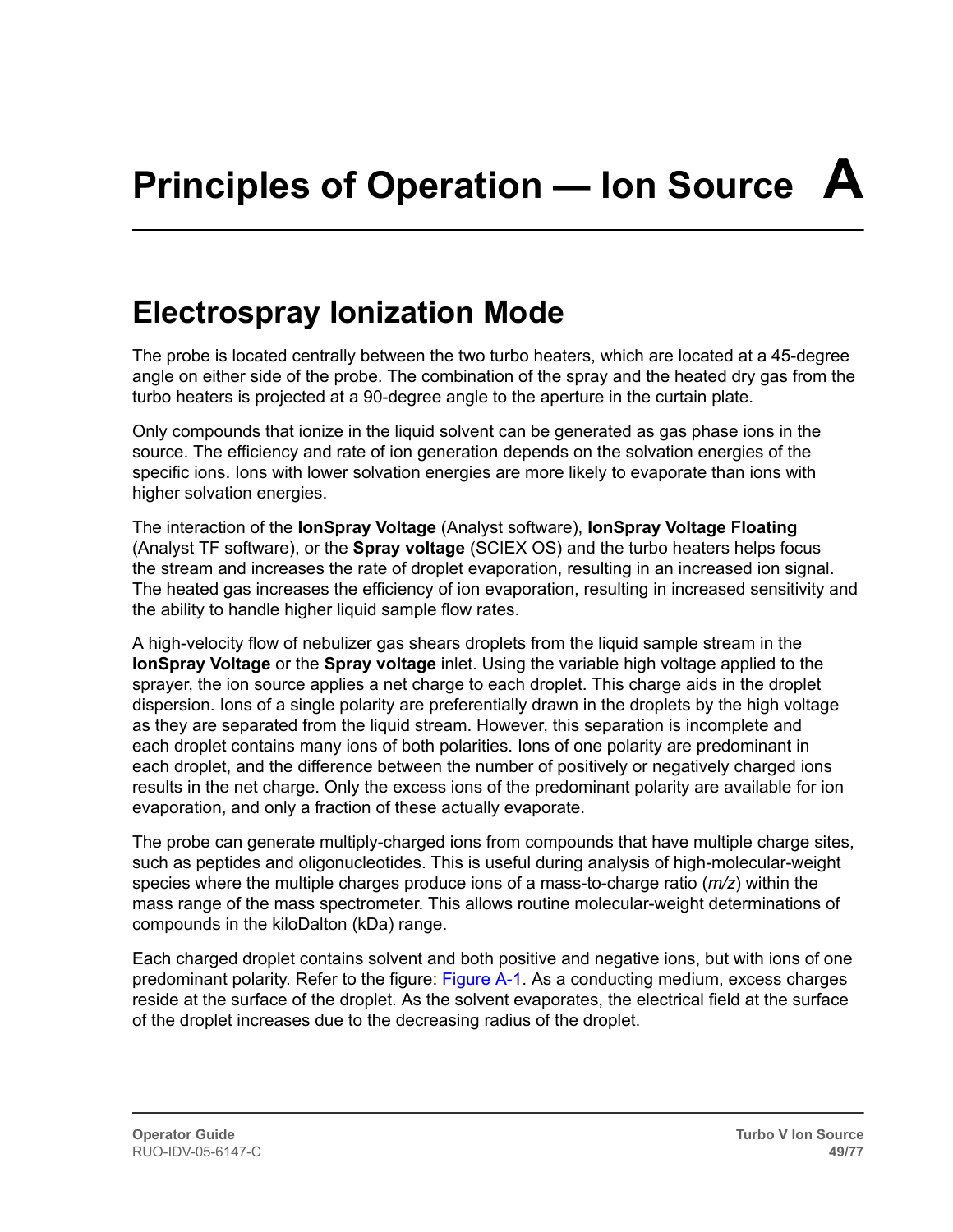# Principles of Operation — Ion Source A

## Electrospray Ionization Mode

The probe is located centrally between the two turbo heaters, which are located at a 45-degree angle on either side of the probe. The combination of the spray and the heated dry gas from the turbo heaters is projected at a 90-degree angle to the aperture in the curtain plate.

Only compounds that ionize in the liquid solvent can be generated as gas phase ions in the source. The efficiency and rate of ion generation depends on the solvation energies of the specific ions. Ions with lower solvation energies are more likely to evaporate than ions with higher solvation energies.

The interaction of the **IonSpray Voltage** (Analyst software), **IonSpray Voltage Floating** (Analyst TF software), or the **Spray voltage** (SCIEX OS) and the turbo heaters helps focus the stream and increases the rate of droplet evaporation, resulting in an increased ion signal. The heated gas increases the efficiency of ion evaporation, resulting in increased sensitivity and the ability to handle higher liquid sample flow rates.

A high-velocity flow of nebulizer gas shears droplets from the liquid sample stream in the **IonSpray Voltage** or the **Spray voltage** inlet. Using the variable high voltage applied to the sprayer, the ion source applies a net charge to each droplet. This charge aids in the droplet dispersion. Ions of a single polarity are preferentially drawn in the droplets by the high voltage as they are separated from the liquid stream. However, this separation is incomplete and each droplet contains many ions of both polarities. Ions of one polarity are predominant in each droplet, and the difference between the number of positively or negatively charged ions results in the net charge. Only the excess ions of the predominant polarity are available for ion evaporation, and only a fraction of these actually evaporate.

The probe can generate multiply-charged ions from compounds that have multiple charge sites, such as peptides and oligonucleotides. This is useful during analysis of high-molecular-weight species where the multiple charges produce ions of a mass-to-charge ratio (*m/z*) within the mass range of the mass spectrometer. This allows routine molecular-weight determinations of compounds in the kiloDalton (kDa) range.

Each charged droplet contains solvent and both positive and negative ions, but with ions of one predominant polarity. Refer to the figure: Figure A-1. As a conducting medium, excess charges reside at the surface of the droplet. As the solvent evaporates, the electrical field at the surface of the droplet increases due to the decreasing radius of the droplet.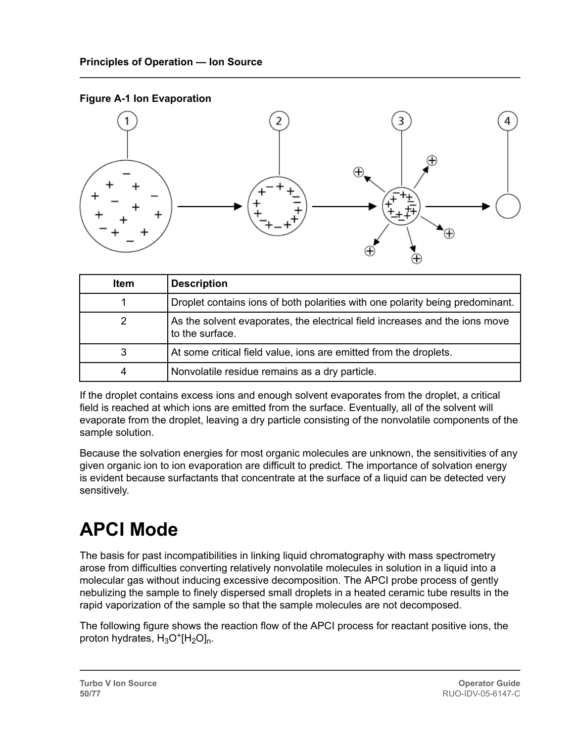**Figure A-1 Ion Evaporation**

| Item | Description |
|---|---|
| 1 | Droplet contains ions of both polarities with one polarity being predominant. |
| 2 | As the solvent evaporates, the electrical field increases and the ions move to the surface. |
| 3 | At some critical field value, ions are emitted from the droplets. |
| 4 | Nonvolatile residue remains as a dry particle. |

If the droplet contains excess ions and enough solvent evaporates from the droplet, a critical field is reached at which ions are emitted from the surface. Eventually, all of the solvent will evaporate from the droplet, leaving a dry particle consisting of the nonvolatile components of the sample solution.

Because the solvation energies for most organic molecules are unknown, the sensitivities of any given organic ion to ion evaporation are difficult to predict. The importance of solvation energy is evident because surfactants that concentrate at the surface of a liquid can be detected very sensitively.

# APCI Mode

The basis for past incompatibilities in linking liquid chromatography with mass spectrometry arose from difficulties converting relatively nonvolatile molecules in solution in a liquid into a molecular gas without inducing excessive decomposition. The APCI probe process of gently nebulizing the sample to finely dispersed small droplets in a heated ceramic tube results in the rapid vaporization of the sample so that the sample molecules are not decomposed.

The following figure shows the reaction flow of the APCI process for reactant positive ions, the proton hydrates, $H_3O^+[H_2O]_n$.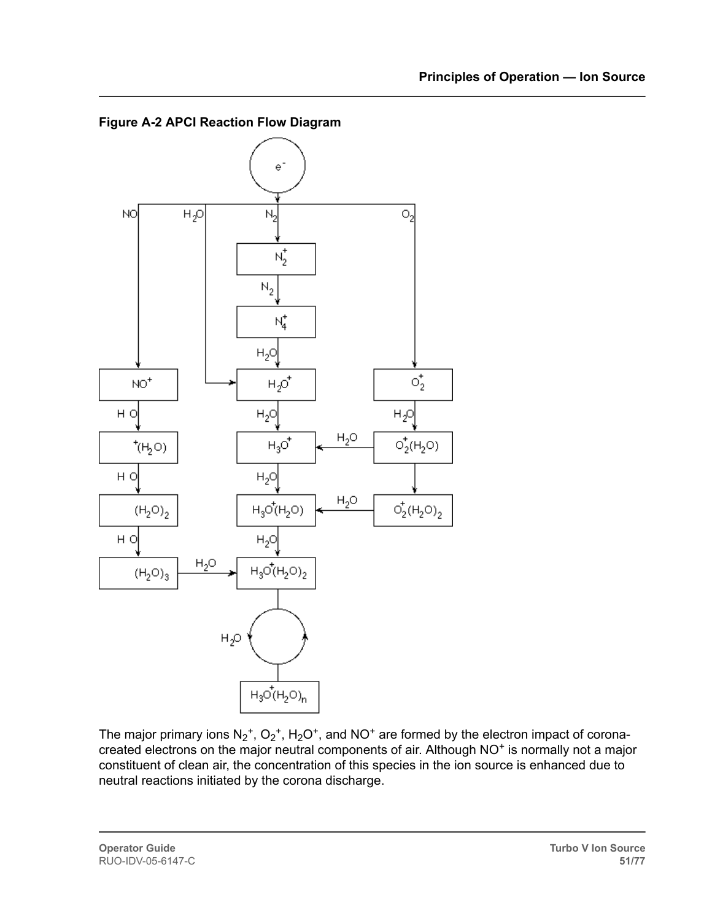**Figure A-2 APCI Reaction Flow Diagram**

The major primary ions $N_2^+$, $O_2^+$, $H_2O^+$, and $NO^+$ are formed by the electron impact of corona-created electrons on the major neutral components of air. Although $NO^+$ is normally not a major constituent of clean air, the concentration of this species in the ion source is enhanced due to neutral reactions initiated by the corona discharge.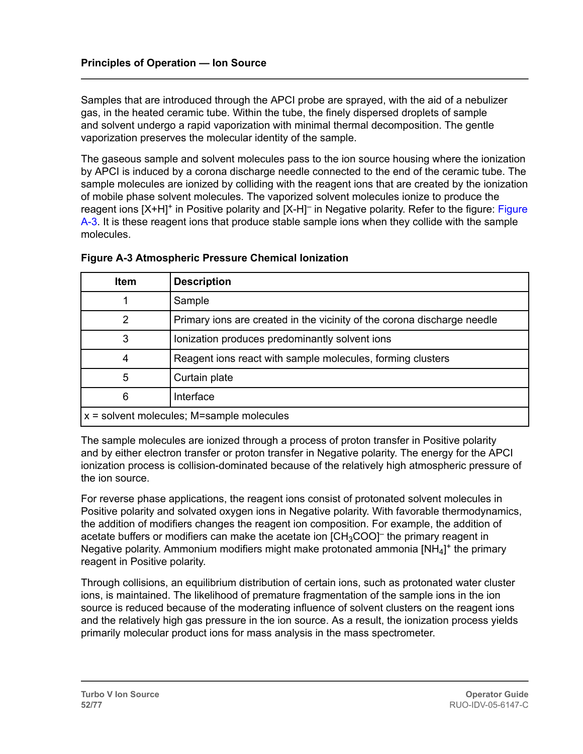Samples that are introduced through the APCI probe are sprayed, with the aid of a nebulizer gas, in the heated ceramic tube. Within the tube, the finely dispersed droplets of sample and solvent undergo a rapid vaporization with minimal thermal decomposition. The gentle vaporization preserves the molecular identity of the sample.

The gaseous sample and solvent molecules pass to the ion source housing where the ionization by APCI is induced by a corona discharge needle connected to the end of the ceramic tube. The sample molecules are ionized by colliding with the reagent ions that are created by the ionization of mobile phase solvent molecules. The vaporized solvent molecules ionize to produce the reagent ions $[X+H]^+$ in Positive polarity and $[X-H]^-$ in Negative polarity. Refer to the figure: Figure A-3. It is these reagent ions that produce stable sample ions when they collide with the sample molecules.

**Figure A-3 Atmospheric Pressure Chemical Ionization**

| Item | Description |
|---|---|
| 1 | Sample |
| 2 | Primary ions are created in the vicinity of the corona discharge needle |
| 3 | Ionization produces predominantly solvent ions |
| 4 | Reagent ions react with sample molecules, forming clusters |
| 5 | Curtain plate |
| 6 | Interface |
| x = solvent molecules; M=sample molecules | |

The sample molecules are ionized through a process of proton transfer in Positive polarity and by either electron transfer or proton transfer in Negative polarity. The energy for the APCI ionization process is collision-dominated because of the relatively high atmospheric pressure of the ion source.

For reverse phase applications, the reagent ions consist of protonated solvent molecules in Positive polarity and solvated oxygen ions in Negative polarity. With favorable thermodynamics, the addition of modifiers changes the reagent ion composition. For example, the addition of acetate buffers or modifiers can make the acetate ion $[CH_3COO]^-$ the primary reagent in Negative polarity. Ammonium modifiers might make protonated ammonia $[NH_4]^+$ the primary reagent in Positive polarity.

Through collisions, an equilibrium distribution of certain ions, such as protonated water cluster ions, is maintained. The likelihood of premature fragmentation of the sample ions in the ion source is reduced because of the moderating influence of solvent clusters on the reagent ions and the relatively high gas pressure in the ion source. As a result, the ionization process yields primarily molecular product ions for mass analysis in the mass spectrometer.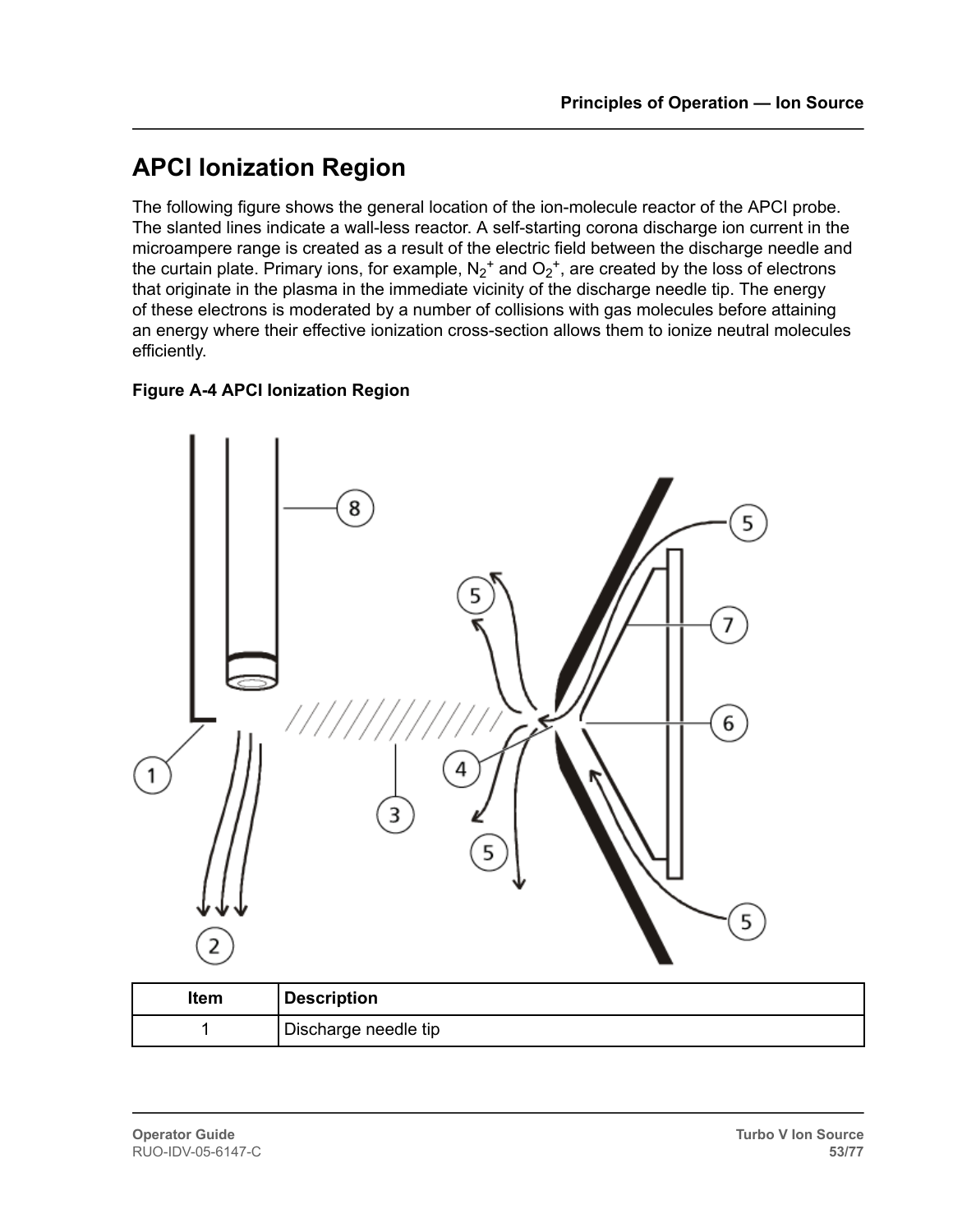## APCI Ionization Region

The following figure shows the general location of the ion-molecule reactor of the APCI probe. The slanted lines indicate a wall-less reactor. A self-starting corona discharge ion current in the microampere range is created as a result of the electric field between the discharge needle and the curtain plate. Primary ions, for example, $N_2^+$ and $O_2^+$, are created by the loss of electrons that originate in the plasma in the immediate vicinity of the discharge needle tip. The energy of these electrons is moderated by a number of collisions with gas molecules before attaining an energy where their effective ionization cross-section allows them to ionize neutral molecules efficiently.

**Figure A-4 APCI Ionization Region**

| Item | Description |
| --- | --- |
| 1 | Discharge needle tip |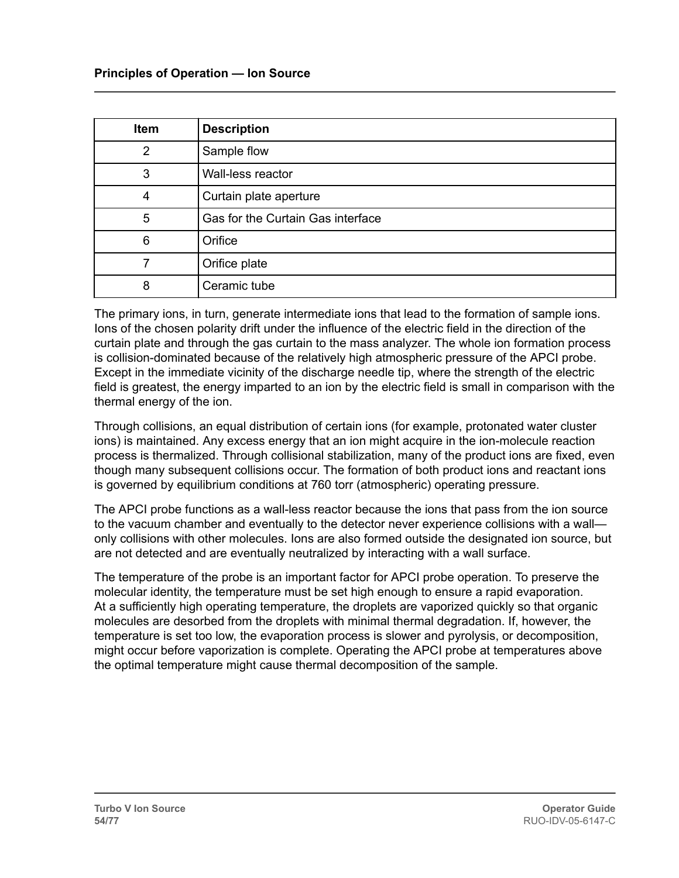| Item | Description |
| --- | --- |
| 2 | Sample flow |
| 3 | Wall-less reactor |
| 4 | Curtain plate aperture |
| 5 | Gas for the Curtain Gas interface |
| 6 | Orifice |
| 7 | Orifice plate |
| 8 | Ceramic tube |

The primary ions, in turn, generate intermediate ions that lead to the formation of sample ions. Ions of the chosen polarity drift under the influence of the electric field in the direction of the curtain plate and through the gas curtain to the mass analyzer. The whole ion formation process is collision-dominated because of the relatively high atmospheric pressure of the APCI probe. Except in the immediate vicinity of the discharge needle tip, where the strength of the electric field is greatest, the energy imparted to an ion by the electric field is small in comparison with the thermal energy of the ion.

Through collisions, an equal distribution of certain ions (for example, protonated water cluster ions) is maintained. Any excess energy that an ion might acquire in the ion-molecule reaction process is thermalized. Through collisional stabilization, many of the product ions are fixed, even though many subsequent collisions occur. The formation of both product ions and reactant ions is governed by equilibrium conditions at 760 torr (atmospheric) operating pressure.

The APCI probe functions as a wall-less reactor because the ions that pass from the ion source to the vacuum chamber and eventually to the detector never experience collisions with a wall—only collisions with other molecules. Ions are also formed outside the designated ion source, but are not detected and are eventually neutralized by interacting with a wall surface.

The temperature of the probe is an important factor for APCI probe operation. To preserve the molecular identity, the temperature must be set high enough to ensure a rapid evaporation. At a sufficiently high operating temperature, the droplets are vaporized quickly so that organic molecules are desorbed from the droplets with minimal thermal degradation. If, however, the temperature is set too low, the evaporation process is slower and pyrolysis, or decomposition, might occur before vaporization is complete. Operating the APCI probe at temperatures above the optimal temperature might cause thermal decomposition of the sample.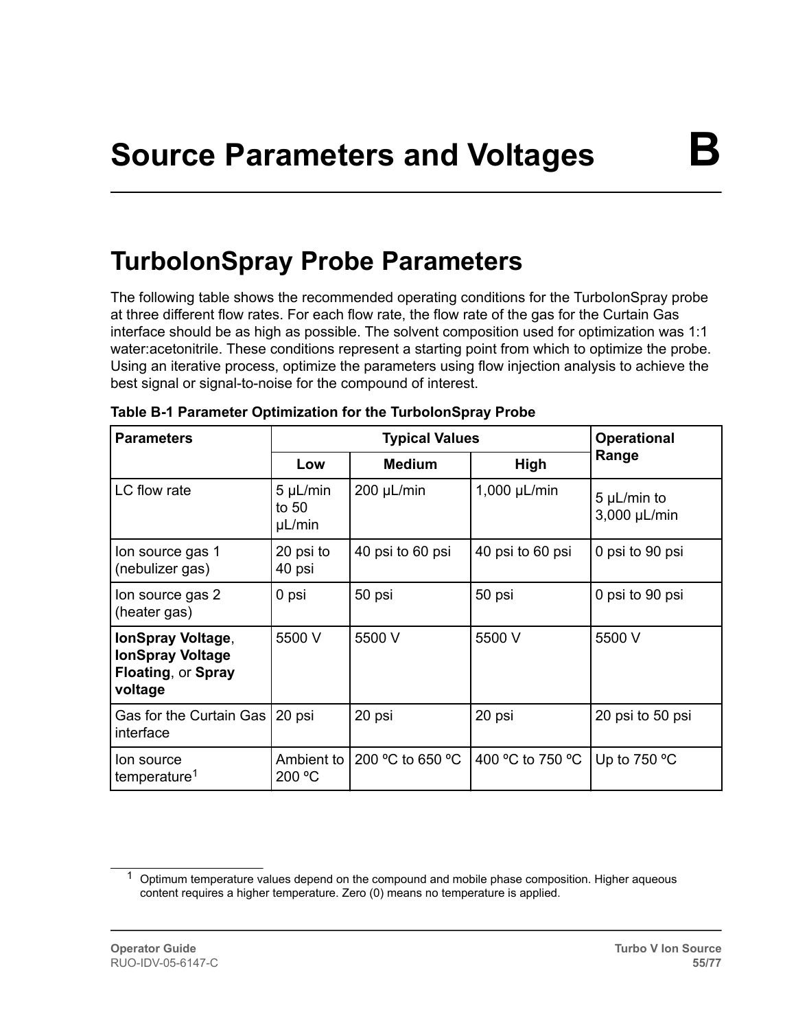# Source Parameters and Voltages B

## TurboIonSpray Probe Parameters

The following table shows the recommended operating conditions for the TurboIonSpray probe at three different flow rates. For each flow rate, the flow rate of the gas for the Curtain Gas interface should be as high as possible. The solvent composition used for optimization was 1:1 water:acetonitrile. These conditions represent a starting point from which to optimize the probe. Using an iterative process, optimize the parameters using flow injection analysis to achieve the best signal or signal-to-noise for the compound of interest.

**Table B-1 Parameter Optimization for the TurboIonSpray Probe**

| Parameters | Typical Values | | | Operational Range |
|---|---|---|---|---|
| | Low | Medium | High | |
| LC flow rate | 5 µL/min to 50 µL/min | 200 µL/min | 1,000 µL/min | 5 µL/min to 3,000 µL/min |
| Ion source gas 1 (nebulizer gas) | 20 psi to 40 psi | 40 psi to 60 psi | 40 psi to 60 psi | 0 psi to 90 psi |
| Ion source gas 2 (heater gas) | 0 psi | 50 psi | 50 psi | 0 psi to 90 psi |
| **IonSpray Voltage**, **IonSpray Voltage Floating**, or **Spray voltage** | 5500 V | 5500 V | 5500 V | 5500 V |
| Gas for the Curtain Gas interface | 20 psi | 20 psi | 20 psi | 20 psi to 50 psi |
| Ion source temperature[1] | Ambient to 200 ºC | 200 ºC to 650 ºC | 400 ºC to 750 ºC | Up to 750 ºC |

[1] Optimum temperature values depend on the compound and mobile phase composition. Higher aqueous content requires a higher temperature. Zero (0) means no temperature is applied.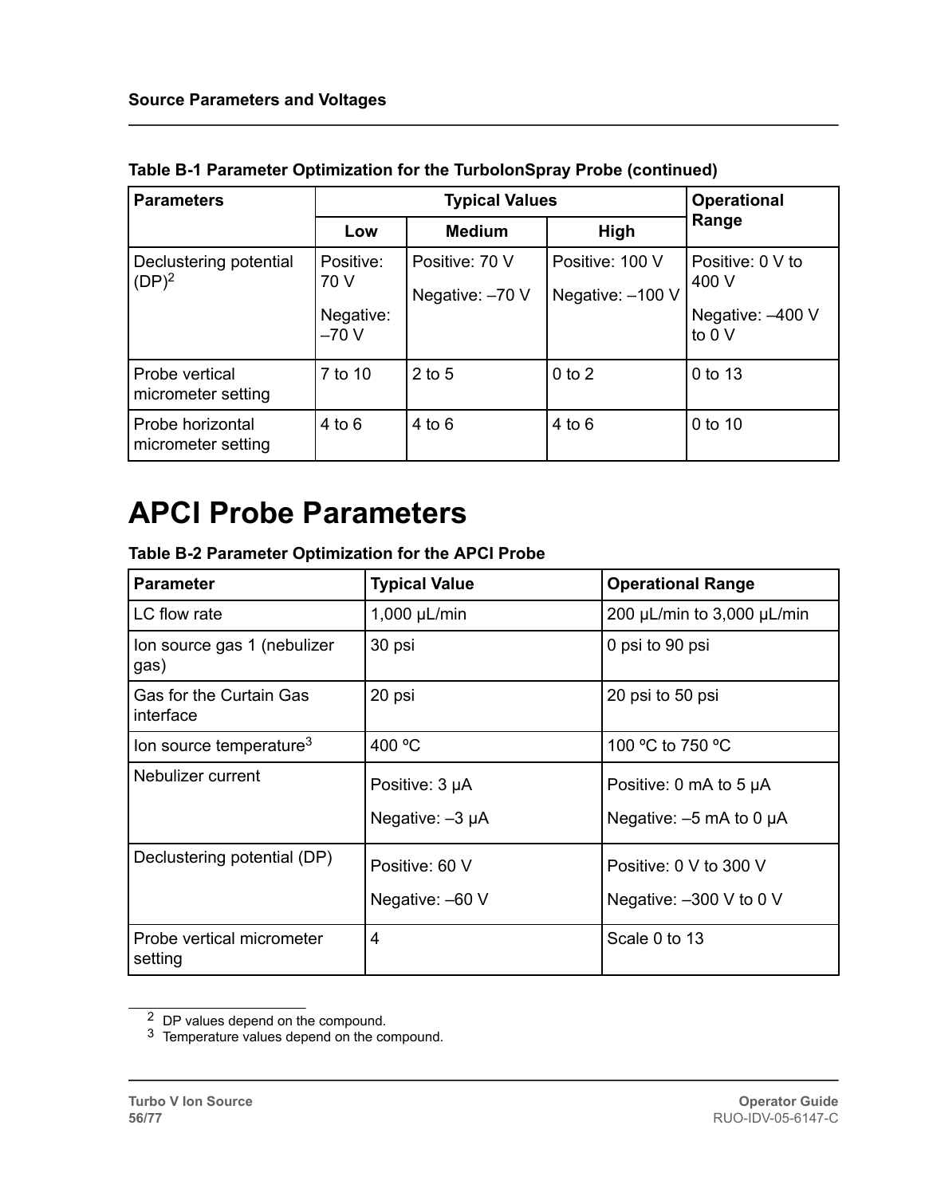**Table B-1 Parameter Optimization for the TurboIonSpray Probe (continued)**

| Parameters | Typical Values | | | Operational Range |
|---|---|---|---|---|
| | Low | Medium | High | |
| Declustering potential (DP)[2] | Positive: 70 V<br>Negative: –70 V | Positive: 70 V<br>Negative: –70 V | Positive: 100 V<br>Negative: –100 V | Positive: 0 V to 400 V<br>Negative: –400 V to 0 V |
| Probe vertical micrometer setting | 7 to 10 | 2 to 5 | 0 to 2 | 0 to 13 |
| Probe horizontal micrometer setting | 4 to 6 | 4 to 6 | 4 to 6 | 0 to 10 |

# APCI Probe Parameters

**Table B-2 Parameter Optimization for the APCI Probe**

| Parameter | Typical Value | Operational Range |
|---|---|---|
| LC flow rate | 1,000 µL/min | 200 µL/min to 3,000 µL/min |
| Ion source gas 1 (nebulizer gas) | 30 psi | 0 psi to 90 psi |
| Gas for the Curtain Gas interface | 20 psi | 20 psi to 50 psi |
| Ion source temperature[3] | 400 ºC | 100 ºC to 750 ºC |
| Nebulizer current | Positive: 3 µA<br>Negative: –3 µA | Positive: 0 mA to 5 µA<br>Negative: –5 mA to 0 µA |
| Declustering potential (DP) | Positive: 60 V<br>Negative: –60 V | Positive: 0 V to 300 V<br>Negative: –300 V to 0 V |
| Probe vertical micrometer setting | 4 | Scale 0 to 13 |

[2] DP values depend on the compound.
[3] Temperature values depend on the compound.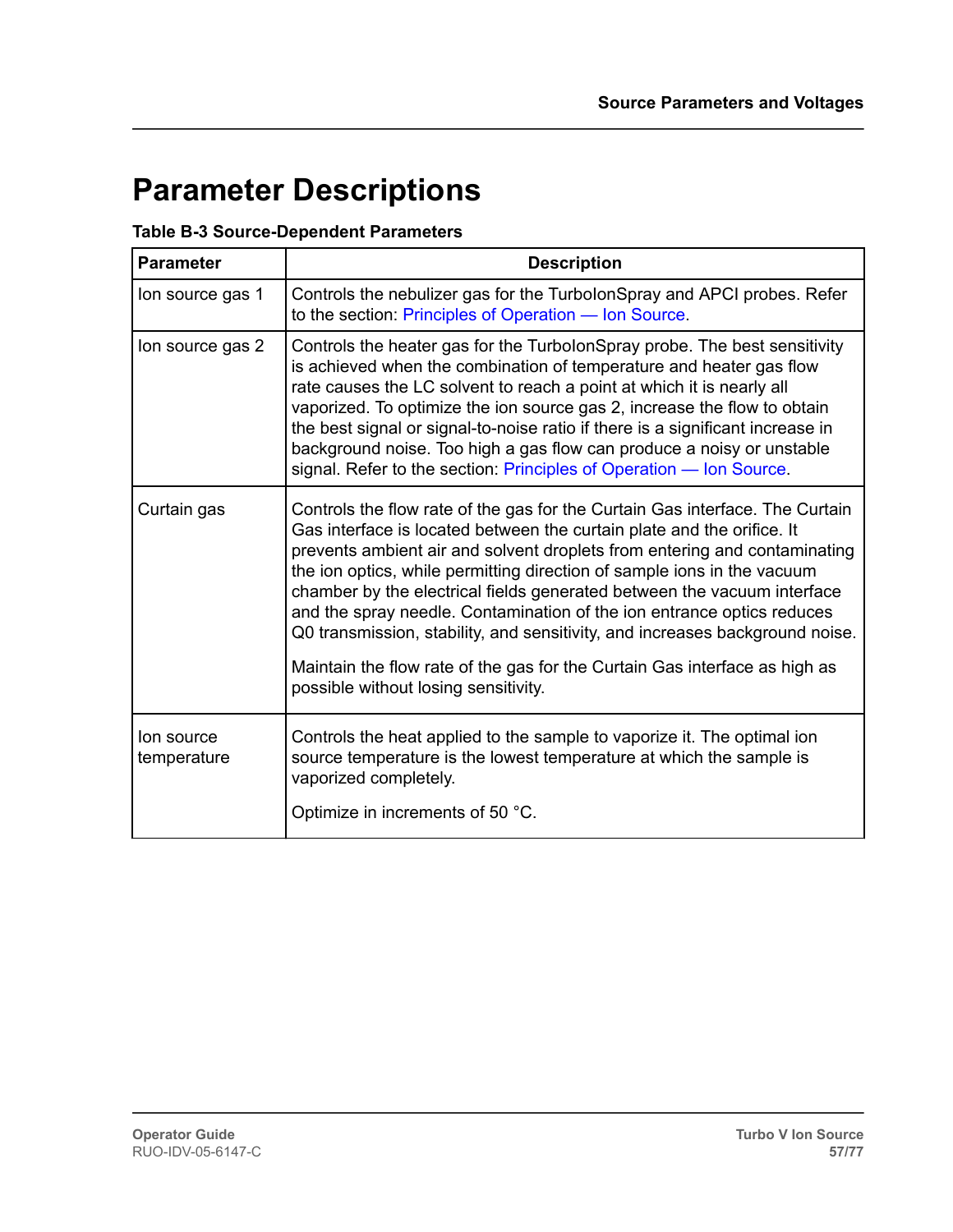# Parameter Descriptions

**Table B-3 Source-Dependent Parameters**

| Parameter | Description |
|---|---|
| Ion source gas 1 | Controls the nebulizer gas for the TurboIonSpray and APCI probes. Refer to the section: Principles of Operation — Ion Source. |
| Ion source gas 2 | Controls the heater gas for the TurboIonSpray probe. The best sensitivity is achieved when the combination of temperature and heater gas flow rate causes the LC solvent to reach a point at which it is nearly all vaporized. To optimize the ion source gas 2, increase the flow to obtain the best signal or signal-to-noise ratio if there is a significant increase in background noise. Too high a gas flow can produce a noisy or unstable signal. Refer to the section: Principles of Operation — Ion Source. |
| Curtain gas | Controls the flow rate of the gas for the Curtain Gas interface. The Curtain Gas interface is located between the curtain plate and the orifice. It prevents ambient air and solvent droplets from entering and contaminating the ion optics, while permitting direction of sample ions in the vacuum chamber by the electrical fields generated between the vacuum interface and the spray needle. Contamination of the ion entrance optics reduces Q0 transmission, stability, and sensitivity, and increases background noise.<br><br>Maintain the flow rate of the gas for the Curtain Gas interface as high as possible without losing sensitivity. |
| Ion source temperature | Controls the heat applied to the sample to vaporize it. The optimal ion source temperature is the lowest temperature at which the sample is vaporized completely.<br><br>Optimize in increments of 50 °C. |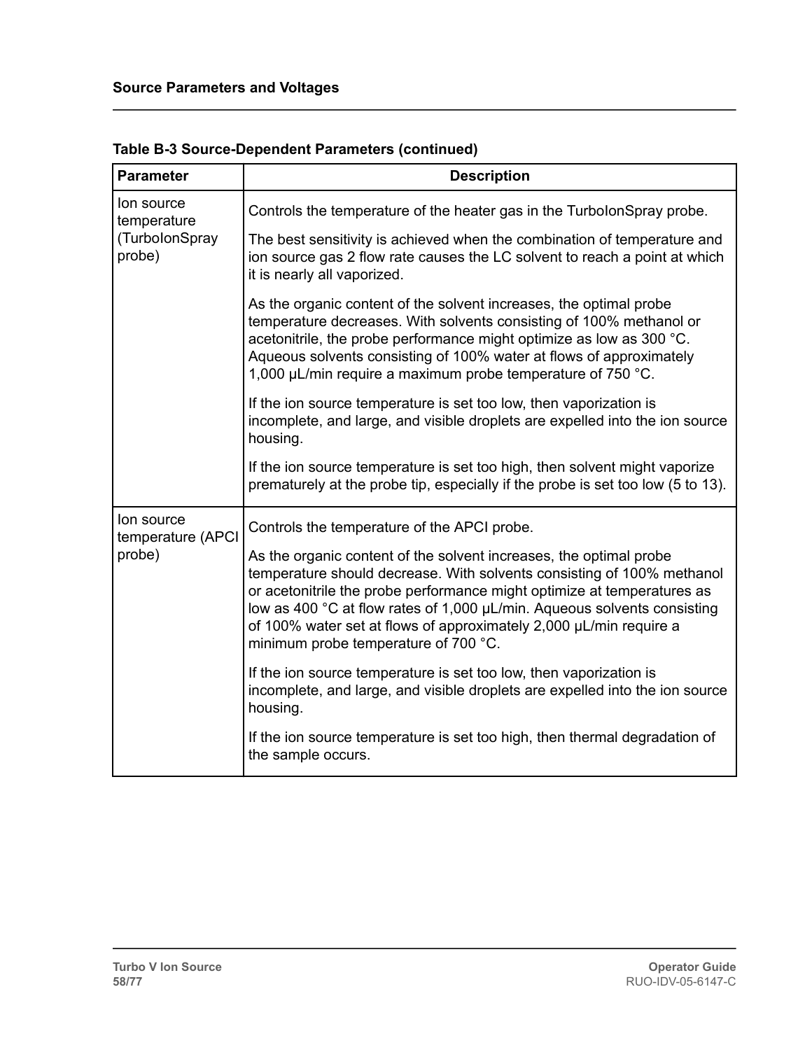**Table B-3 Source-Dependent Parameters (continued)**

| Parameter | Description |
| --- | --- |
| Ion source temperature (TurboIonSpray probe) | Controls the temperature of the heater gas in the TurboIonSpray probe.<br><br>The best sensitivity is achieved when the combination of temperature and ion source gas 2 flow rate causes the LC solvent to reach a point at which it is nearly all vaporized.<br><br>As the organic content of the solvent increases, the optimal probe temperature decreases. With solvents consisting of 100% methanol or acetonitrile, the probe performance might optimize as low as 300 °C. Aqueous solvents consisting of 100% water at flows of approximately 1,000 µL/min require a maximum probe temperature of 750 °C.<br><br>If the ion source temperature is set too low, then vaporization is incomplete, and large, and visible droplets are expelled into the ion source housing.<br><br>If the ion source temperature is set too high, then solvent might vaporize prematurely at the probe tip, especially if the probe is set too low (5 to 13). |
| Ion source temperature (APCI probe) | Controls the temperature of the APCI probe.<br><br>As the organic content of the solvent increases, the optimal probe temperature should decrease. With solvents consisting of 100% methanol or acetonitrile the probe performance might optimize at temperatures as low as 400 °C at flow rates of 1,000 µL/min. Aqueous solvents consisting of 100% water set at flows of approximately 2,000 µL/min require a minimum probe temperature of 700 °C.<br><br>If the ion source temperature is set too low, then vaporization is incomplete, and large, and visible droplets are expelled into the ion source housing.<br><br>If the ion source temperature is set too high, then thermal degradation of the sample occurs. |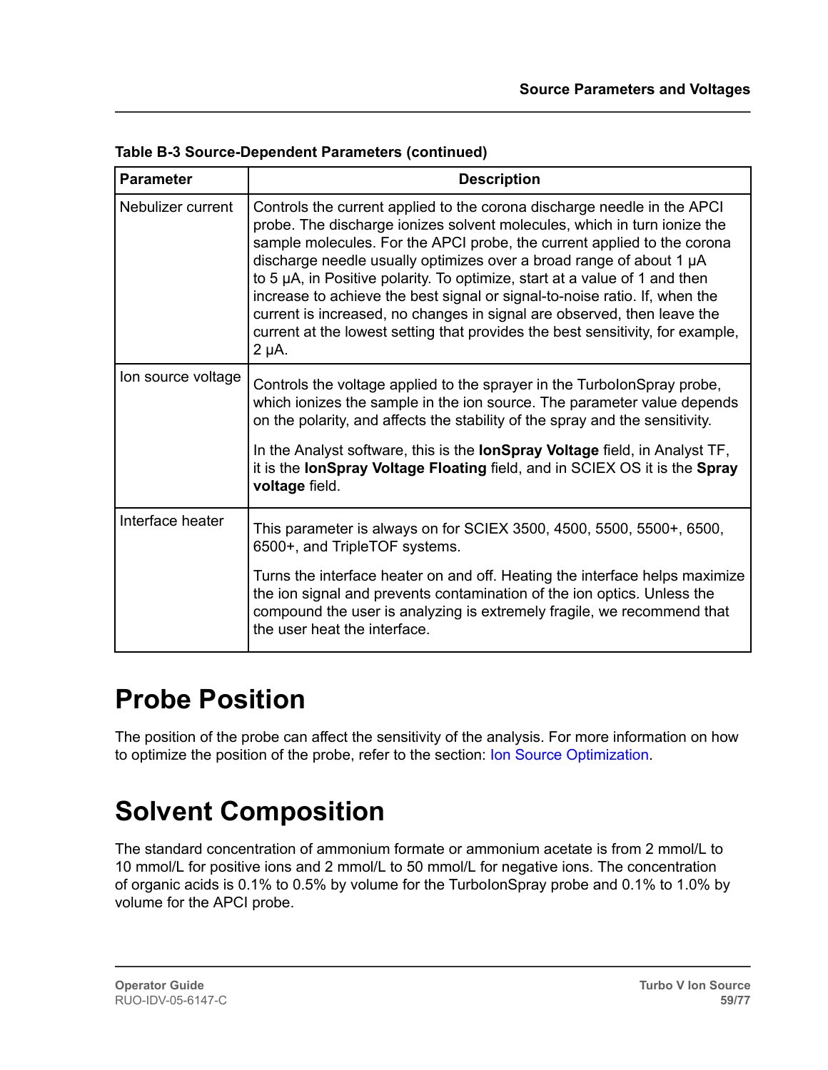**Table B-3 Source-Dependent Parameters (continued)**

| Parameter | Description |
|---|---|
| Nebulizer current | Controls the current applied to the corona discharge needle in the APCI probe. The discharge ionizes solvent molecules, which in turn ionize the sample molecules. For the APCI probe, the current applied to the corona discharge needle usually optimizes over a broad range of about 1 μA to 5 μA, in Positive polarity. To optimize, start at a value of 1 and then increase to achieve the best signal or signal-to-noise ratio. If, when the current is increased, no changes in signal are observed, then leave the current at the lowest setting that provides the best sensitivity, for example, 2 μA. |
| Ion source voltage | Controls the voltage applied to the sprayer in the TurboIonSpray probe, which ionizes the sample in the ion source. The parameter value depends on the polarity, and affects the stability of the spray and the sensitivity.<br><br>In the Analyst software, this is the **IonSpray Voltage** field, in Analyst TF, it is the **IonSpray Voltage Floating** field, and in SCIEX OS it is the **Spray voltage** field. |
| Interface heater | This parameter is always on for SCIEX 3500, 4500, 5500, 5500+, 6500, 6500+, and TripleTOF systems.<br><br>Turns the interface heater on and off. Heating the interface helps maximize the ion signal and prevents contamination of the ion optics. Unless the compound the user is analyzing is extremely fragile, we recommend that the user heat the interface. |

# Probe Position

The position of the probe can affect the sensitivity of the analysis. For more information on how to optimize the position of the probe, refer to the section: Ion Source Optimization.

# Solvent Composition

The standard concentration of ammonium formate or ammonium acetate is from 2 mmol/L to 10 mmol/L for positive ions and 2 mmol/L to 50 mmol/L for negative ions. The concentration of organic acids is 0.1% to 0.5% by volume for the TurboIonSpray probe and 0.1% to 1.0% by volume for the APCI probe.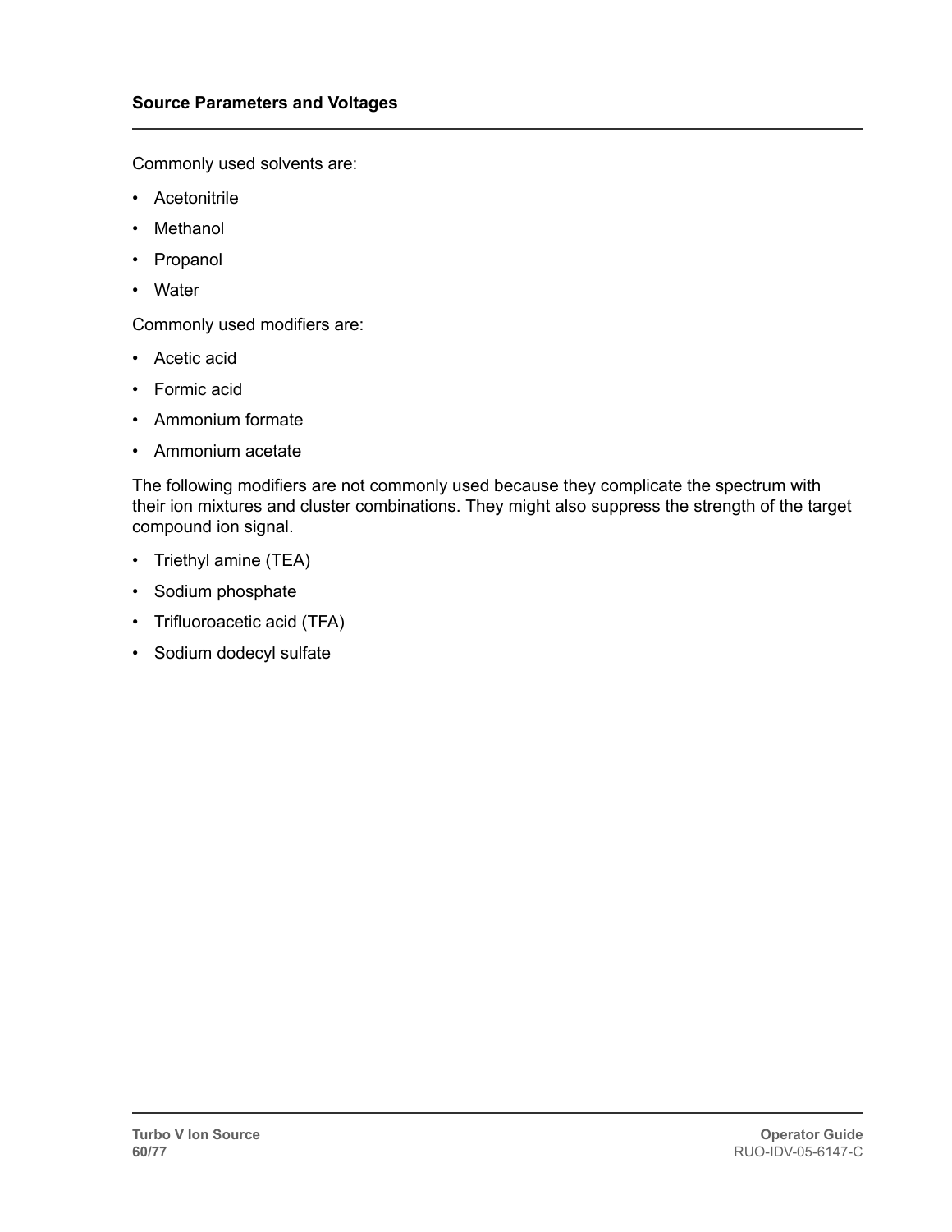Commonly used solvents are:

- Acetonitrile
- Methanol
- Propanol
- Water

Commonly used modifiers are:

- Acetic acid
- Formic acid
- Ammonium formate
- Ammonium acetate

The following modifiers are not commonly used because they complicate the spectrum with their ion mixtures and cluster combinations. They might also suppress the strength of the target compound ion signal.

- Triethyl amine (TEA)
- Sodium phosphate
- Trifluoroacetic acid (TFA)
- Sodium dodecyl sulfate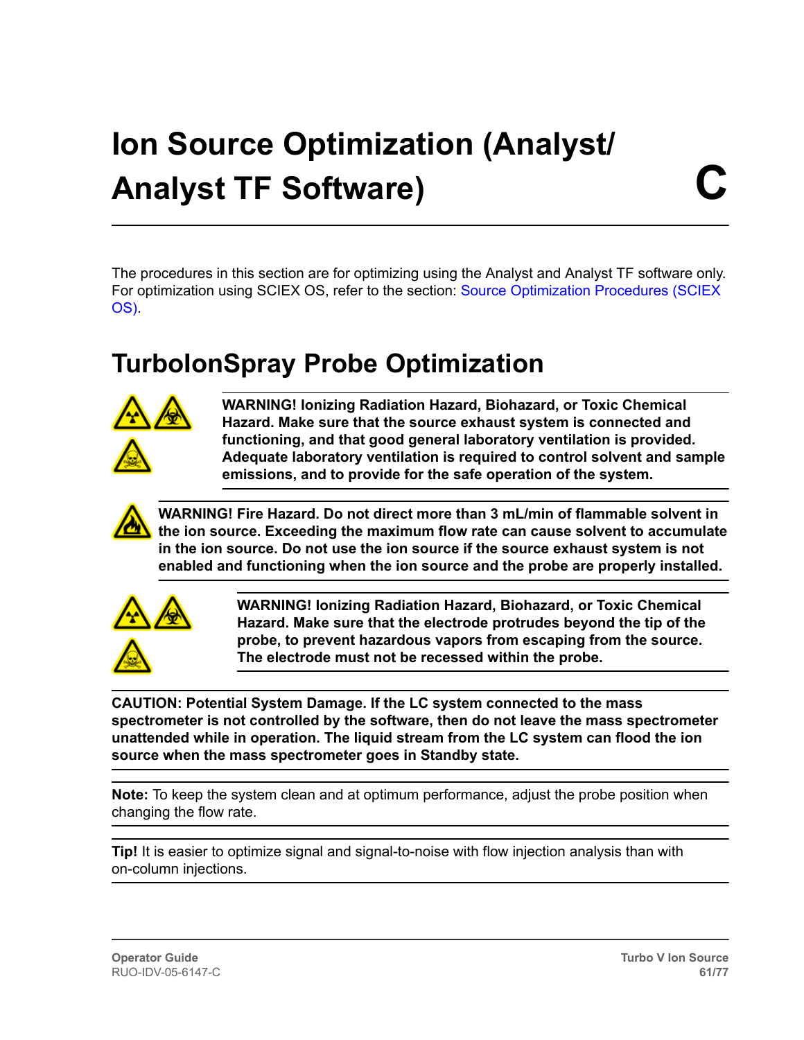# Ion Source Optimization (Analyst/ Analyst TF Software) C

The procedures in this section are for optimizing using the Analyst and Analyst TF software only. For optimization using SCIEX OS, refer to the section: Source Optimization Procedures (SCIEX OS).

## TurboIonSpray Probe Optimization

**WARNING! Ionizing Radiation Hazard, Biohazard, or Toxic Chemical Hazard. Make sure that the source exhaust system is connected and functioning, and that good general laboratory ventilation is provided. Adequate laboratory ventilation is required to control solvent and sample emissions, and to provide for the safe operation of the system.**

**WARNING! Fire Hazard. Do not direct more than 3 mL/min of flammable solvent in the ion source. Exceeding the maximum flow rate can cause solvent to accumulate in the ion source. Do not use the ion source if the source exhaust system is not enabled and functioning when the ion source and the probe are properly installed.**

**WARNING! Ionizing Radiation Hazard, Biohazard, or Toxic Chemical Hazard. Make sure that the electrode protrudes beyond the tip of the probe, to prevent hazardous vapors from escaping from the source. The electrode must not be recessed within the probe.**

**CAUTION: Potential System Damage. If the LC system connected to the mass spectrometer is not controlled by the software, then do not leave the mass spectrometer unattended while in operation. The liquid stream from the LC system can flood the ion source when the mass spectrometer goes in Standby state.**

**Note:** To keep the system clean and at optimum performance, adjust the probe position when changing the flow rate.

**Tip!** It is easier to optimize signal and signal-to-noise with flow injection analysis than with on-column injections.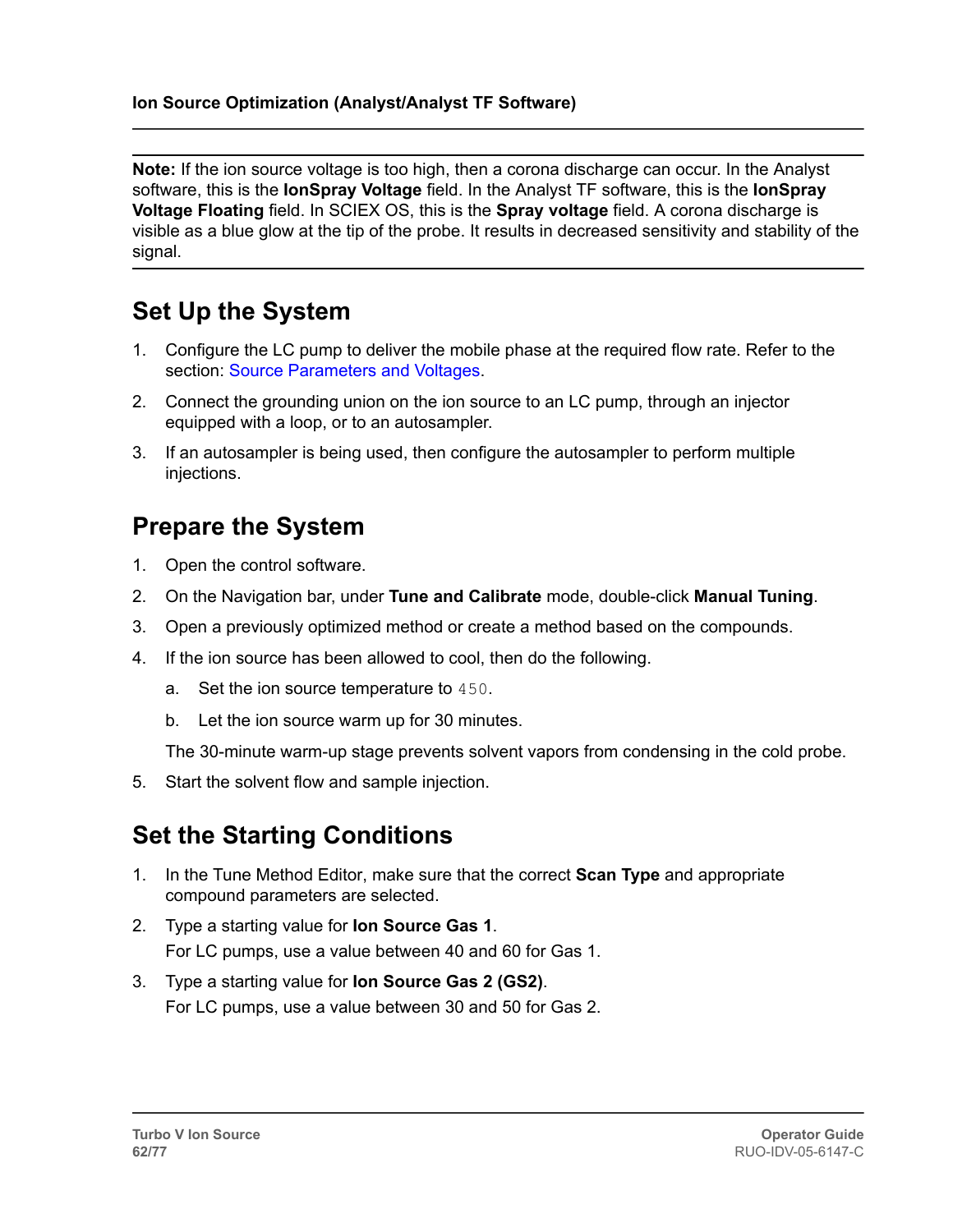**Note:** If the ion source voltage is too high, then a corona discharge can occur. In the Analyst software, this is the **IonSpray Voltage** field. In the Analyst TF software, this is the **IonSpray Voltage Floating** field. In SCIEX OS, this is the **Spray voltage** field. A corona discharge is visible as a blue glow at the tip of the probe. It results in decreased sensitivity and stability of the signal.

## Set Up the System

1. Configure the LC pump to deliver the mobile phase at the required flow rate. Refer to the section: Source Parameters and Voltages.
2. Connect the grounding union on the ion source to an LC pump, through an injector equipped with a loop, or to an autosampler.
3. If an autosampler is being used, then configure the autosampler to perform multiple injections.

## Prepare the System

1. Open the control software.
2. On the Navigation bar, under **Tune and Calibrate** mode, double-click **Manual Tuning**.
3. Open a previously optimized method or create a method based on the compounds.
4. If the ion source has been allowed to cool, then do the following.
   a. Set the ion source temperature to `450`.
   b. Let the ion source warm up for 30 minutes.

   The 30-minute warm-up stage prevents solvent vapors from condensing in the cold probe.
5. Start the solvent flow and sample injection.

## Set the Starting Conditions

1. In the Tune Method Editor, make sure that the correct **Scan Type** and appropriate compound parameters are selected.
2. Type a starting value for **Ion Source Gas 1**.

   For LC pumps, use a value between 40 and 60 for Gas 1.
3. Type a starting value for **Ion Source Gas 2 (GS2)**.

   For LC pumps, use a value between 30 and 50 for Gas 2.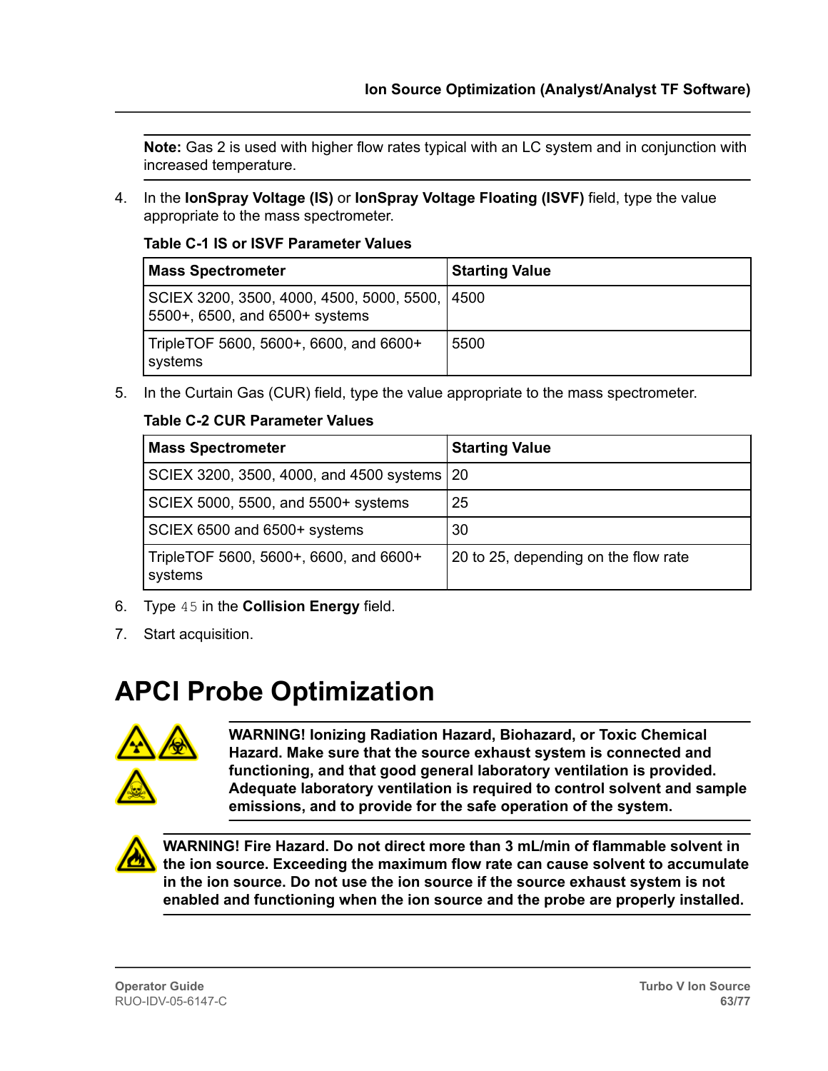**Note:** Gas 2 is used with higher flow rates typical with an LC system and in conjunction with increased temperature.

4. In the **IonSpray Voltage (IS)** or **IonSpray Voltage Floating (ISVF)** field, type the value appropriate to the mass spectrometer.

**Table C-1 IS or ISVF Parameter Values**

| Mass Spectrometer | Starting Value |
|---|---|
| SCIEX 3200, 3500, 4000, 4500, 5000, 5500, 5500+, 6500, and 6500+ systems | 4500 |
| TripleTOF 5600, 5600+, 6600, and 6600+ systems | 5500 |

5. In the Curtain Gas (CUR) field, type the value appropriate to the mass spectrometer.

**Table C-2 CUR Parameter Values**

| Mass Spectrometer | Starting Value |
|---|---|
| SCIEX 3200, 3500, 4000, and 4500 systems | 20 |
| SCIEX 5000, 5500, and 5500+ systems | 25 |
| SCIEX 6500 and 6500+ systems | 30 |
| TripleTOF 5600, 5600+, 6600, and 6600+ systems | 20 to 25, depending on the flow rate |

6. Type `45` in the **Collision Energy** field.
7. Start acquisition.

# APCI Probe Optimization

**WARNING! Ionizing Radiation Hazard, Biohazard, or Toxic Chemical Hazard. Make sure that the source exhaust system is connected and functioning, and that good general laboratory ventilation is provided. Adequate laboratory ventilation is required to control solvent and sample emissions, and to provide for the safe operation of the system.**

**WARNING! Fire Hazard. Do not direct more than 3 mL/min of flammable solvent in the ion source. Exceeding the maximum flow rate can cause solvent to accumulate in the ion source. Do not use the ion source if the source exhaust system is not enabled and functioning when the ion source and the probe are properly installed.**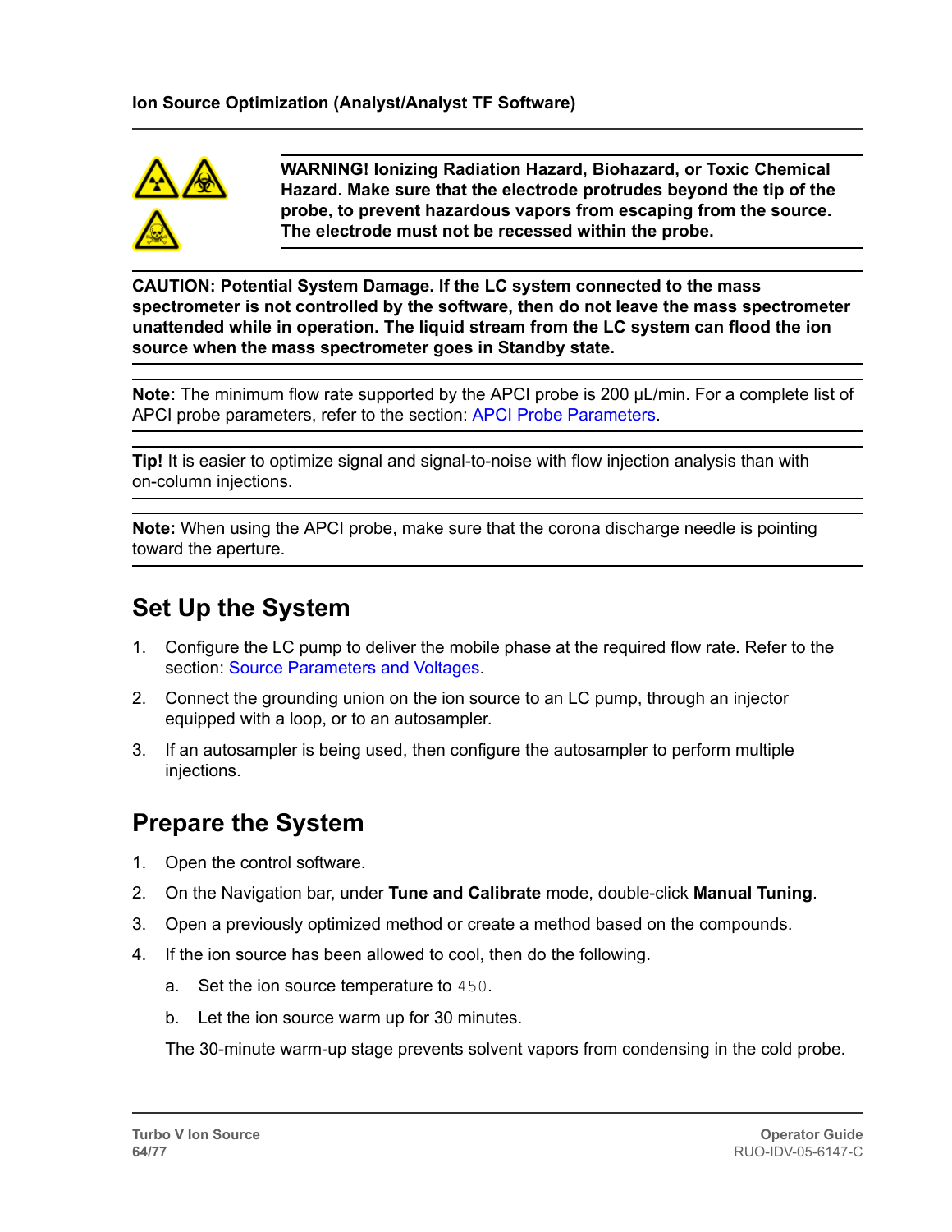**WARNING! Ionizing Radiation Hazard, Biohazard, or Toxic Chemical Hazard. Make sure that the electrode protrudes beyond the tip of the probe, to prevent hazardous vapors from escaping from the source. The electrode must not be recessed within the probe.**

**CAUTION: Potential System Damage. If the LC system connected to the mass spectrometer is not controlled by the software, then do not leave the mass spectrometer unattended while in operation. The liquid stream from the LC system can flood the ion source when the mass spectrometer goes in Standby state.**

**Note:** The minimum flow rate supported by the APCI probe is 200 µL/min. For a complete list of APCI probe parameters, refer to the section: APCI Probe Parameters.

**Tip!** It is easier to optimize signal and signal-to-noise with flow injection analysis than with on-column injections.

**Note:** When using the APCI probe, make sure that the corona discharge needle is pointing toward the aperture.

## Set Up the System

1. Configure the LC pump to deliver the mobile phase at the required flow rate. Refer to the section: Source Parameters and Voltages.
2. Connect the grounding union on the ion source to an LC pump, through an injector equipped with a loop, or to an autosampler.
3. If an autosampler is being used, then configure the autosampler to perform multiple injections.

## Prepare the System

1. Open the control software.
2. On the Navigation bar, under **Tune and Calibrate** mode, double-click **Manual Tuning**.
3. Open a previously optimized method or create a method based on the compounds.
4. If the ion source has been allowed to cool, then do the following.
   a. Set the ion source temperature to `450`.
   b. Let the ion source warm up for 30 minutes.

   The 30-minute warm-up stage prevents solvent vapors from condensing in the cold probe.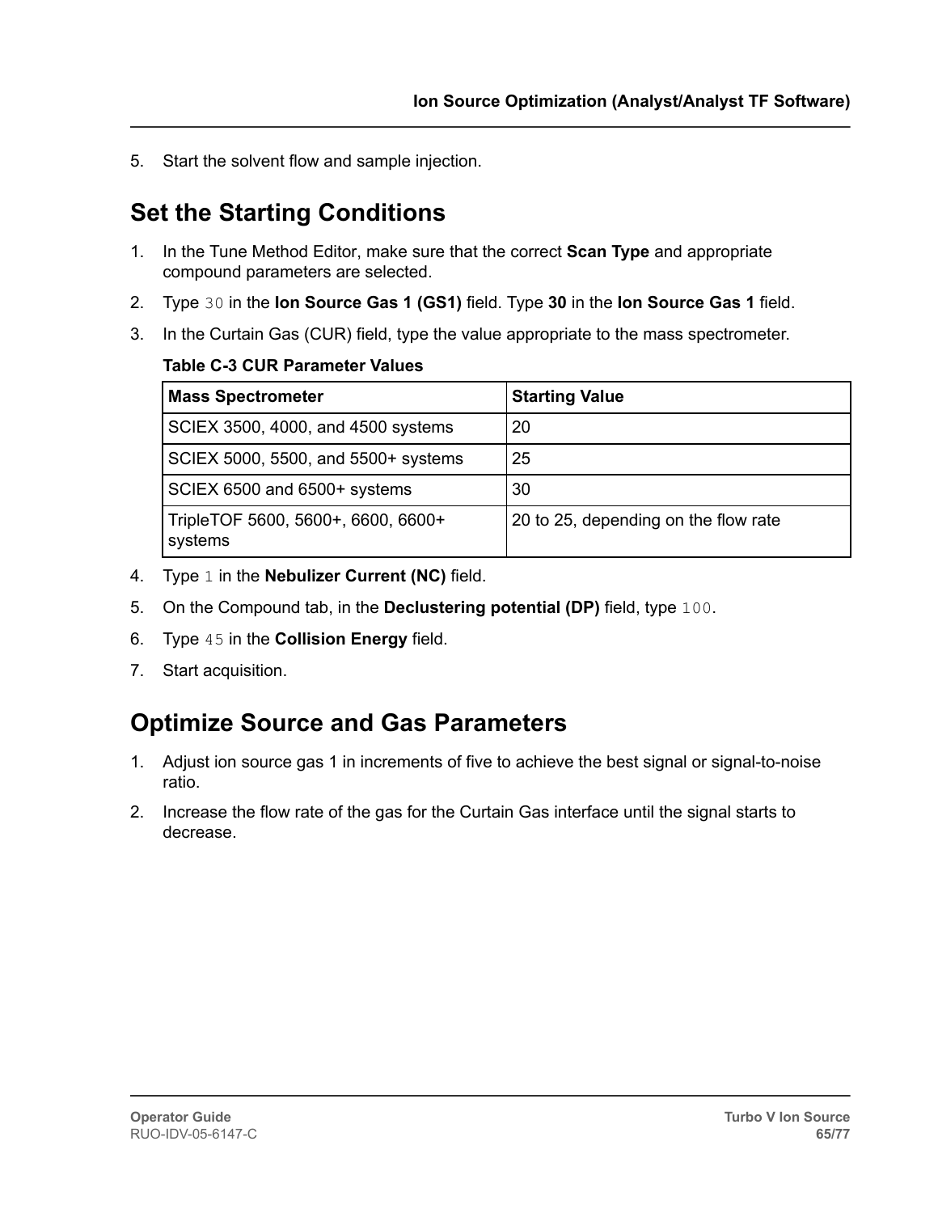5. Start the solvent flow and sample injection.

## Set the Starting Conditions

1. In the Tune Method Editor, make sure that the correct **Scan Type** and appropriate compound parameters are selected.
2. Type `30` in the **Ion Source Gas 1 (GS1)** field. Type **30** in the **Ion Source Gas 1** field.
3. In the Curtain Gas (CUR) field, type the value appropriate to the mass spectrometer.

   **Table C-3 CUR Parameter Values**

   | Mass Spectrometer | Starting Value |
   | --- | --- |
   | SCIEX 3500, 4000, and 4500 systems | 20 |
   | SCIEX 5000, 5500, and 5500+ systems | 25 |
   | SCIEX 6500 and 6500+ systems | 30 |
   | TripleTOF 5600, 5600+, 6600, 6600+ systems | 20 to 25, depending on the flow rate |

4. Type `1` in the **Nebulizer Current (NC)** field.
5. On the Compound tab, in the **Declustering potential (DP)** field, type `100`.
6. Type `45` in the **Collision Energy** field.
7. Start acquisition.

## Optimize Source and Gas Parameters

1. Adjust ion source gas 1 in increments of five to achieve the best signal or signal-to-noise ratio.
2. Increase the flow rate of the gas for the Curtain Gas interface until the signal starts to decrease.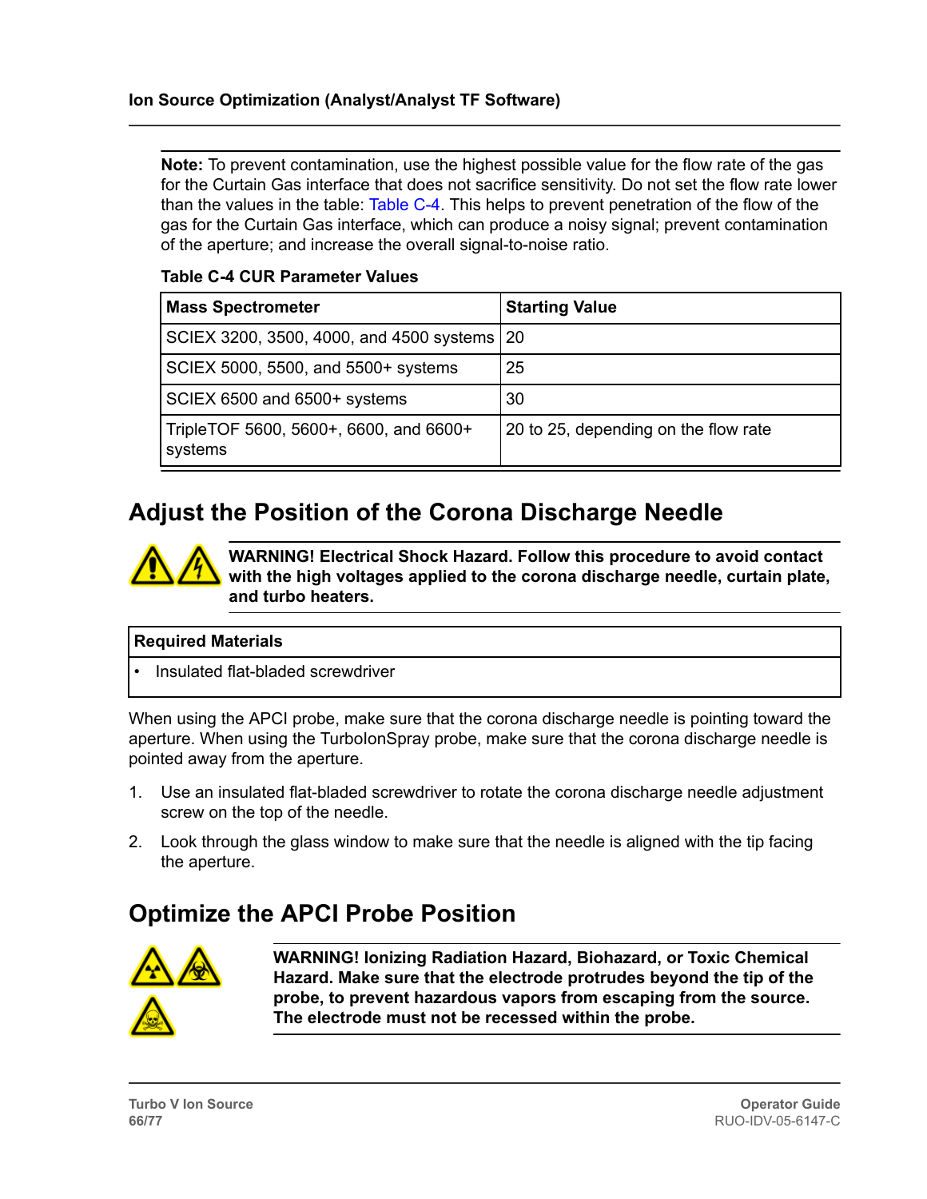**Note:** To prevent contamination, use the highest possible value for the flow rate of the gas for the Curtain Gas interface that does not sacrifice sensitivity. Do not set the flow rate lower than the values in the table: Table C-4. This helps to prevent penetration of the flow of the gas for the Curtain Gas interface, which can produce a noisy signal; prevent contamination of the aperture; and increase the overall signal-to-noise ratio.

**Table C-4 CUR Parameter Values**

| Mass Spectrometer | Starting Value |
|---|---|
| SCIEX 3200, 3500, 4000, and 4500 systems | 20 |
| SCIEX 5000, 5500, and 5500+ systems | 25 |
| SCIEX 6500 and 6500+ systems | 30 |
| TripleTOF 5600, 5600+, 6600, and 6600+ systems | 20 to 25, depending on the flow rate |

## Adjust the Position of the Corona Discharge Needle

**WARNING! Electrical Shock Hazard. Follow this procedure to avoid contact with the high voltages applied to the corona discharge needle, curtain plate, and turbo heaters.**

| Required Materials |
|---|
| • Insulated flat-bladed screwdriver |

When using the APCI probe, make sure that the corona discharge needle is pointing toward the aperture. When using the TurboIonSpray probe, make sure that the corona discharge needle is pointed away from the aperture.

1. Use an insulated flat-bladed screwdriver to rotate the corona discharge needle adjustment screw on the top of the needle.
2. Look through the glass window to make sure that the needle is aligned with the tip facing the aperture.

## Optimize the APCI Probe Position

**WARNING! Ionizing Radiation Hazard, Biohazard, or Toxic Chemical Hazard. Make sure that the electrode protrudes beyond the tip of the probe, to prevent hazardous vapors from escaping from the source. The electrode must not be recessed within the probe.**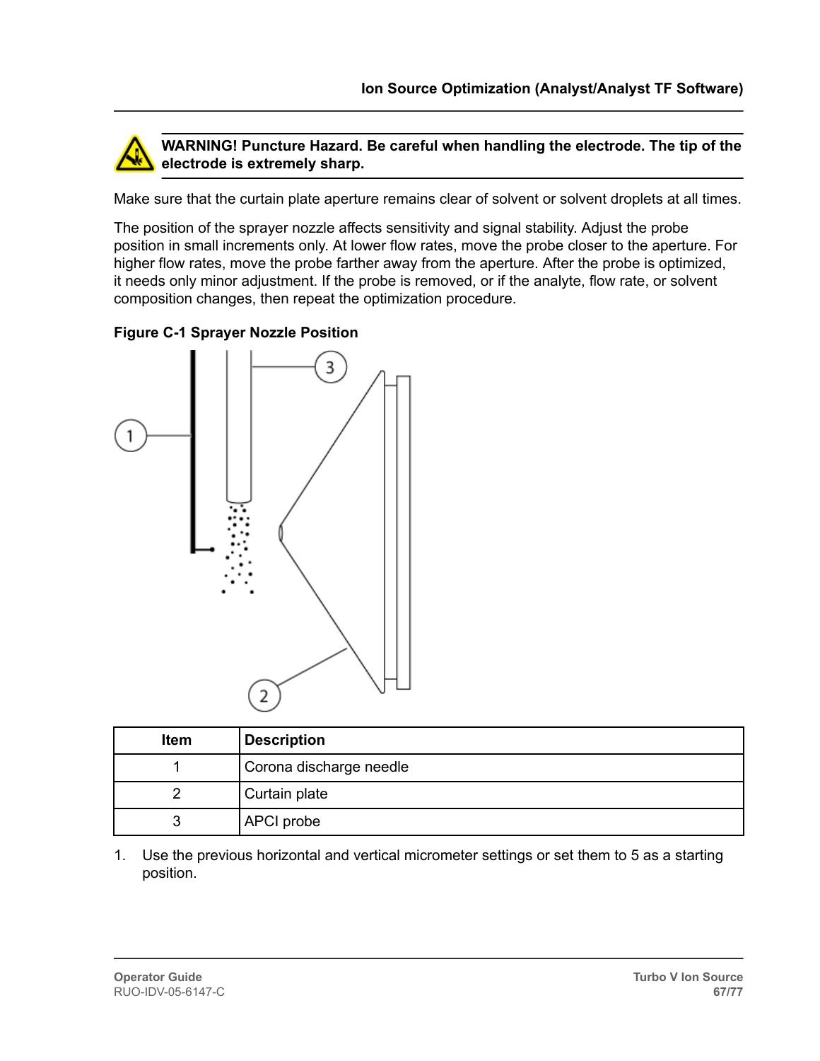**WARNING! Puncture Hazard. Be careful when handling the electrode. The tip of the electrode is extremely sharp.**

Make sure that the curtain plate aperture remains clear of solvent or solvent droplets at all times.

The position of the sprayer nozzle affects sensitivity and signal stability. Adjust the probe position in small increments only. At lower flow rates, move the probe closer to the aperture. For higher flow rates, move the probe farther away from the aperture. After the probe is optimized, it needs only minor adjustment. If the probe is removed, or if the analyte, flow rate, or solvent composition changes, then repeat the optimization procedure.

**Figure C-1 Sprayer Nozzle Position**

| Item | Description |
| --- | --- |
| 1 | Corona discharge needle |
| 2 | Curtain plate |
| 3 | APCI probe |

1. Use the previous horizontal and vertical micrometer settings or set them to 5 as a starting position.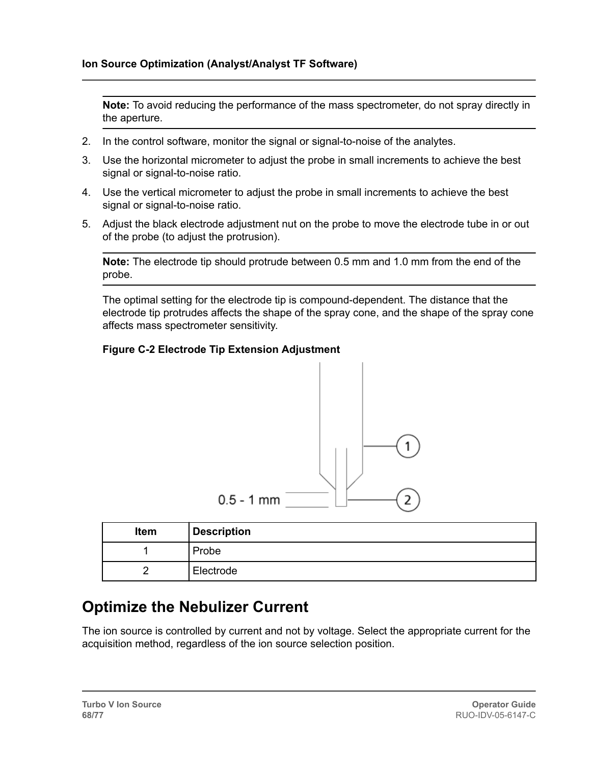**Note:** To avoid reducing the performance of the mass spectrometer, do not spray directly in the aperture.

2. In the control software, monitor the signal or signal-to-noise of the analytes.
3. Use the horizontal micrometer to adjust the probe in small increments to achieve the best signal or signal-to-noise ratio.
4. Use the vertical micrometer to adjust the probe in small increments to achieve the best signal or signal-to-noise ratio.
5. Adjust the black electrode adjustment nut on the probe to move the electrode tube in or out of the probe (to adjust the protrusion).

**Note:** The electrode tip should protrude between 0.5 mm and 1.0 mm from the end of the probe.

The optimal setting for the electrode tip is compound-dependent. The distance that the electrode tip protrudes affects the shape of the spray cone, and the shape of the spray cone affects mass spectrometer sensitivity.

**Figure C-2 Electrode Tip Extension Adjustment**

| Item | Description |
|---|---|
| 1 | Probe |
| 2 | Electrode |

## Optimize the Nebulizer Current

The ion source is controlled by current and not by voltage. Select the appropriate current for the acquisition method, regardless of the ion source selection position.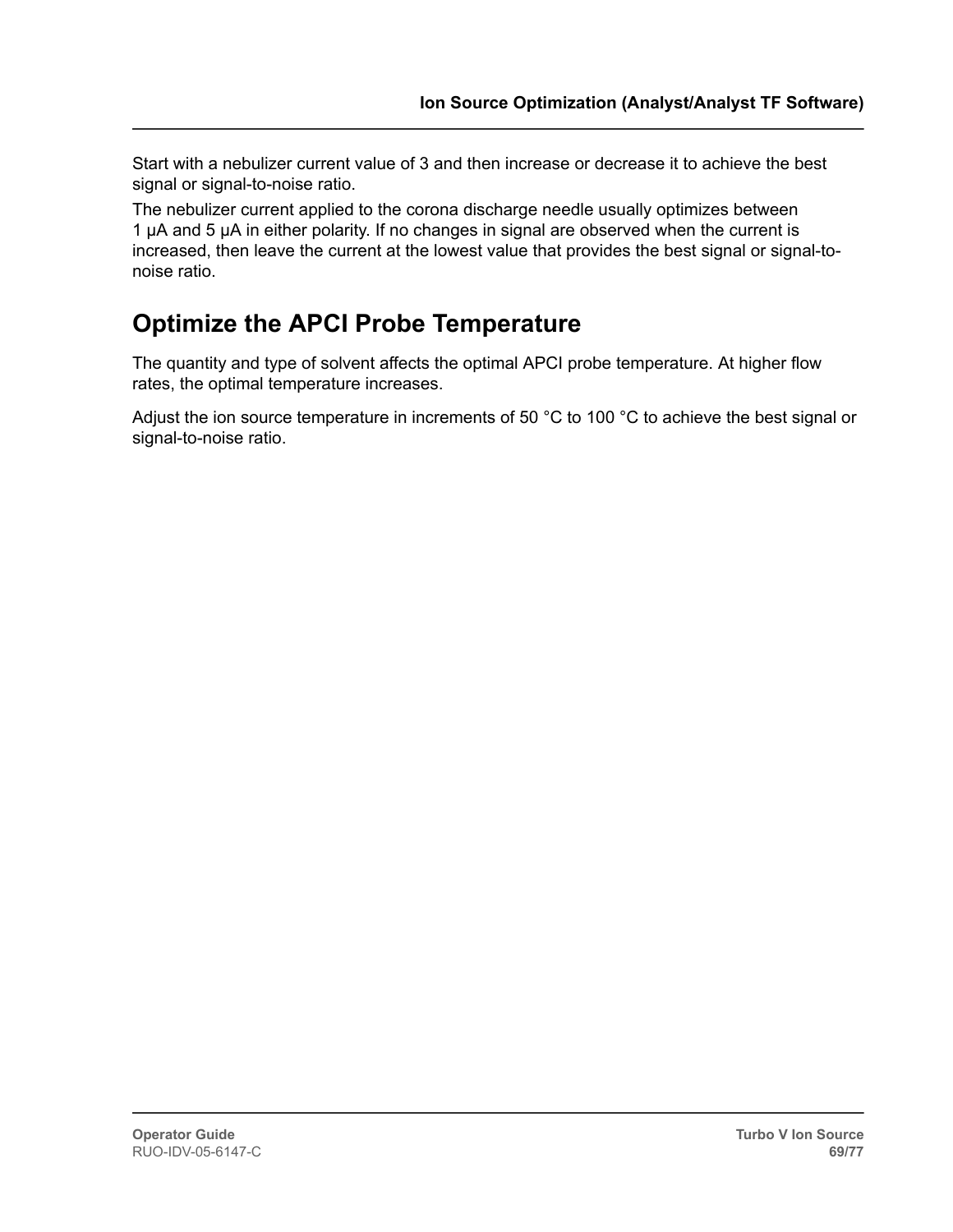Start with a nebulizer current value of 3 and then increase or decrease it to achieve the best signal or signal-to-noise ratio.

The nebulizer current applied to the corona discharge needle usually optimizes between 1 μA and 5 μA in either polarity. If no changes in signal are observed when the current is increased, then leave the current at the lowest value that provides the best signal or signal-to-noise ratio.

## Optimize the APCI Probe Temperature

The quantity and type of solvent affects the optimal APCI probe temperature. At higher flow rates, the optimal temperature increases.

Adjust the ion source temperature in increments of 50 °C to 100 °C to achieve the best signal or signal-to-noise ratio.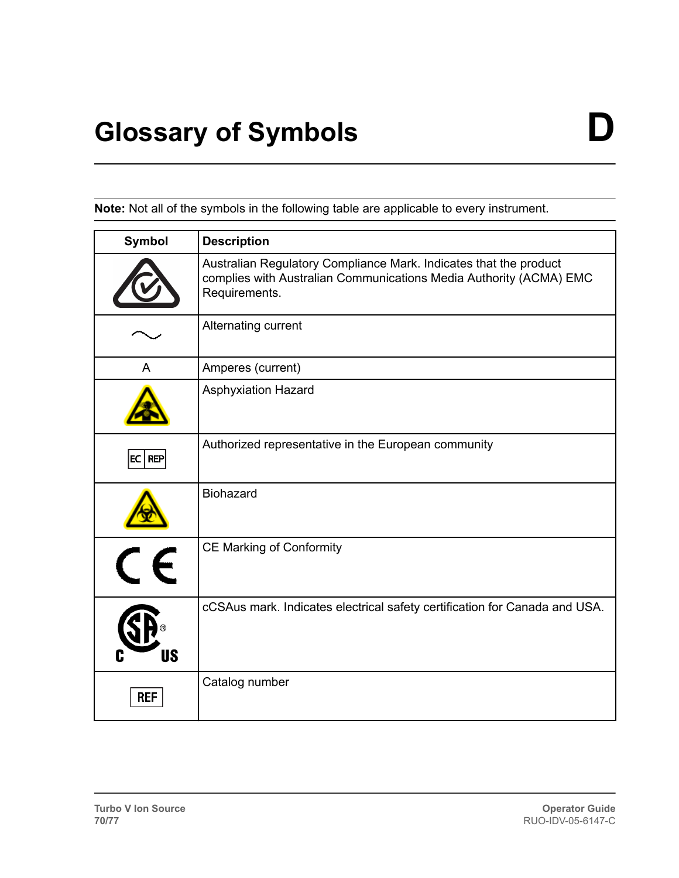# Glossary of Symbols D

**Note:** Not all of the symbols in the following table are applicable to every instrument.

| Symbol | Description |
|---|---|
| | Australian Regulatory Compliance Mark. Indicates that the product complies with Australian Communications Media Authority (ACMA) EMC Requirements. |
| ~ | Alternating current |
| A | Amperes (current) |
| | Asphyxiation Hazard |
| EC REP | Authorized representative in the European community |
| | Biohazard |
| CE | CE Marking of Conformity |
| | cCSAus mark. Indicates electrical safety certification for Canada and USA. |
| REF | Catalog number |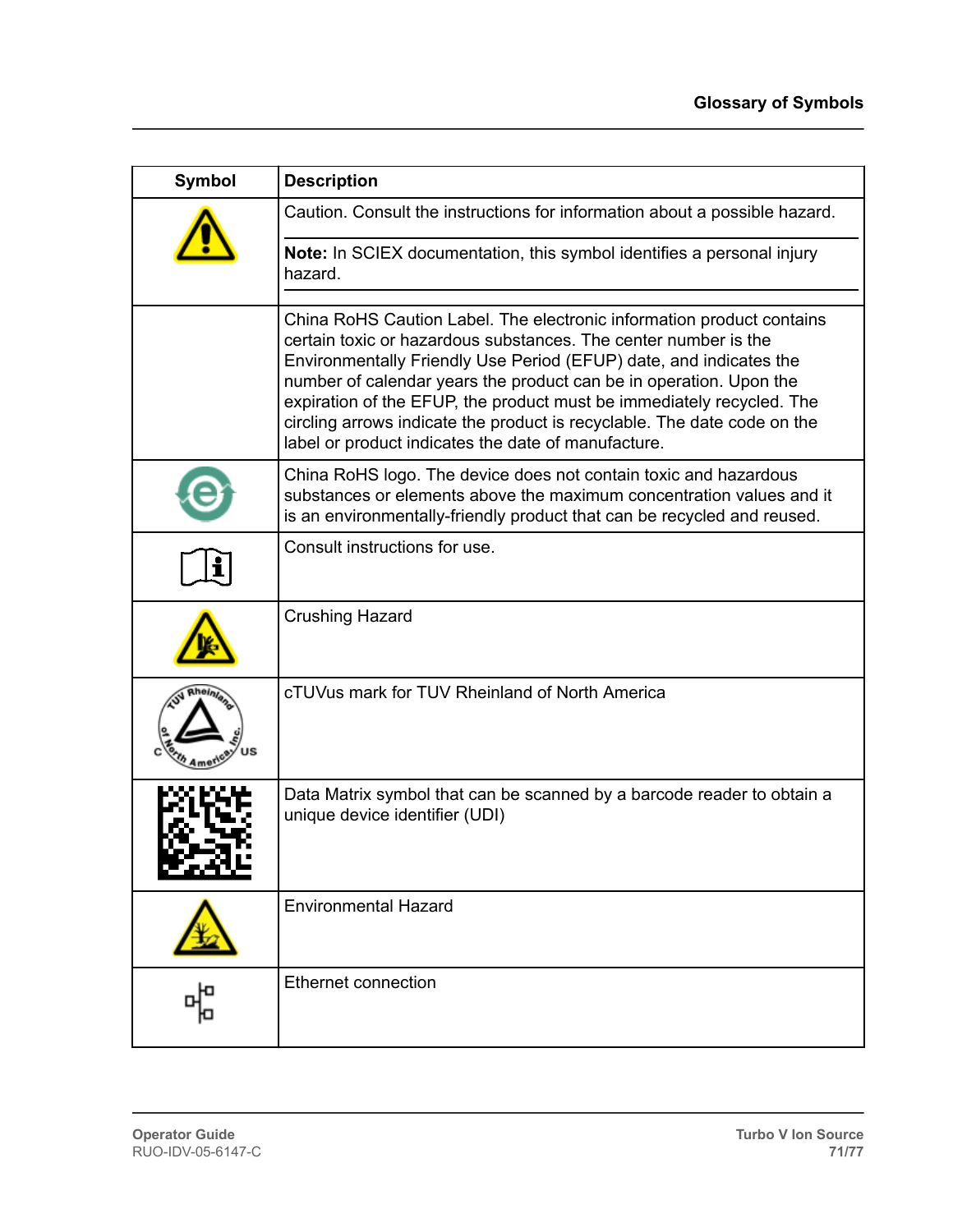| Symbol | Description |
| --- | --- |
| | Caution. Consult the instructions for information about a possible hazard.<br><br>**Note:** In SCIEX documentation, this symbol identifies a personal injury hazard. |
| | China RoHS Caution Label. The electronic information product contains certain toxic or hazardous substances. The center number is the Environmentally Friendly Use Period (EFUP) date, and indicates the number of calendar years the product can be in operation. Upon the expiration of the EFUP, the product must be immediately recycled. The circling arrows indicate the product is recyclable. The date code on the label or product indicates the date of manufacture. |
| | China RoHS logo. The device does not contain toxic and hazardous substances or elements above the maximum concentration values and it is an environmentally-friendly product that can be recycled and reused. |
| | Consult instructions for use. |
| | Crushing Hazard |
| | cTUVus mark for TUV Rheinland of North America |
| | Data Matrix symbol that can be scanned by a barcode reader to obtain a unique device identifier (UDI) |
| | Environmental Hazard |
| | Ethernet connection |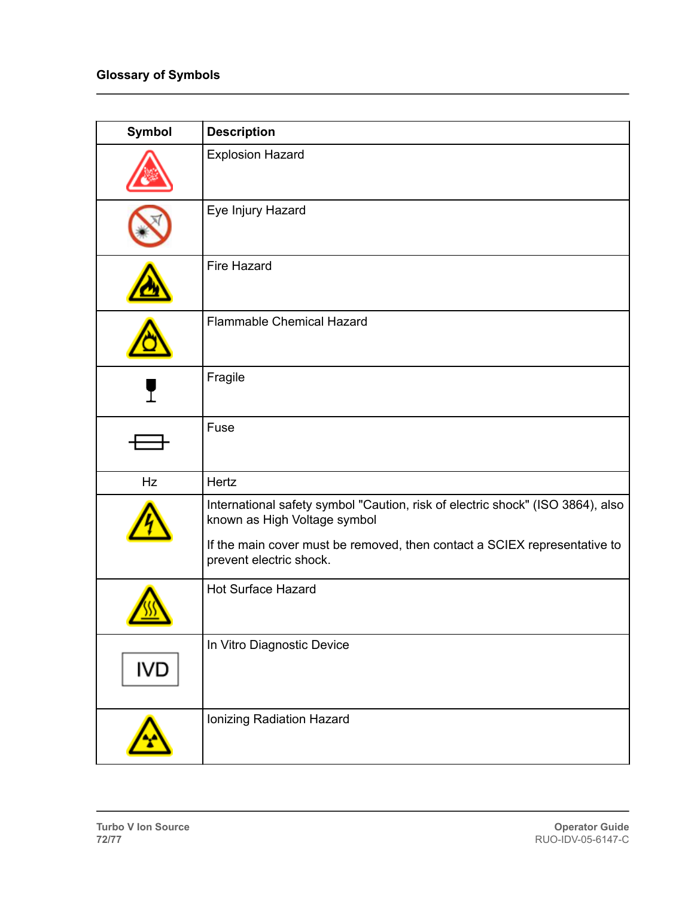## Glossary of Symbols

| Symbol | Description |
| --- | --- |
| | Explosion Hazard |
| | Eye Injury Hazard |
| | Fire Hazard |
| | Flammable Chemical Hazard |
| | Fragile |
| | Fuse |
| Hz | Hertz |
| | International safety symbol "Caution, risk of electric shock" (ISO 3864), also known as High Voltage symbol<br><br>If the main cover must be removed, then contact a SCIEX representative to prevent electric shock. |
| | Hot Surface Hazard |
| IVD | In Vitro Diagnostic Device |
| | Ionizing Radiation Hazard |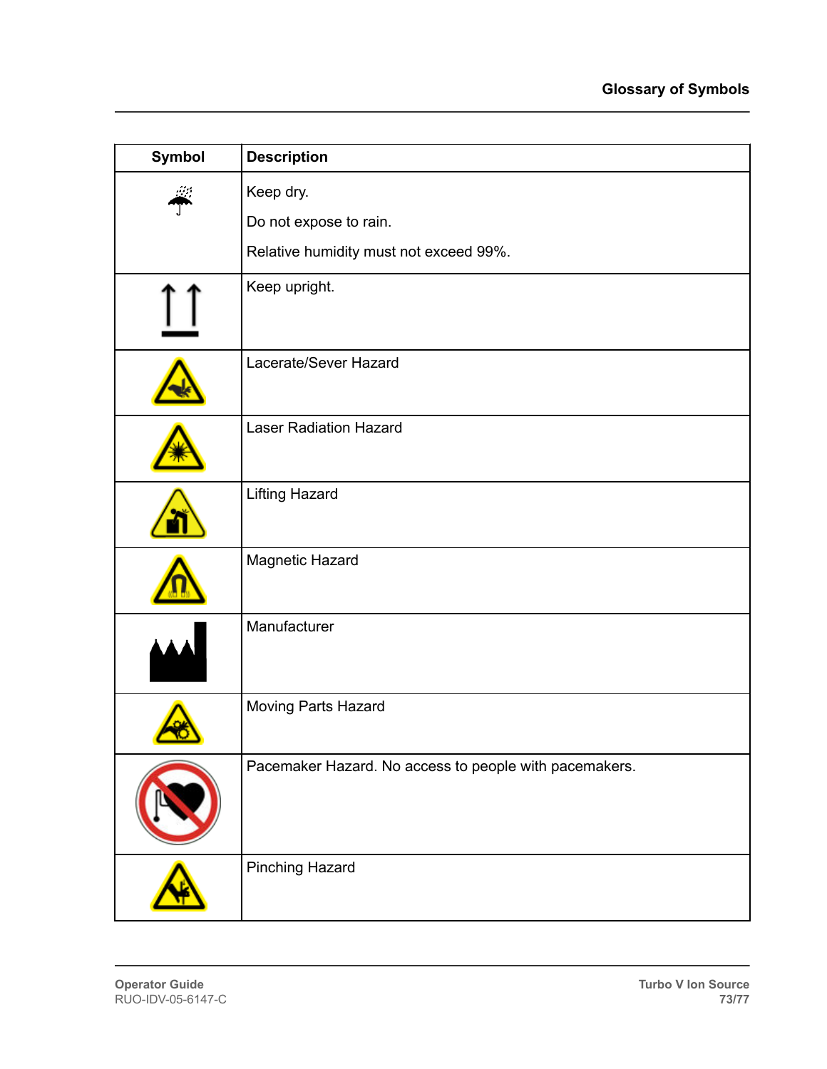| Symbol | Description |
| --- | --- |
| | Keep dry.<br>Do not expose to rain.<br>Relative humidity must not exceed 99%. |
| | Keep upright. |
| | Lacerate/Sever Hazard |
| | Laser Radiation Hazard |
| | Lifting Hazard |
| | Magnetic Hazard |
| | Manufacturer |
| | Moving Parts Hazard |
| | Pacemaker Hazard. No access to people with pacemakers. |
| | Pinching Hazard |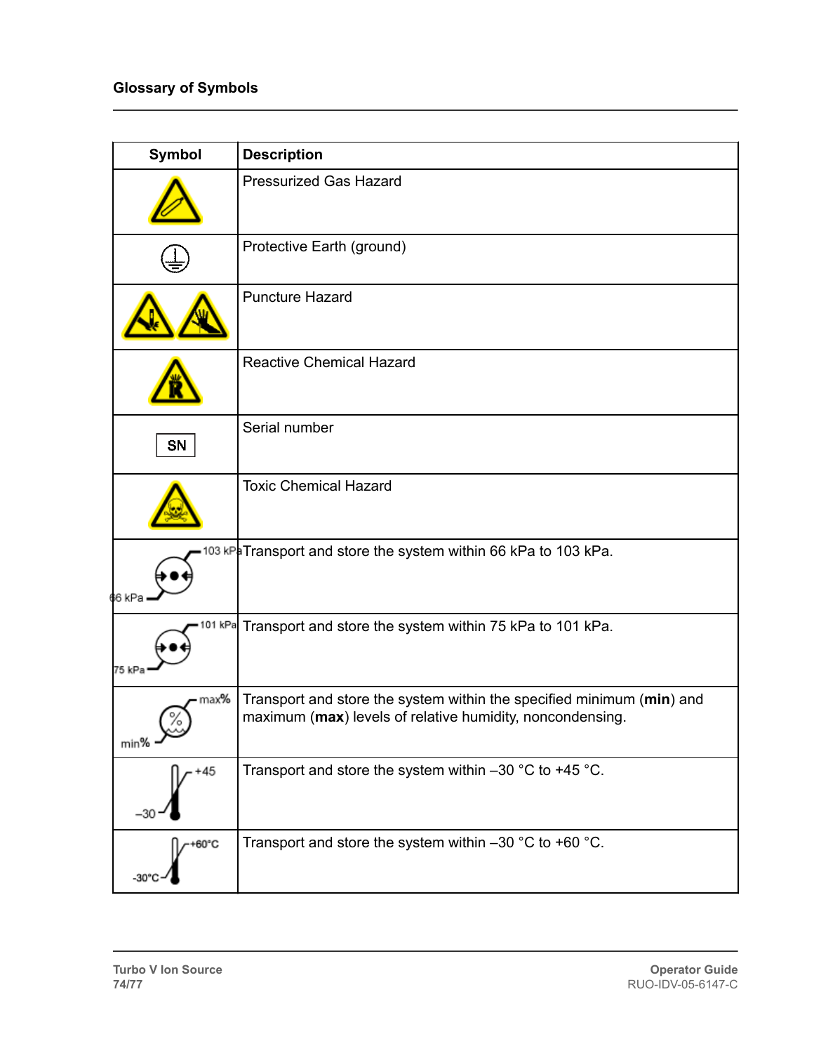## Glossary of Symbols

| Symbol | Description |
|---|---|
| | Pressurized Gas Hazard |
| | Protective Earth (ground) |
| | Puncture Hazard |
| | Reactive Chemical Hazard |
| SN | Serial number |
| | Toxic Chemical Hazard |
| 103 kPa, 66 kPa | Transport and store the system within 66 kPa to 103 kPa. |
| 101 kPa, 75 kPa | Transport and store the system within 75 kPa to 101 kPa. |
| max%, min% | Transport and store the system within the specified minimum (**min**) and maximum (**max**) levels of relative humidity, noncondensing. |
| +45, –30 | Transport and store the system within –30 °C to +45 °C. |
| +60°C, -30°C | Transport and store the system within –30 °C to +60 °C. |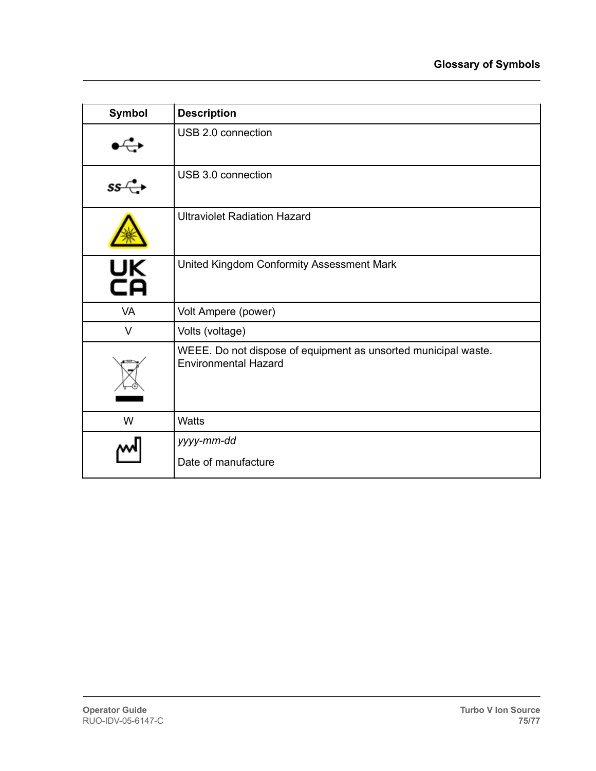| Symbol | Description |
|---|---|
| | USB 2.0 connection |
| | USB 3.0 connection |
| | Ultraviolet Radiation Hazard |
| UK CA | United Kingdom Conformity Assessment Mark |
| VA | Volt Ampere (power) |
| V | Volts (voltage) |
| | WEEE. Do not dispose of equipment as unsorted municipal waste. Environmental Hazard |
| W | Watts |
| | *yyyy-mm-dd* Date of manufacture |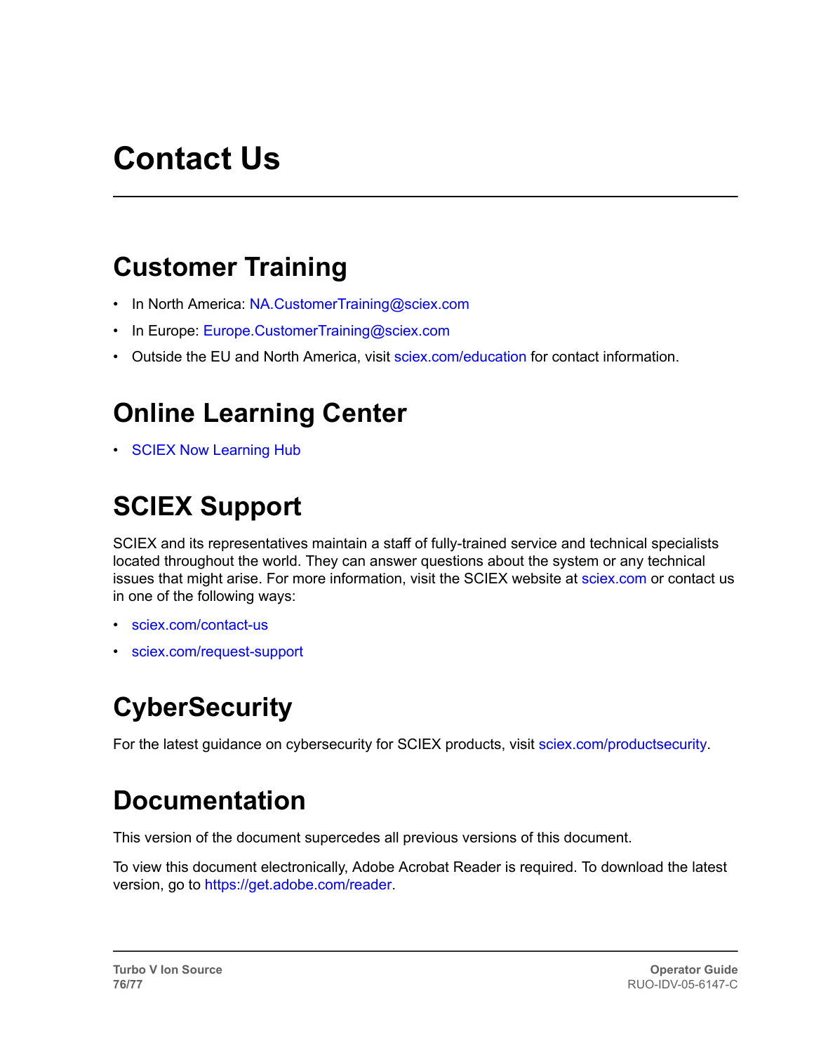# Contact Us

## Customer Training

- In North America: NA.CustomerTraining@sciex.com
- In Europe: Europe.CustomerTraining@sciex.com
- Outside the EU and North America, visit sciex.com/education for contact information.

## Online Learning Center

- SCIEX Now Learning Hub

## SCIEX Support

SCIEX and its representatives maintain a staff of fully-trained service and technical specialists located throughout the world. They can answer questions about the system or any technical issues that might arise. For more information, visit the SCIEX website at sciex.com or contact us in one of the following ways:

- sciex.com/contact-us
- sciex.com/request-support

## CyberSecurity

For the latest guidance on cybersecurity for SCIEX products, visit sciex.com/productsecurity.

## Documentation

This version of the document supercedes all previous versions of this document.

To view this document electronically, Adobe Acrobat Reader is required. To download the latest version, go to https://get.adobe.com/reader.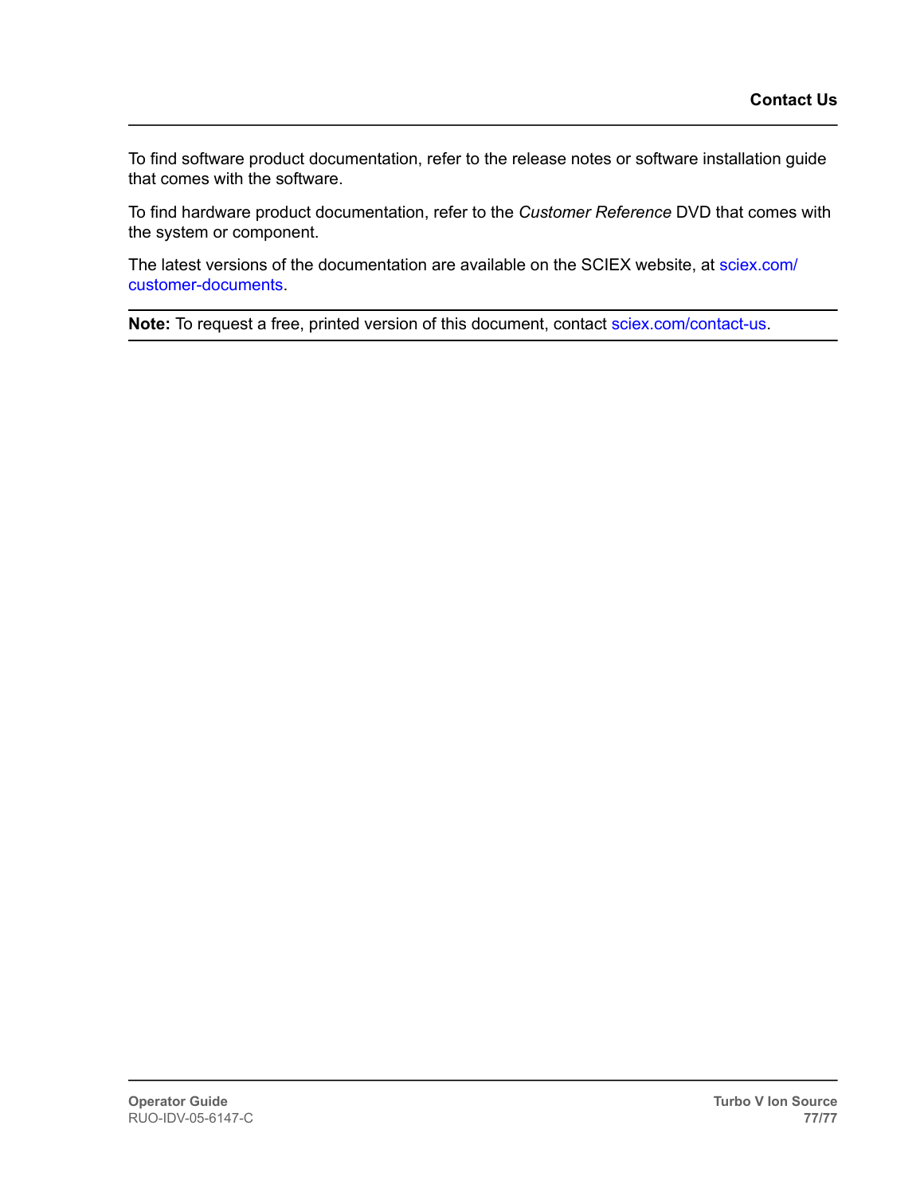To find software product documentation, refer to the release notes or software installation guide that comes with the software.

To find hardware product documentation, refer to the *Customer Reference* DVD that comes with the system or component.

The latest versions of the documentation are available on the SCIEX website, at sciex.com/customer-documents.

**Note:** To request a free, printed version of this document, contact sciex.com/contact-us.